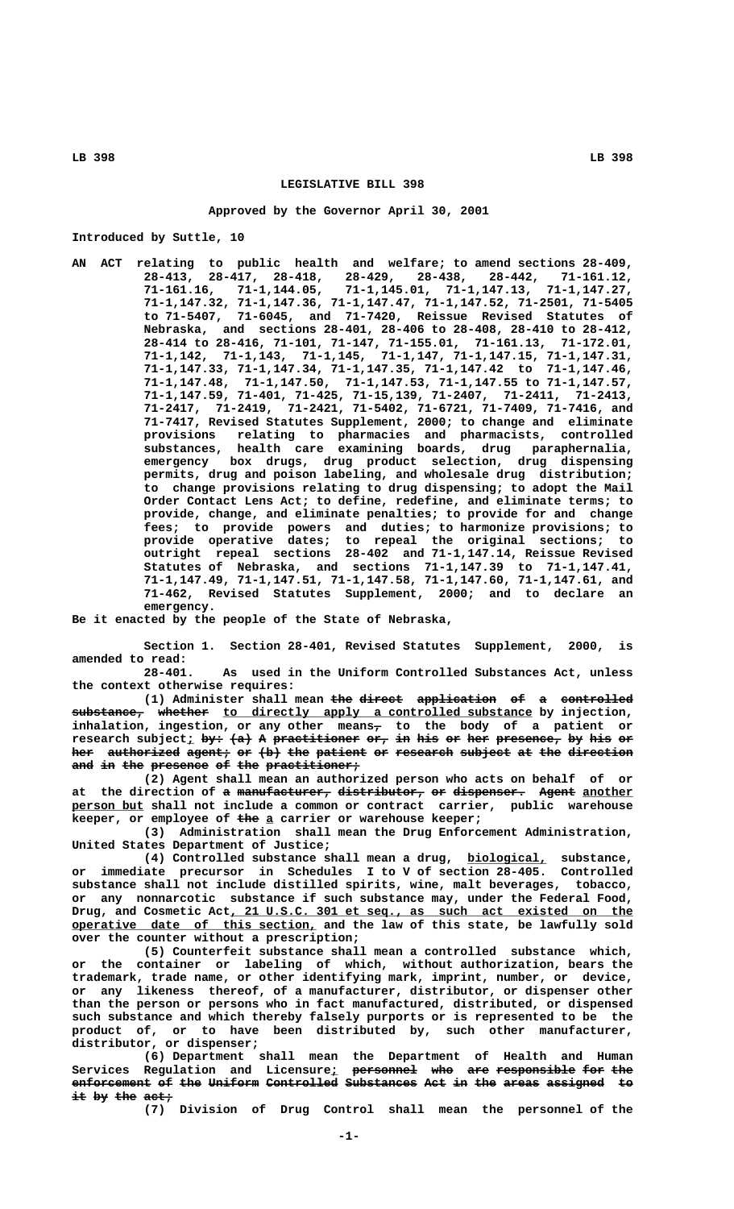# LEGISLATIVE BILL 398

### Approved by the Governor April 30, 2001

Introduced by Suttle, 10

AN ACT relating to public health and welfare; to amend sections 28-409, 28-413, 28-417, 28-418, 28-429, 28-438, 28-442, 71-161.12, 71-161.16, 71-1,144.05, 71-1,145.01, 71-1,147.13, 71-1,147.27, 71-1,147.32, 71-1,147.36, 71-1,147.47, 71-1,147.52, 71-2501, 71-5405 to 71-5407, 71-6045, and 71-7420, Reissue Revised Statutes of Nebraska, and sections 28-401, 28-406 to 28-408, 28-410 to 28-412, 28-414 to 28-416, 71-101, 71-147, 71-155.01, 71-161.13, 71-172.01, 71-1,142, 71-1,143, 71-1,145, 71-1,147, 71-1,147.15, 71-1,147.31, 71-1,147.33, 71-1,147.34, 71-1,147.35, 71-1,147.42 to 71-1,147.46, 71-1,147.48, 71-1,147.50, 71-1,147.53, 71-1,147.55 to 71-1,147.57, 71-1,147.59, 71-401, 71-425, 71-15,139, 71-2407, 71-2411, 71-2413, 71-2417, 71-2419, 71-2421, 71-5402, 71-6721, 71-7409, 71-7416, and 71-7417, Revised Statutes Supplement, 2000; to change and eliminate provisions relating to pharmacies and pharmacists, controlled substances, health care examining boards, drug paraphernalia, emergency box drugs, drug product selection, drug dispensing permits, drug and poison labeling, and wholesale drug distribution; to change provisions relating to drug dispensing; to adopt the Mail Order Contact Lens Act; to define, redefine, and eliminate terms; to provide, change, and eliminate penalties; to provide for and change fees; to provide powers and duties; to harmonize provisions; to provide operative dates; to repeal the original sections; to outright repeal sections 28-402 and 71-1,147.14, Reissue Revised Statutes of Nebraska, and sections 71-1,147.39 to 71-1,147.41, 71-1,147.49, 71-1,147.51, 71-1,147.58, 71-1,147.60, 71-1,147.61, and 71-462, Revised Statutes Supplement, 2000; and to declare an emergency.

Be it enacted by the people of the State of Nebraska,

Section 1. Section 28-401, Revised Statutes Supplement, 2000, is amended to read:

28-401. As used in the Uniform Controlled Substances Act, unless the context otherwise requires:

(1) Administer shall mean ~~the direct application of a controlled substance, whether~~ to directly apply a controlled substance by injection, inhalation, ingestion, or any other means~~,~~ to the body of a patient or research subject~~;~~ ~~by: (a) A practitioner or, in his or her presence, by his or her authorized agent; or (b) the patient or research subject at the direction and in the presence of the practitioner;~~

(2) Agent shall mean an authorized person who acts on behalf of or at the direction of ~~a manufacturer, distributor, or dispenser. Agent~~ another person but shall not include a common or contract carrier, public warehouse keeper, or employee of ~~the~~ a carrier or warehouse keeper;

(3) Administration shall mean the Drug Enforcement Administration, United States Department of Justice;

(4) Controlled substance shall mean a drug, biological, substance, or immediate precursor in Schedules I to V of section 28-405. Controlled substance shall not include distilled spirits, wine, malt beverages, tobacco, or any nonnarcotic substance if such substance may, under the Federal Food, Drug, and Cosmetic Act, 21 U.S.C. 301 et seq., as such act existed on the operative date of this section, and the law of this state, be lawfully sold over the counter without a prescription;

(5) Counterfeit substance shall mean a controlled substance which, or the container or labeling of which, without authorization, bears the trademark, trade name, or other identifying mark, imprint, number, or device, or any likeness thereof, of a manufacturer, distributor, or dispenser other than the person or persons who in fact manufactured, distributed, or dispensed such substance and which thereby falsely purports or is represented to be the product of, or to have been distributed by, such other manufacturer, distributor, or dispenser;

(6) Department shall mean the Department of Health and Human Services Regulation and Licensure~~;~~ ~~personnel who are responsible for the enforcement of the Uniform Controlled Substances Act in the areas assigned to it by the act;~~

(7) Division of Drug Control shall mean the personnel of the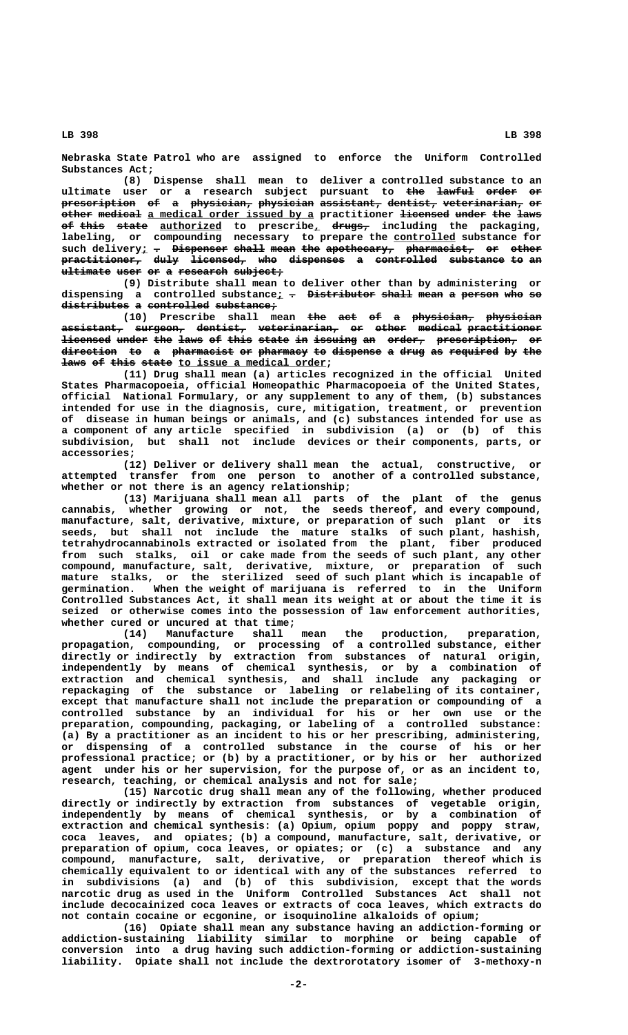Nebraska State Patrol who are assigned to enforce the Uniform Controlled Substances Act;

(8) Dispense shall mean to deliver a controlled substance to an ultimate user or a research subject pursuant to ~~the lawful order or prescription of a physician, physician assistant, dentist, veterinarian, or other medical~~ a medical order issued by a practitioner ~~licensed under the laws of this state~~ authorized to prescribe, ~~drugs,~~ including the packaging, labeling, or compounding necessary to prepare the controlled substance for such delivery; ~~. Dispenser shall mean the apothecary, pharmacist, or other practitioner, duly licensed, who dispenses a controlled substance to an ultimate user or a research subject;~~

(9) Distribute shall mean to deliver other than by administering or dispensing a controlled substance; ~~. Distributor shall mean a person who so distributes a controlled substance;~~

(10) Prescribe shall mean ~~the act of a physician, physician assistant, surgeon, dentist, veterinarian, or other medical practitioner licensed under the laws of this state in issuing an order, prescription, or direction to a pharmacist or pharmacy to dispense a drug as required by the laws of this state~~ to issue a medical order;

(11) Drug shall mean (a) articles recognized in the official United States Pharmacopoeia, official Homeopathic Pharmacopoeia of the United States, official National Formulary, or any supplement to any of them, (b) substances intended for use in the diagnosis, cure, mitigation, treatment, or prevention of disease in human beings or animals, and (c) substances intended for use as a component of any article specified in subdivision (a) or (b) of this subdivision, but shall not include devices or their components, parts, or accessories;

(12) Deliver or delivery shall mean the actual, constructive, or attempted transfer from one person to another of a controlled substance, whether or not there is an agency relationship;

(13) Marijuana shall mean all parts of the plant of the genus cannabis, whether growing or not, the seeds thereof, and every compound, manufacture, salt, derivative, mixture, or preparation of such plant or its seeds, but shall not include the mature stalks of such plant, hashish, tetrahydrocannabinols extracted or isolated from the plant, fiber produced from such stalks, oil or cake made from the seeds of such plant, any other compound, manufacture, salt, derivative, mixture, or preparation of such mature stalks, or the sterilized seed of such plant which is incapable of germination. When the weight of marijuana is referred to in the Uniform Controlled Substances Act, it shall mean its weight at or about the time it is seized or otherwise comes into the possession of law enforcement authorities, whether cured or uncured at that time;

(14) Manufacture shall mean the production, preparation, propagation, compounding, or processing of a controlled substance, either directly or indirectly by extraction from substances of natural origin, independently by means of chemical synthesis, or by a combination of extraction and chemical synthesis, and shall include any packaging or repackaging of the substance or labeling or relabeling of its container, except that manufacture shall not include the preparation or compounding of a controlled substance by an individual for his or her own use or the preparation, compounding, packaging, or labeling of a controlled substance: (a) By a practitioner as an incident to his or her prescribing, administering, or dispensing of a controlled substance in the course of his or her professional practice; or (b) by a practitioner, or by his or her authorized agent under his or her supervision, for the purpose of, or as an incident to, research, teaching, or chemical analysis and not for sale;

(15) Narcotic drug shall mean any of the following, whether produced directly or indirectly by extraction from substances of vegetable origin, independently by means of chemical synthesis, or by a combination of extraction and chemical synthesis: (a) Opium, opium poppy and poppy straw, coca leaves, and opiates; (b) a compound, manufacture, salt, derivative, or preparation of opium, coca leaves, or opiates; or (c) a substance and any compound, manufacture, salt, derivative, or preparation thereof which is chemically equivalent to or identical with any of the substances referred to in subdivisions (a) and (b) of this subdivision, except that the words narcotic drug as used in the Uniform Controlled Substances Act shall not include decocainized coca leaves or extracts of coca leaves, which extracts do not contain cocaine or ecgonine, or isoquinoline alkaloids of opium;

(16) Opiate shall mean any substance having an addiction-forming or addiction-sustaining liability similar to morphine or being capable of conversion into a drug having such addiction-forming or addiction-sustaining liability. Opiate shall not include the dextrorotatory isomer of 3-methoxy-n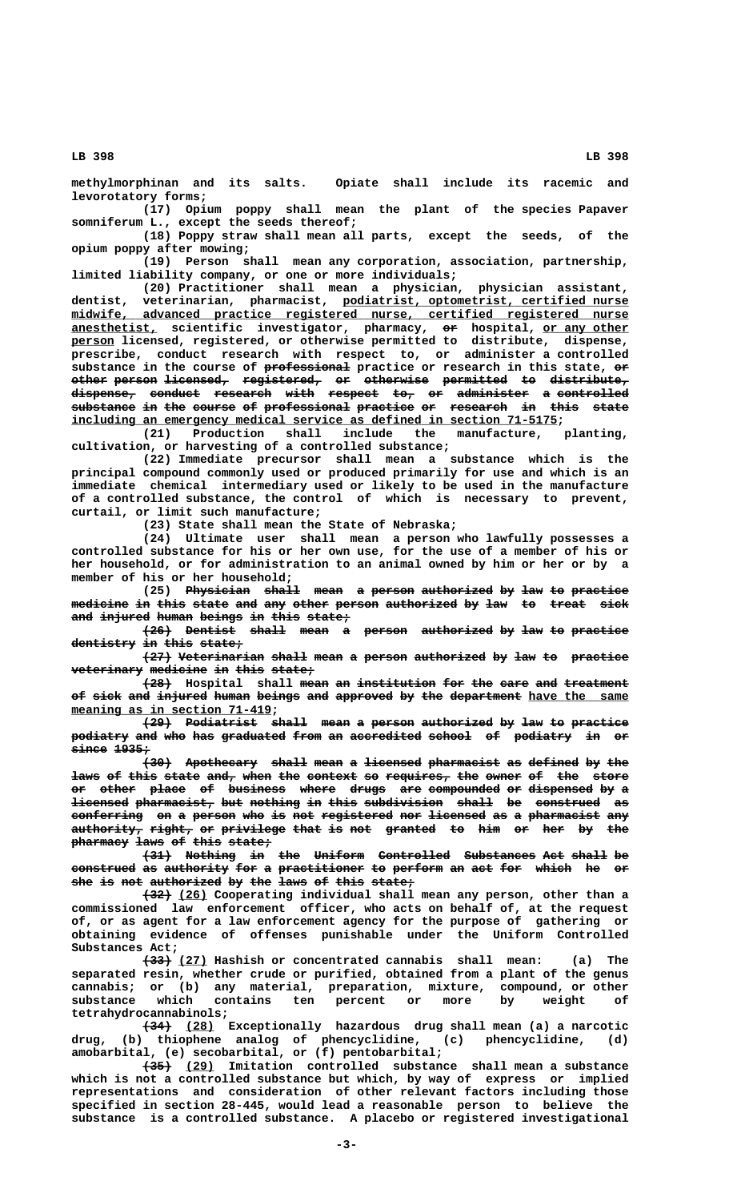methylmorphinan and its salts. Opiate shall include its racemic and levorotatory forms;

(17) Opium poppy shall mean the plant of the species Papaver somniferum L., except the seeds thereof;

(18) Poppy straw shall mean all parts, except the seeds, of the opium poppy after mowing;

(19) Person shall mean any corporation, association, partnership, limited liability company, or one or more individuals;

(20) Practitioner shall mean a physician, physician assistant, dentist, veterinarian, pharmacist, podiatrist, optometrist, certified nurse midwife, advanced practice registered nurse, certified registered nurse anesthetist, scientific investigator, pharmacy, or hospital, or any other person licensed, registered, or otherwise permitted to distribute, dispense, prescribe, conduct research with respect to, or administer a controlled substance in the course of professional practice or research in this state, or other person licensed, registered, or otherwise permitted to distribute, dispense, conduct research with respect to, or administer a controlled substance in the course of professional practice or research in this state including an emergency medical service as defined in section 71-5175;

(21) Production shall include the manufacture, planting, cultivation, or harvesting of a controlled substance;

(22) Immediate precursor shall mean a substance which is the principal compound commonly used or produced primarily for use and which is an immediate chemical intermediary used or likely to be used in the manufacture of a controlled substance, the control of which is necessary to prevent, curtail, or limit such manufacture;

(23) State shall mean the State of Nebraska;

(24) Ultimate user shall mean a person who lawfully possesses a controlled substance for his or her own use, for the use of a member of his or her household, or for administration to an animal owned by him or her or by a member of his or her household;

(25) Physician shall mean a person authorized by law to practice medicine in this state and any other person authorized by law to treat sick and injured human beings in this state;

(26) Dentist shall mean a person authorized by law to practice dentistry in this state;

(27) Veterinarian shall mean a person authorized by law to practice veterinary medicine in this state;

(28) Hospital shall mean an institution for the care and treatment of sick and injured human beings and approved by the department have the same meaning as in section 71-419;

(29) Podiatrist shall mean a person authorized by law to practice podiatry and who has graduated from an accredited school of podiatry in or since 1935;

(30) Apothecary shall mean a licensed pharmacist as defined by the laws of this state and, when the context so requires, the owner of the store or other place of business where drugs are compounded or dispensed by a licensed pharmacist, but nothing in this subdivision shall be construed as conferring on a person who is not registered nor licensed as a pharmacist any authority, right, or privilege that is not granted to him or her by the pharmacy laws of this state;

(31) Nothing in the Uniform Controlled Substances Act shall be construed as authority for a practitioner to perform an act for which he or she is not authorized by the laws of this state;

~~(32)~~ (26) Cooperating individual shall mean any person, other than a commissioned law enforcement officer, who acts on behalf of, at the request of, or as agent for a law enforcement agency for the purpose of gathering or obtaining evidence of offenses punishable under the Uniform Controlled Substances Act;

~~(33)~~ (27) Hashish or concentrated cannabis shall mean: (a) The separated resin, whether crude or purified, obtained from a plant of the genus cannabis; or (b) any material, preparation, mixture, compound, or other substance which contains ten percent or more by weight of tetrahydrocannabinols;

~~(34)~~ (28) Exceptionally hazardous drug shall mean (a) a narcotic drug, (b) thiophene analog of phencyclidine, (c) phencyclidine, (d) amobarbital, (e) secobarbital, or (f) pentobarbital;

~~(35)~~ (29) Imitation controlled substance shall mean a substance which is not a controlled substance but which, by way of express or implied representations and consideration of other relevant factors including those specified in section 28-445, would lead a reasonable person to believe the substance is a controlled substance. A placebo or registered investigational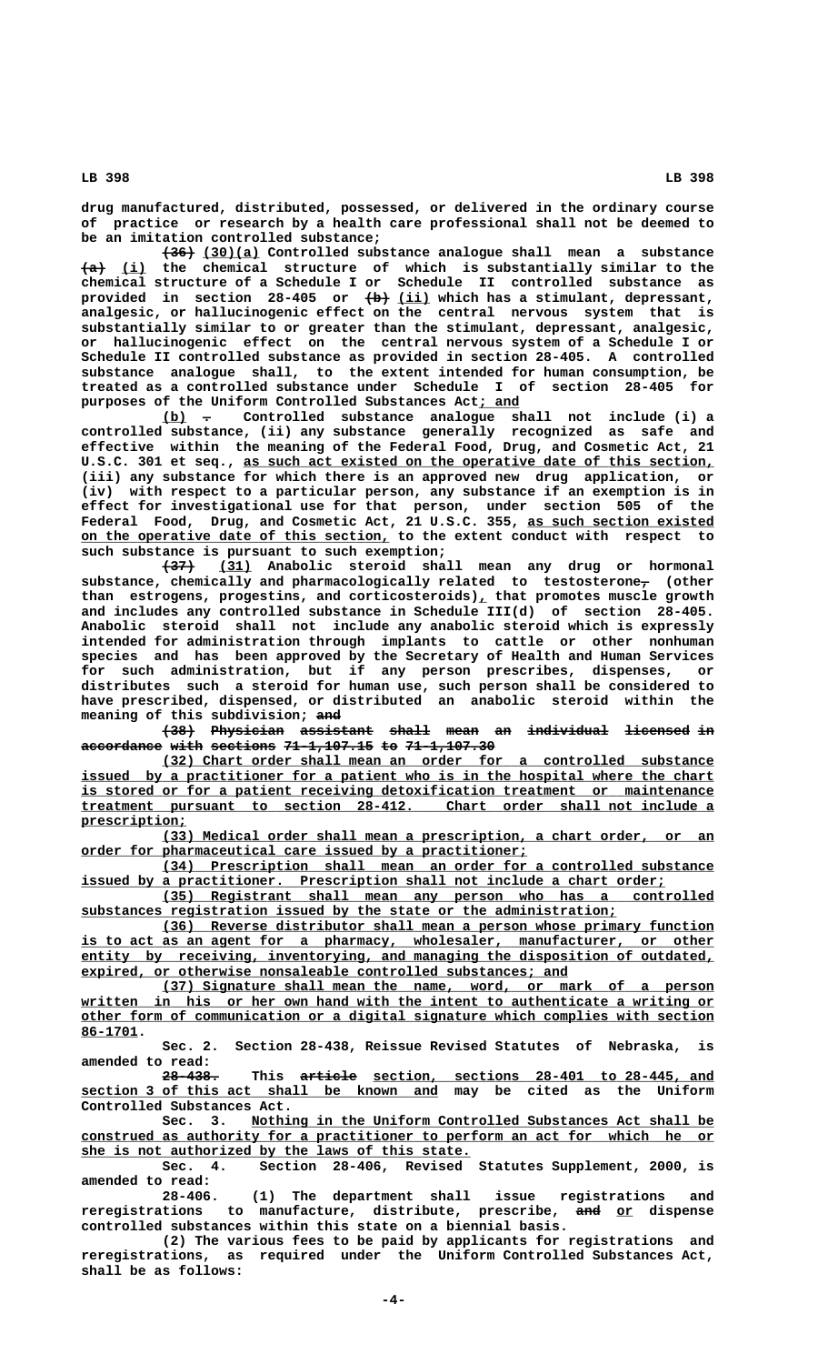drug manufactured, distributed, possessed, or delivered in the ordinary course of practice or research by a health care professional shall not be deemed to be an imitation controlled substance;

~~(36)~~ (30)(a) Controlled substance analogue shall mean a substance ~~(a)~~ (i) the chemical structure of which is substantially similar to the chemical structure of a Schedule I or Schedule II controlled substance as provided in section 28-405 or ~~(b)~~ (ii) which has a stimulant, depressant, analgesic, or hallucinogenic effect on the central nervous system that is substantially similar to or greater than the stimulant, depressant, analgesic, or hallucinogenic effect on the central nervous system of a Schedule I or Schedule II controlled substance as provided in section 28-405. A controlled substance analogue shall, to the extent intended for human consumption, be treated as a controlled substance under Schedule I of section 28-405 for purposes of the Uniform Controlled Substances Act; and

(b) ~~.~~ Controlled substance analogue shall not include (i) a controlled substance, (ii) any substance generally recognized as safe and effective within the meaning of the Federal Food, Drug, and Cosmetic Act, 21 U.S.C. 301 et seq., as such act existed on the operative date of this section, (iii) any substance for which there is an approved new drug application, or (iv) with respect to a particular person, any substance if an exemption is in effect for investigational use for that person, under section 505 of the Federal Food, Drug, and Cosmetic Act, 21 U.S.C. 355, as such section existed on the operative date of this section, to the extent conduct with respect to such substance is pursuant to such exemption;

~~(37)~~ (31) Anabolic steroid shall mean any drug or hormonal substance, chemically and pharmacologically related to testosterone~~,~~ (other than estrogens, progestins, and corticosteroids), that promotes muscle growth and includes any controlled substance in Schedule III(d) of section 28-405. Anabolic steroid shall not include any anabolic steroid which is expressly intended for administration through implants to cattle or other nonhuman species and has been approved by the Secretary of Health and Human Services for such administration, but if any person prescribes, dispenses, or distributes such a steroid for human use, such person shall be considered to have prescribed, dispensed, or distributed an anabolic steroid within the meaning of this subdivision; ~~and~~

~~(38) Physician assistant shall mean an individual licensed in accordance with sections 71-1,107.15 to 71-1,107.30~~

(32) Chart order shall mean an order for a controlled substance issued by a practitioner for a patient who is in the hospital where the chart is stored or for a patient receiving detoxification treatment or maintenance treatment pursuant to section 28-412. Chart order shall not include a prescription;

(33) Medical order shall mean a prescription, a chart order, or an order for pharmaceutical care issued by a practitioner;

(34) Prescription shall mean an order for a controlled substance issued by a practitioner. Prescription shall not include a chart order;

(35) Registrant shall mean any person who has a controlled substances registration issued by the state or the administration;

(36) Reverse distributor shall mean a person whose primary function is to act as an agent for a pharmacy, wholesaler, manufacturer, or other entity by receiving, inventorying, and managing the disposition of outdated, expired, or otherwise nonsaleable controlled substances; and

(37) Signature shall mean the name, word, or mark of a person written in his or her own hand with the intent to authenticate a writing or other form of communication or a digital signature which complies with section 86-1701.

Sec. 2. Section 28-438, Reissue Revised Statutes of Nebraska, is amended to read:

~~28-438.~~ This ~~article~~ section, sections 28-401 to 28-445, and section 3 of this act shall be known and may be cited as the Uniform Controlled Substances Act.

Sec. 3. Nothing in the Uniform Controlled Substances Act shall be construed as authority for a practitioner to perform an act for which he or she is not authorized by the laws of this state.

Sec. 4. Section 28-406, Revised Statutes Supplement, 2000, is amended to read:

28-406. (1) The department shall issue registrations and reregistrations to manufacture, distribute, prescribe, ~~and~~ or dispense controlled substances within this state on a biennial basis.

(2) The various fees to be paid by applicants for registrations and reregistrations, as required under the Uniform Controlled Substances Act, shall be as follows: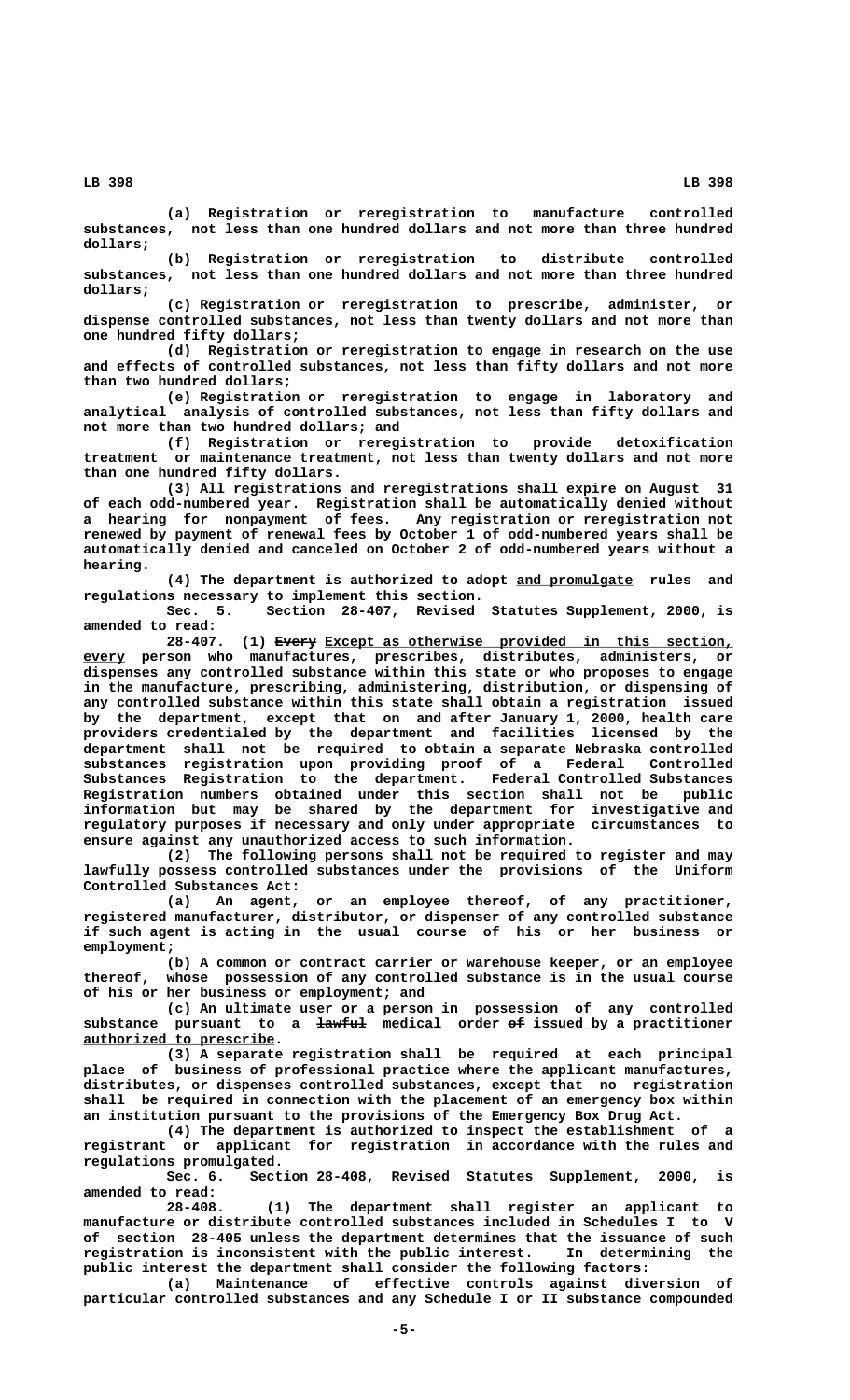(a) Registration or reregistration to manufacture controlled substances, not less than one hundred dollars and not more than three hundred dollars;

(b) Registration or reregistration to distribute controlled substances, not less than one hundred dollars and not more than three hundred dollars;

(c) Registration or reregistration to prescribe, administer, or dispense controlled substances, not less than twenty dollars and not more than one hundred fifty dollars;

(d) Registration or reregistration to engage in research on the use and effects of controlled substances, not less than fifty dollars and not more than two hundred dollars;

(e) Registration or reregistration to engage in laboratory and analytical analysis of controlled substances, not less than fifty dollars and not more than two hundred dollars; and

(f) Registration or reregistration to provide detoxification treatment or maintenance treatment, not less than twenty dollars and not more than one hundred fifty dollars.

(3) All registrations and reregistrations shall expire on August 31 of each odd-numbered year. Registration shall be automatically denied without a hearing for nonpayment of fees. Any registration or reregistration not renewed by payment of renewal fees by October 1 of odd-numbered years shall be automatically denied and canceled on October 2 of odd-numbered years without a hearing.

(4) The department is authorized to adopt and promulgate rules and regulations necessary to implement this section.

Sec. 5. Section 28-407, Revised Statutes Supplement, 2000, is amended to read:

28-407. (1) ~~Every~~ Except as otherwise provided in this section, every person who manufactures, prescribes, distributes, administers, or dispenses any controlled substance within this state or who proposes to engage in the manufacture, prescribing, administering, distribution, or dispensing of any controlled substance within this state shall obtain a registration issued by the department, except that on and after January 1, 2000, health care providers credentialed by the department and facilities licensed by the department shall not be required to obtain a separate Nebraska controlled substances registration upon providing proof of a Federal Controlled Substances Registration to the department. Federal Controlled Substances Registration numbers obtained under this section shall not be public information but may be shared by the department for investigative and regulatory purposes if necessary and only under appropriate circumstances to ensure against any unauthorized access to such information.

(2) The following persons shall not be required to register and may lawfully possess controlled substances under the provisions of the Uniform Controlled Substances Act:

(a) An agent, or an employee thereof, of any practitioner, registered manufacturer, distributor, or dispenser of any controlled substance if such agent is acting in the usual course of his or her business or employment;

(b) A common or contract carrier or warehouse keeper, or an employee thereof, whose possession of any controlled substance is in the usual course of his or her business or employment; and

(c) An ultimate user or a person in possession of any controlled substance pursuant to a ~~lawful~~ medical order ~~of~~ issued by a practitioner authorized to prescribe.

(3) A separate registration shall be required at each principal place of business of professional practice where the applicant manufactures, distributes, or dispenses controlled substances, except that no registration shall be required in connection with the placement of an emergency box within an institution pursuant to the provisions of the Emergency Box Drug Act.

(4) The department is authorized to inspect the establishment of a registrant or applicant for registration in accordance with the rules and regulations promulgated.

Sec. 6. Section 28-408, Revised Statutes Supplement, 2000, is amended to read:

28-408. (1) The department shall register an applicant to manufacture or distribute controlled substances included in Schedules I to V of section 28-405 unless the department determines that the issuance of such registration is inconsistent with the public interest. In determining the public interest the department shall consider the following factors:

(a) Maintenance of effective controls against diversion of particular controlled substances and any Schedule I or II substance compounded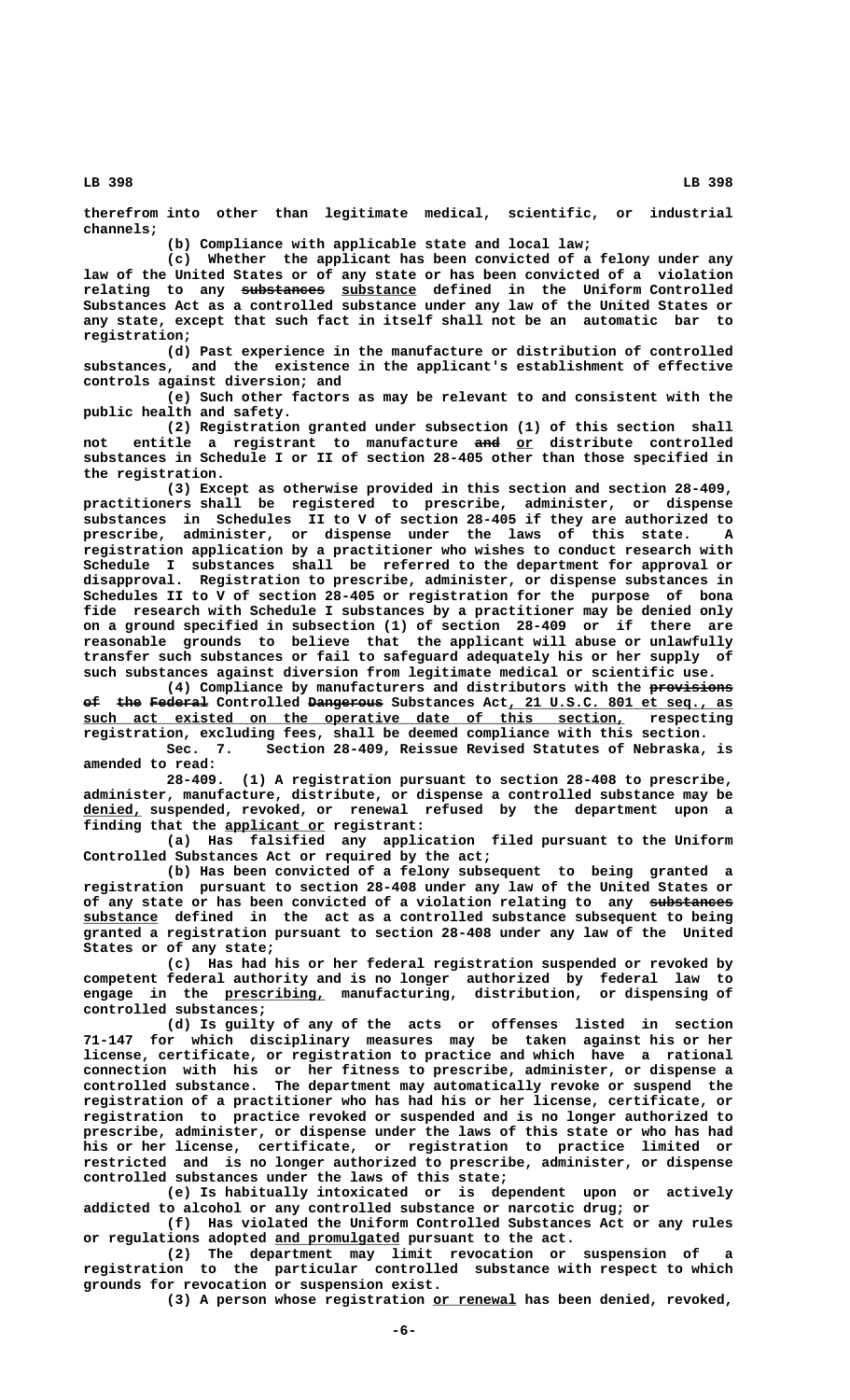therefrom into other than legitimate medical, scientific, or industrial channels;

(b) Compliance with applicable state and local law;

(c) Whether the applicant has been convicted of a felony under any law of the United States or of any state or has been convicted of a violation relating to any substances substance defined in the Uniform Controlled Substances Act as a controlled substance under any law of the United States or any state, except that such fact in itself shall not be an automatic bar to registration;

(d) Past experience in the manufacture or distribution of controlled substances, and the existence in the applicant's establishment of effective controls against diversion; and

(e) Such other factors as may be relevant to and consistent with the public health and safety.

(2) Registration granted under subsection (1) of this section shall not entitle a registrant to manufacture and or distribute controlled substances in Schedule I or II of section 28-405 other than those specified in the registration.

(3) Except as otherwise provided in this section and section 28-409, practitioners shall be registered to prescribe, administer, or dispense substances in Schedules II to V of section 28-405 if they are authorized to prescribe, administer, or dispense under the laws of this state. A registration application by a practitioner who wishes to conduct research with Schedule I substances shall be referred to the department for approval or disapproval. Registration to prescribe, administer, or dispense substances in Schedules II to V of section 28-405 or registration for the purpose of bona fide research with Schedule I substances by a practitioner may be denied only on a ground specified in subsection (1) of section 28-409 or if there are reasonable grounds to believe that the applicant will abuse or unlawfully transfer such substances or fail to safeguard adequately his or her supply of such substances against diversion from legitimate medical or scientific use.

(4) Compliance by manufacturers and distributors with the provisions of the Federal Controlled Dangerous Substances Act, 21 U.S.C. 801 et seq., as such act existed on the operative date of this section, respecting registration, excluding fees, shall be deemed compliance with this section.

Sec. 7. Section 28-409, Reissue Revised Statutes of Nebraska, is amended to read:

28-409. (1) A registration pursuant to section 28-408 to prescribe, administer, manufacture, distribute, or dispense a controlled substance may be denied, suspended, revoked, or renewal refused by the department upon a finding that the applicant or registrant:

(a) Has falsified any application filed pursuant to the Uniform Controlled Substances Act or required by the act;

(b) Has been convicted of a felony subsequent to being granted a registration pursuant to section 28-408 under any law of the United States or of any state or has been convicted of a violation relating to any substances substance defined in the act as a controlled substance subsequent to being granted a registration pursuant to section 28-408 under any law of the United States or of any state;

(c) Has had his or her federal registration suspended or revoked by competent federal authority and is no longer authorized by federal law to engage in the prescribing, manufacturing, distribution, or dispensing of controlled substances;

(d) Is guilty of any of the acts or offenses listed in section 71-147 for which disciplinary measures may be taken against his or her license, certificate, or registration to practice and which have a rational connection with his or her fitness to prescribe, administer, or dispense a controlled substance. The department may automatically revoke or suspend the registration of a practitioner who has had his or her license, certificate, or registration to practice revoked or suspended and is no longer authorized to prescribe, administer, or dispense under the laws of this state or who has had his or her license, certificate, or registration to practice limited or restricted and is no longer authorized to prescribe, administer, or dispense controlled substances under the laws of this state;

(e) Is habitually intoxicated or is dependent upon or actively addicted to alcohol or any controlled substance or narcotic drug; or

(f) Has violated the Uniform Controlled Substances Act or any rules or regulations adopted and promulgated pursuant to the act.

(2) The department may limit revocation or suspension of a registration to the particular controlled substance with respect to which grounds for revocation or suspension exist.

(3) A person whose registration or renewal has been denied, revoked,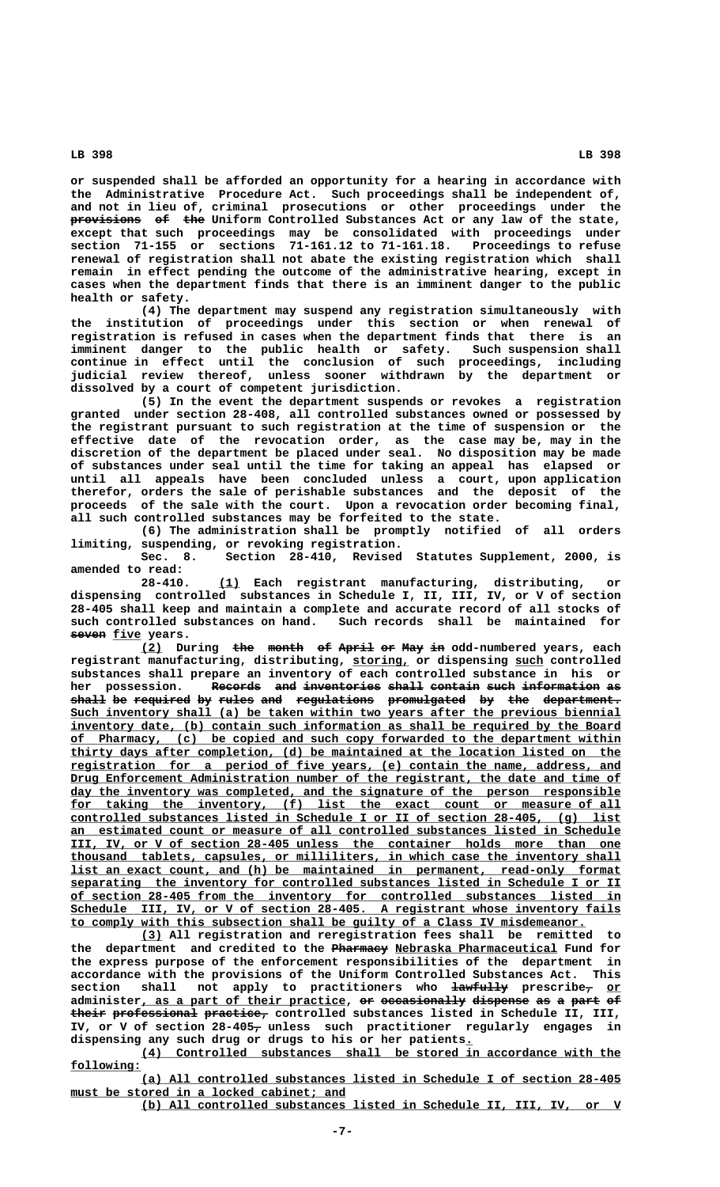or suspended shall be afforded an opportunity for a hearing in accordance with the Administrative Procedure Act. Such proceedings shall be independent of, and not in lieu of, criminal prosecutions or other proceedings under the ~~provisions of the~~ Uniform Controlled Substances Act or any law of the state, except that such proceedings may be consolidated with proceedings under section 71-155 or sections 71-161.12 to 71-161.18. Proceedings to refuse renewal of registration shall not abate the existing registration which shall remain in effect pending the outcome of the administrative hearing, except in cases when the department finds that there is an imminent danger to the public health or safety.

(4) The department may suspend any registration simultaneously with the institution of proceedings under this section or when renewal of registration is refused in cases when the department finds that there is an imminent danger to the public health or safety. Such suspension shall continue in effect until the conclusion of such proceedings, including judicial review thereof, unless sooner withdrawn by the department or dissolved by a court of competent jurisdiction.

(5) In the event the department suspends or revokes a registration granted under section 28-408, all controlled substances owned or possessed by the registrant pursuant to such registration at the time of suspension or the effective date of the revocation order, as the case may be, may in the discretion of the department be placed under seal. No disposition may be made of substances under seal until the time for taking an appeal has elapsed or until all appeals have been concluded unless a court, upon application therefor, orders the sale of perishable substances and the deposit of the proceeds of the sale with the court. Upon a revocation order becoming final, all such controlled substances may be forfeited to the state.

(6) The administration shall be promptly notified of all orders limiting, suspending, or revoking registration.

Sec. 8. Section 28-410, Revised Statutes Supplement, 2000, is amended to read:

28-410. (1) Each registrant manufacturing, distributing, or dispensing controlled substances in Schedule I, II, III, IV, or V of section 28-405 shall keep and maintain a complete and accurate record of all stocks of such controlled substances on hand. Such records shall be maintained for ~~seven~~ five years.

(2) During ~~the month of April or May in~~ odd-numbered years, each registrant manufacturing, distributing, storing, or dispensing such controlled substances shall prepare an inventory of each controlled substance in his or her possession. ~~Records and inventories shall contain such information as shall be required by rules and regulations promulgated by the department.~~ Such inventory shall (a) be taken within two years after the previous biennial inventory date, (b) contain such information as shall be required by the Board of Pharmacy, (c) be copied and such copy forwarded to the department within thirty days after completion, (d) be maintained at the location listed on the registration for a period of five years, (e) contain the name, address, and Drug Enforcement Administration number of the registrant, the date and time of day the inventory was completed, and the signature of the person responsible for taking the inventory, (f) list the exact count or measure of all controlled substances listed in Schedule I or II of section 28-405, (g) list an estimated count or measure of all controlled substances listed in Schedule III, IV, or V of section 28-405 unless the container holds more than one thousand tablets, capsules, or milliliters, in which case the inventory shall list an exact count, and (h) be maintained in permanent, read-only format separating the inventory for controlled substances listed in Schedule I or II of section 28-405 from the inventory for controlled substances listed in Schedule III, IV, or V of section 28-405. A registrant whose inventory fails to comply with this subsection shall be guilty of a Class IV misdemeanor.

(3) All registration and reregistration fees shall be remitted to the department and credited to the ~~Pharmacy~~ Nebraska Pharmaceutical Fund for the express purpose of the enforcement responsibilities of the department in accordance with the provisions of the Uniform Controlled Substances Act. This section shall not apply to practitioners who ~~lawfully~~ prescribe~~,~~ or administer, as a part of their practice, ~~or occasionally dispense as a part of their professional practice,~~ controlled substances listed in Schedule II, III, IV, or V of section 28-405~~,~~ unless such practitioner regularly engages in dispensing any such drug or drugs to his or her patients.

(4) Controlled substances shall be stored in accordance with the following:

(a) All controlled substances listed in Schedule I of section 28-405 must be stored in a locked cabinet; and

(b) All controlled substances listed in Schedule II, III, IV, or V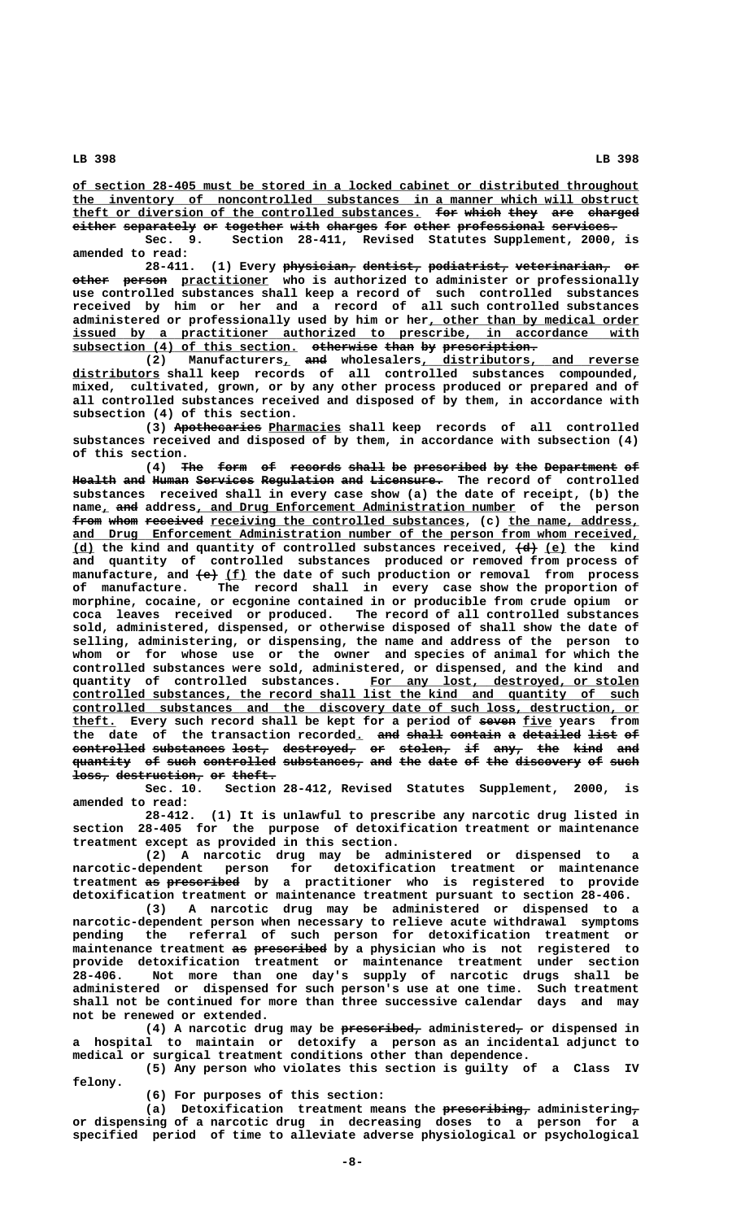of section 28-405 must be stored in a locked cabinet or distributed throughout the inventory of noncontrolled substances in a manner which will obstruct theft or diversion of the controlled substances. for which they are charged either separately or together with charges for other professional services.

Sec. 9. Section 28-411, Revised Statutes Supplement, 2000, is amended to read:

28-411. (1) Every physician, dentist, podiatrist, veterinarian, or other person practitioner who is authorized to administer or professionally use controlled substances shall keep a record of such controlled substances received by him or her and a record of all such controlled substances administered or professionally used by him or her, other than by medical order issued by a practitioner authorized to prescribe, in accordance with subsection (4) of this section. otherwise than by prescription.

(2) Manufacturers, and wholesalers, distributors, and reverse distributors shall keep records of all controlled substances compounded, mixed, cultivated, grown, or by any other process produced or prepared and of all controlled substances received and disposed of by them, in accordance with subsection (4) of this section.

(3) Apothecaries Pharmacies shall keep records of all controlled substances received and disposed of by them, in accordance with subsection (4) of this section.

(4) The form of records shall be prescribed by the Department of Health and Human Services Regulation and Licensure. The record of controlled substances received shall in every case show (a) the date of receipt, (b) the name, and address, and Drug Enforcement Administration number of the person from whom received receiving the controlled substances, (c) the name, address, and Drug Enforcement Administration number of the person from whom received, (d) the kind and quantity of controlled substances received, (d) (e) the kind and quantity of controlled substances produced or removed from process of manufacture, and (e) (f) the date of such production or removal from process of manufacture. The record shall in every case show the proportion of morphine, cocaine, or ecgonine contained in or producible from crude opium or coca leaves received or produced. The record of all controlled substances sold, administered, dispensed, or otherwise disposed of shall show the date of selling, administering, or dispensing, the name and address of the person to whom or for whose use or the owner and species of animal for which the controlled substances were sold, administered, or dispensed, and the kind and quantity of controlled substances. For any lost, destroyed, or stolen controlled substances, the record shall list the kind and quantity of such controlled substances and the discovery date of such loss, destruction, or theft. Every such record shall be kept for a period of seven five years from the date of the transaction recorded. and shall contain a detailed list of controlled substances lost, destroyed, or stolen, if any, the kind and quantity of such controlled substances, and the date of the discovery of such loss, destruction, or theft.

Sec. 10. Section 28-412, Revised Statutes Supplement, 2000, is amended to read:

28-412. (1) It is unlawful to prescribe any narcotic drug listed in section 28-405 for the purpose of detoxification treatment or maintenance treatment except as provided in this section.

(2) A narcotic drug may be administered or dispensed to a narcotic-dependent person for detoxification treatment or maintenance treatment as prescribed by a practitioner who is registered to provide detoxification treatment or maintenance treatment pursuant to section 28-406.

(3) A narcotic drug may be administered or dispensed to a narcotic-dependent person when necessary to relieve acute withdrawal symptoms pending the referral of such person for detoxification treatment or maintenance treatment as prescribed by a physician who is not registered to provide detoxification treatment or maintenance treatment under section 28-406. Not more than one day's supply of narcotic drugs shall be administered or dispensed for such person's use at one time. Such treatment shall not be continued for more than three successive calendar days and may not be renewed or extended.

(4) A narcotic drug may be prescribed, administered, or dispensed in a hospital to maintain or detoxify a person as an incidental adjunct to medical or surgical treatment conditions other than dependence.

(5) Any person who violates this section is guilty of a Class IV felony.

(6) For purposes of this section:

(a) Detoxification treatment means the prescribing, administering, or dispensing of a narcotic drug in decreasing doses to a person for a specified period of time to alleviate adverse physiological or psychological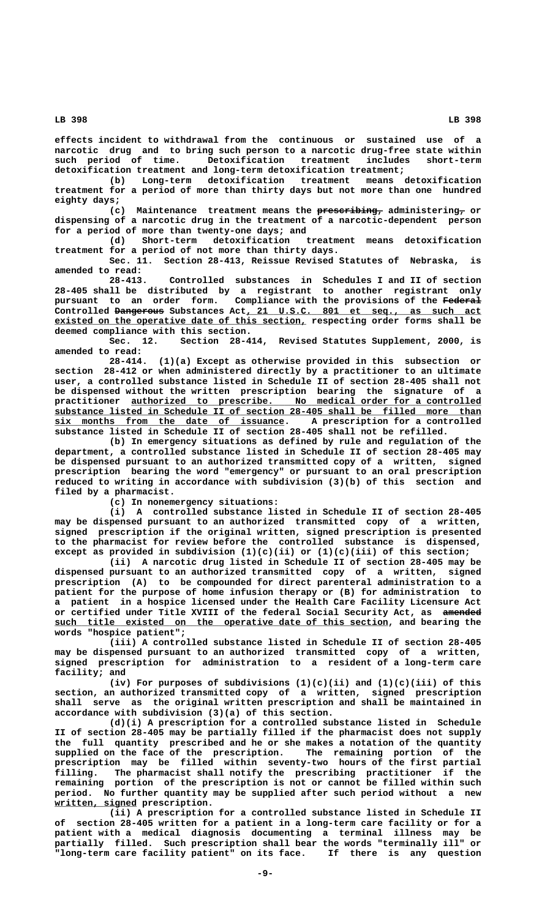effects incident to withdrawal from the continuous or sustained use of a narcotic drug and to bring such person to a narcotic drug-free state within such period of time. Detoxification treatment includes short-term detoxification treatment and long-term detoxification treatment;

(b) Long-term detoxification treatment means detoxification treatment for a period of more than thirty days but not more than one hundred eighty days;

(c) Maintenance treatment means the ~~prescribing,~~ administering~~,~~ or dispensing of a narcotic drug in the treatment of a narcotic-dependent person for a period of more than twenty-one days; and

(d) Short-term detoxification treatment means detoxification treatment for a period of not more than thirty days.

Sec. 11. Section 28-413, Reissue Revised Statutes of Nebraska, is amended to read:

28-413. Controlled substances in Schedules I and II of section 28-405 shall be distributed by a registrant to another registrant only pursuant to an order form. Compliance with the provisions of the ~~Federal~~ Controlled ~~Dangerous~~ Substances Act, 21 U.S.C. 801 et seq., as such act existed on the operative date of this section, respecting order forms shall be deemed compliance with this section.

Sec. 12. Section 28-414, Revised Statutes Supplement, 2000, is amended to read:

28-414. (1)(a) Except as otherwise provided in this subsection or section 28-412 or when administered directly by a practitioner to an ultimate user, a controlled substance listed in Schedule II of section 28-405 shall not be dispensed without the written prescription bearing the signature of a practitioner authorized to prescribe. No medical order for a controlled substance listed in Schedule II of section 28-405 shall be filled more than six months from the date of issuance. A prescription for a controlled substance listed in Schedule II of section 28-405 shall not be refilled.

(b) In emergency situations as defined by rule and regulation of the department, a controlled substance listed in Schedule II of section 28-405 may be dispensed pursuant to an authorized transmitted copy of a written, signed prescription bearing the word "emergency" or pursuant to an oral prescription reduced to writing in accordance with subdivision (3)(b) of this section and filed by a pharmacist.

(c) In nonemergency situations:

(i) A controlled substance listed in Schedule II of section 28-405 may be dispensed pursuant to an authorized transmitted copy of a written, signed prescription if the original written, signed prescription is presented to the pharmacist for review before the controlled substance is dispensed, except as provided in subdivision (1)(c)(ii) or (1)(c)(iii) of this section;

(ii) A narcotic drug listed in Schedule II of section 28-405 may be dispensed pursuant to an authorized transmitted copy of a written, signed prescription (A) to be compounded for direct parenteral administration to a patient for the purpose of home infusion therapy or (B) for administration to a patient in a hospice licensed under the Health Care Facility Licensure Act or certified under Title XVIII of the federal Social Security Act, as ~~amended~~ such title existed on the operative date of this section, and bearing the words "hospice patient";

(iii) A controlled substance listed in Schedule II of section 28-405 may be dispensed pursuant to an authorized transmitted copy of a written, signed prescription for administration to a resident of a long-term care facility; and

(iv) For purposes of subdivisions (1)(c)(ii) and (1)(c)(iii) of this section, an authorized transmitted copy of a written, signed prescription shall serve as the original written prescription and shall be maintained in accordance with subdivision (3)(a) of this section.

(d)(i) A prescription for a controlled substance listed in Schedule II of section 28-405 may be partially filled if the pharmacist does not supply the full quantity prescribed and he or she makes a notation of the quantity supplied on the face of the prescription. The remaining portion of the prescription may be filled within seventy-two hours of the first partial filling. The pharmacist shall notify the prescribing practitioner if the remaining portion of the prescription is not or cannot be filled within such period. No further quantity may be supplied after such period without a new written, signed prescription.

(ii) A prescription for a controlled substance listed in Schedule II of section 28-405 written for a patient in a long-term care facility or for a patient with a medical diagnosis documenting a terminal illness may be partially filled. Such prescription shall bear the words "terminally ill" or "long-term care facility patient" on its face. If there is any question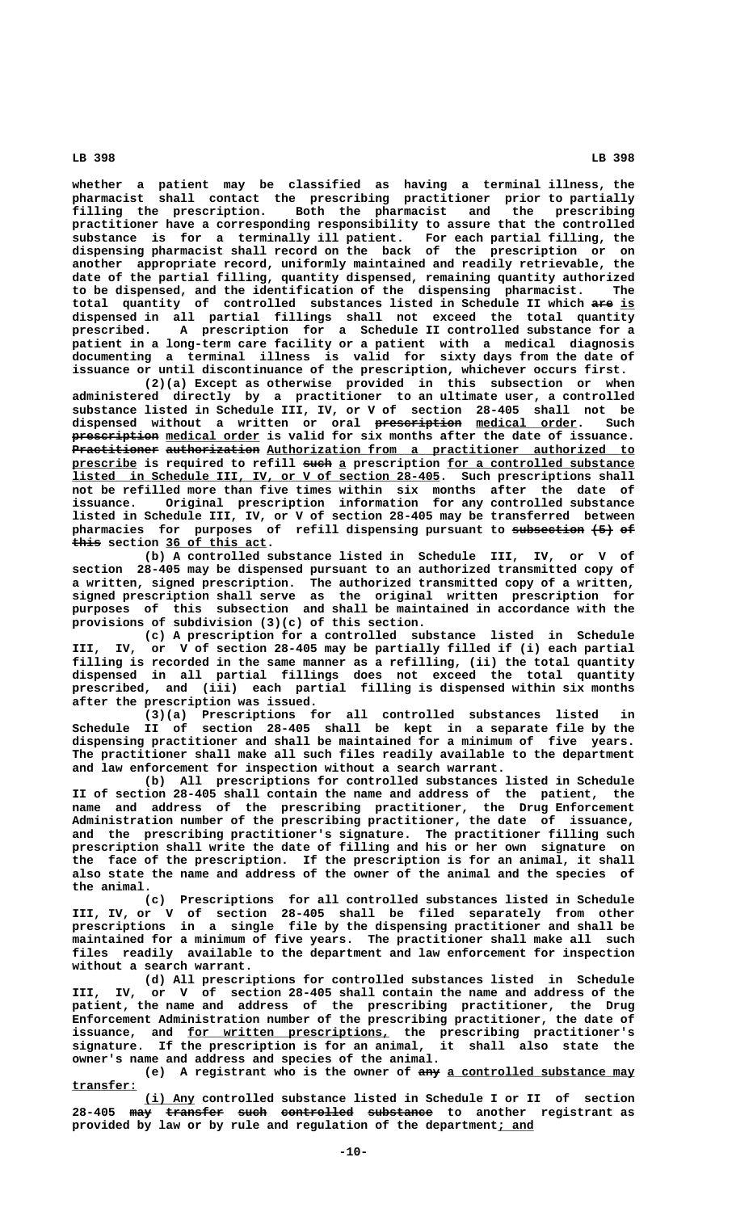whether a patient may be classified as having a terminal illness, the pharmacist shall contact the prescribing practitioner prior to partially filling the prescription. Both the pharmacist and the prescribing practitioner have a corresponding responsibility to assure that the controlled substance is for a terminally ill patient. For each partial filling, the dispensing pharmacist shall record on the back of the prescription or on another appropriate record, uniformly maintained and readily retrievable, the date of the partial filling, quantity dispensed, remaining quantity authorized to be dispensed, and the identification of the dispensing pharmacist. The total quantity of controlled substances listed in Schedule II which ~~are~~ is dispensed in all partial fillings shall not exceed the total quantity prescribed. A prescription for a Schedule II controlled substance for a patient in a long-term care facility or a patient with a medical diagnosis documenting a terminal illness is valid for sixty days from the date of issuance or until discontinuance of the prescription, whichever occurs first.

(2)(a) Except as otherwise provided in this subsection or when administered directly by a practitioner to an ultimate user, a controlled substance listed in Schedule III, IV, or V of section 28-405 shall not be dispensed without a written or oral ~~prescription~~ medical order. Such ~~prescription~~ medical order is valid for six months after the date of issuance. ~~Practitioner authorization~~ Authorization from a practitioner authorized to prescribe is required to refill ~~such~~ a prescription for a controlled substance listed in Schedule III, IV, or V of section 28-405. Such prescriptions shall not be refilled more than five times within six months after the date of issuance. Original prescription information for any controlled substance listed in Schedule III, IV, or V of section 28-405 may be transferred between pharmacies for purposes of refill dispensing pursuant to ~~subsection (5) of this~~ section 36 of this act.

(b) A controlled substance listed in Schedule III, IV, or V of section 28-405 may be dispensed pursuant to an authorized transmitted copy of a written, signed prescription. The authorized transmitted copy of a written, signed prescription shall serve as the original written prescription for purposes of this subsection and shall be maintained in accordance with the provisions of subdivision (3)(c) of this section.

(c) A prescription for a controlled substance listed in Schedule III, IV, or V of section 28-405 may be partially filled if (i) each partial filling is recorded in the same manner as a refilling, (ii) the total quantity dispensed in all partial fillings does not exceed the total quantity prescribed, and (iii) each partial filling is dispensed within six months after the prescription was issued.

(3)(a) Prescriptions for all controlled substances listed in Schedule II of section 28-405 shall be kept in a separate file by the dispensing practitioner and shall be maintained for a minimum of five years. The practitioner shall make all such files readily available to the department and law enforcement for inspection without a search warrant.

(b) All prescriptions for controlled substances listed in Schedule II of section 28-405 shall contain the name and address of the patient, the name and address of the prescribing practitioner, the Drug Enforcement Administration number of the prescribing practitioner, the date of issuance, and the prescribing practitioner's signature. The practitioner filling such prescription shall write the date of filling and his or her own signature on the face of the prescription. If the prescription is for an animal, it shall also state the name and address of the owner of the animal and the species of the animal.

(c) Prescriptions for all controlled substances listed in Schedule III, IV, or V of section 28-405 shall be filed separately from other prescriptions in a single file by the dispensing practitioner and shall be maintained for a minimum of five years. The practitioner shall make all such files readily available to the department and law enforcement for inspection without a search warrant.

(d) All prescriptions for controlled substances listed in Schedule III, IV, or V of section 28-405 shall contain the name and address of the patient, the name and address of the prescribing practitioner, the Drug Enforcement Administration number of the prescribing practitioner, the date of issuance, and for written prescriptions, the prescribing practitioner's signature. If the prescription is for an animal, it shall also state the owner's name and address and species of the animal.

(e) A registrant who is the owner of ~~any~~ a controlled substance may transfer:

(i) Any controlled substance listed in Schedule I or II of section 28-405 ~~may transfer such controlled substance~~ to another registrant as provided by law or by rule and regulation of the department; and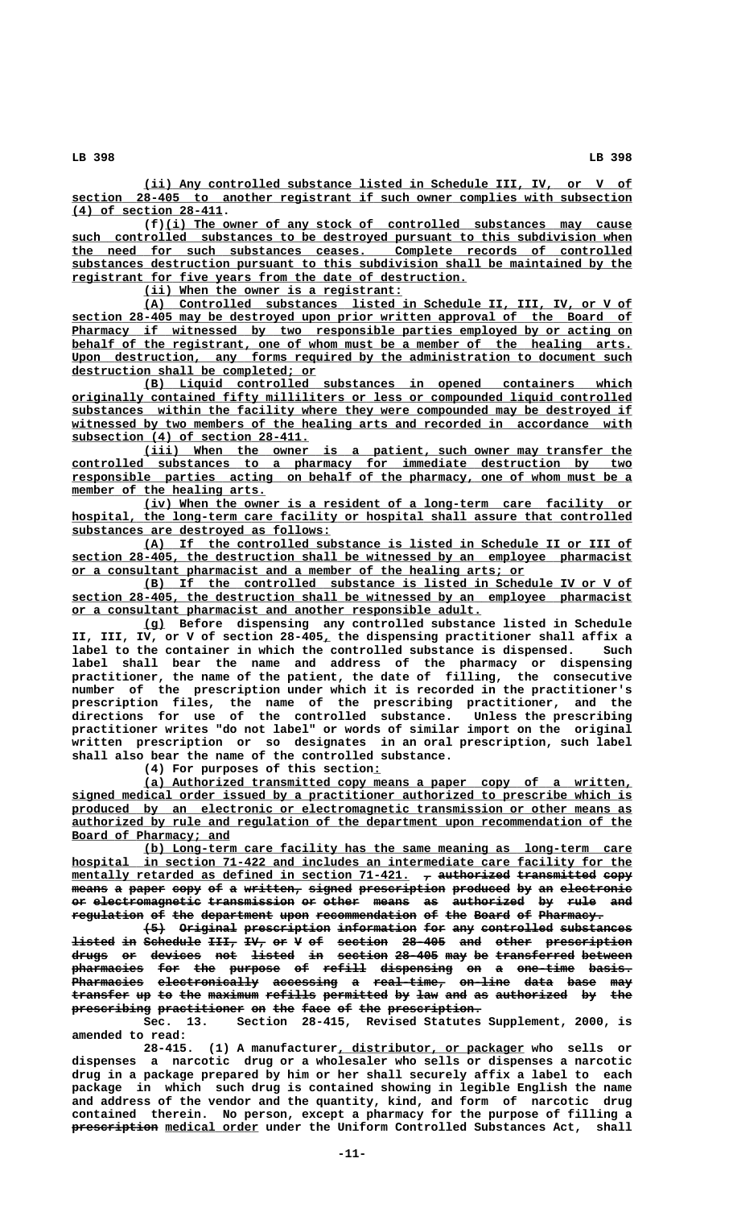(ii) Any controlled substance listed in Schedule III, IV, or V of section 28-405 to another registrant if such owner complies with subsection (4) of section 28-411.

(f)(i) The owner of any stock of controlled substances may cause such controlled substances to be destroyed pursuant to this subdivision when the need for such substances ceases. Complete records of controlled substances destruction pursuant to this subdivision shall be maintained by the registrant for five years from the date of destruction.

(ii) When the owner is a registrant:

(A) Controlled substances listed in Schedule II, III, IV, or V of section 28-405 may be destroyed upon prior written approval of the Board of Pharmacy if witnessed by two responsible parties employed by or acting on behalf of the registrant, one of whom must be a member of the healing arts. Upon destruction, any forms required by the administration to document such destruction shall be completed; or

(B) Liquid controlled substances in opened containers which originally contained fifty milliliters or less or compounded liquid controlled substances within the facility where they were compounded may be destroyed if witnessed by two members of the healing arts and recorded in accordance with subsection (4) of section 28-411.

(iii) When the owner is a patient, such owner may transfer the controlled substances to a pharmacy for immediate destruction by two responsible parties acting on behalf of the pharmacy, one of whom must be a member of the healing arts.

(iv) When the owner is a resident of a long-term care facility or hospital, the long-term care facility or hospital shall assure that controlled substances are destroyed as follows:

(A) If the controlled substance is listed in Schedule II or III of section 28-405, the destruction shall be witnessed by an employee pharmacist or a consultant pharmacist and a member of the healing arts; or

(B) If the controlled substance is listed in Schedule IV or V of section 28-405, the destruction shall be witnessed by an employee pharmacist or a consultant pharmacist and another responsible adult.

(g) Before dispensing any controlled substance listed in Schedule II, III, IV, or V of section 28-405, the dispensing practitioner shall affix a label to the container in which the controlled substance is dispensed. Such label shall bear the name and address of the pharmacy or dispensing practitioner, the name of the patient, the date of filling, the consecutive number of the prescription under which it is recorded in the practitioner's prescription files, the name of the prescribing practitioner, and the directions for use of the controlled substance. Unless the prescribing practitioner writes "do not label" or words of similar import on the original written prescription or so designates in an oral prescription, such label shall also bear the name of the controlled substance.

(4) For purposes of this section:

(a) Authorized transmitted copy means a paper copy of a written, signed medical order issued by a practitioner authorized to prescribe which is produced by an electronic or electromagnetic transmission or other means as authorized by rule and regulation of the department upon recommendation of the Board of Pharmacy; and

(b) Long-term care facility has the same meaning as long-term care hospital in section 71-422 and includes an intermediate care facility for the mentally retarded as defined in section 71-421. ~~, authorized transmitted copy means a paper copy of a written, signed prescription produced by an electronic or electromagnetic transmission or other means as authorized by rule and regulation of the department upon recommendation of the Board of Pharmacy.~~

~~(5) Original prescription information for any controlled substances listed in Schedule III, IV, or V of section 28-405 and other prescription drugs or devices not listed in section 28-405 may be transferred between pharmacies for the purpose of refill dispensing on a one-time basis. Pharmacies electronically accessing a real-time, on-line data base may transfer up to the maximum refills permitted by law and as authorized by the prescribing practitioner on the face of the prescription.~~

Sec. 13. Section 28-415, Revised Statutes Supplement, 2000, is amended to read:

28-415. (1) A manufacturer, distributor, or packager who sells or dispenses a narcotic drug or a wholesaler who sells or dispenses a narcotic drug in a package prepared by him or her shall securely affix a label to each package in which such drug is contained showing in legible English the name and address of the vendor and the quantity, kind, and form of narcotic drug contained therein. No person, except a pharmacy for the purpose of filling a ~~prescription~~ medical order under the Uniform Controlled Substances Act, shall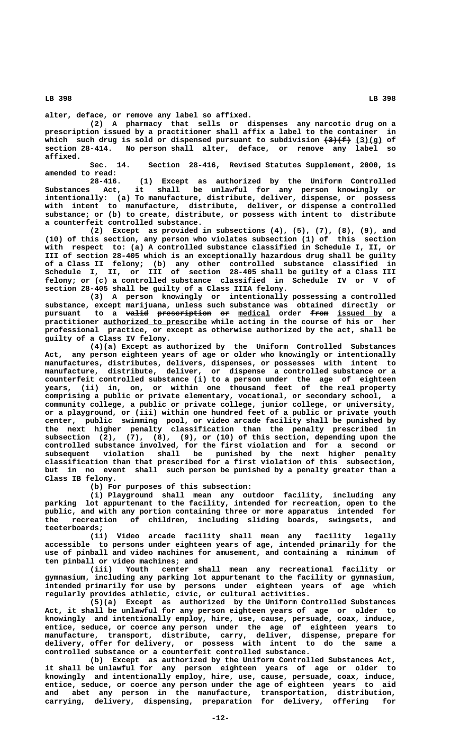alter, deface, or remove any label so affixed.

(2) A pharmacy that sells or dispenses any narcotic drug on a prescription issued by a practitioner shall affix a label to the container in which such drug is sold or dispensed pursuant to subdivision ~~(3)(f)~~ (3)(g) of section 28-414. No person shall alter, deface, or remove any label so affixed.

Sec. 14. Section 28-416, Revised Statutes Supplement, 2000, is amended to read:

28-416. (1) Except as authorized by the Uniform Controlled Substances Act, it shall be unlawful for any person knowingly or intentionally: (a) To manufacture, distribute, deliver, dispense, or possess with intent to manufacture, distribute, deliver, or dispense a controlled substance; or (b) to create, distribute, or possess with intent to distribute a counterfeit controlled substance.

(2) Except as provided in subsections (4), (5), (7), (8), (9), and (10) of this section, any person who violates subsection (1) of this section with respect to: (a) A controlled substance classified in Schedule I, II, or III of section 28-405 which is an exceptionally hazardous drug shall be guilty of a Class II felony; (b) any other controlled substance classified in Schedule I, II, or III of section 28-405 shall be guilty of a Class III felony; or (c) a controlled substance classified in Schedule IV or V of section 28-405 shall be guilty of a Class IIIA felony.

(3) A person knowingly or intentionally possessing a controlled substance, except marijuana, unless such substance was obtained directly or pursuant to a ~~valid prescription or~~ medical order ~~from~~ issued by a practitioner authorized to prescribe while acting in the course of his or her professional practice, or except as otherwise authorized by the act, shall be guilty of a Class IV felony.

(4)(a) Except as authorized by the Uniform Controlled Substances Act, any person eighteen years of age or older who knowingly or intentionally manufactures, distributes, delivers, dispenses, or possesses with intent to manufacture, distribute, deliver, or dispense a controlled substance or a counterfeit controlled substance (i) to a person under the age of eighteen years, (ii) in, on, or within one thousand feet of the real property comprising a public or private elementary, vocational, or secondary school, a community college, a public or private college, junior college, or university, or a playground, or (iii) within one hundred feet of a public or private youth center, public swimming pool, or video arcade facility shall be punished by the next higher penalty classification than the penalty prescribed in subsection (2), (7), (8), (9), or (10) of this section, depending upon the controlled substance involved, for the first violation and for a second or subsequent violation shall be punished by the next higher penalty classification than that prescribed for a first violation of this subsection, but in no event shall such person be punished by a penalty greater than a Class IB felony.

(b) For purposes of this subsection:

(i) Playground shall mean any outdoor facility, including any parking lot appurtenant to the facility, intended for recreation, open to the public, and with any portion containing three or more apparatus intended for the recreation of children, including sliding boards, swingsets, and teeterboards;

(ii) Video arcade facility shall mean any facility legally accessible to persons under eighteen years of age, intended primarily for the use of pinball and video machines for amusement, and containing a minimum of ten pinball or video machines; and

(iii) Youth center shall mean any recreational facility or gymnasium, including any parking lot appurtenant to the facility or gymnasium, intended primarily for use by persons under eighteen years of age which regularly provides athletic, civic, or cultural activities.

(5)(a) Except as authorized by the Uniform Controlled Substances Act, it shall be unlawful for any person eighteen years of age or older to knowingly and intentionally employ, hire, use, cause, persuade, coax, induce, entice, seduce, or coerce any person under the age of eighteen years to manufacture, transport, distribute, carry, deliver, dispense, prepare for delivery, offer for delivery, or possess with intent to do the same a controlled substance or a counterfeit controlled substance.

(b) Except as authorized by the Uniform Controlled Substances Act, it shall be unlawful for any person eighteen years of age or older to knowingly and intentionally employ, hire, use, cause, persuade, coax, induce, entice, seduce, or coerce any person under the age of eighteen years to aid and abet any person in the manufacture, transportation, distribution, carrying, delivery, dispensing, preparation for delivery, offering for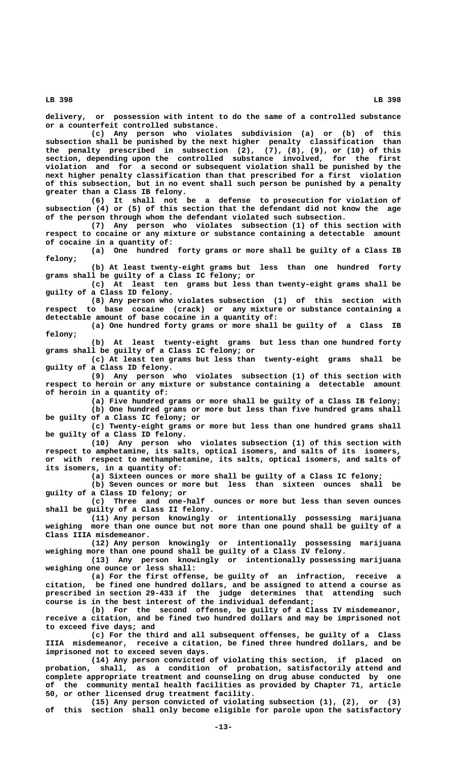delivery, or possession with intent to do the same of a controlled substance or a counterfeit controlled substance.

(c) Any person who violates subdivision (a) or (b) of this subsection shall be punished by the next higher penalty classification than the penalty prescribed in subsection (2), (7), (8), (9), or (10) of this section, depending upon the controlled substance involved, for the first violation and for a second or subsequent violation shall be punished by the next higher penalty classification than that prescribed for a first violation of this subsection, but in no event shall such person be punished by a penalty greater than a Class IB felony.

(6) It shall not be a defense to prosecution for violation of subsection (4) or (5) of this section that the defendant did not know the age of the person through whom the defendant violated such subsection.

(7) Any person who violates subsection (1) of this section with respect to cocaine or any mixture or substance containing a detectable amount of cocaine in a quantity of:

(a) One hundred forty grams or more shall be guilty of a Class IB felony;

(b) At least twenty-eight grams but less than one hundred forty grams shall be guilty of a Class IC felony; or

(c) At least ten grams but less than twenty-eight grams shall be guilty of a Class ID felony.

(8) Any person who violates subsection (1) of this section with respect to base cocaine (crack) or any mixture or substance containing a detectable amount of base cocaine in a quantity of:

(a) One hundred forty grams or more shall be guilty of a Class IB felony;

(b) At least twenty-eight grams but less than one hundred forty grams shall be guilty of a Class IC felony; or

(c) At least ten grams but less than twenty-eight grams shall be guilty of a Class ID felony.

(9) Any person who violates subsection (1) of this section with respect to heroin or any mixture or substance containing a detectable amount of heroin in a quantity of:

(a) Five hundred grams or more shall be guilty of a Class IB felony;

(b) One hundred grams or more but less than five hundred grams shall be guilty of a Class IC felony; or

(c) Twenty-eight grams or more but less than one hundred grams shall be guilty of a Class ID felony.

(10) Any person who violates subsection (1) of this section with respect to amphetamine, its salts, optical isomers, and salts of its isomers, or with respect to methamphetamine, its salts, optical isomers, and salts of its isomers, in a quantity of:

(a) Sixteen ounces or more shall be guilty of a Class IC felony;

(b) Seven ounces or more but less than sixteen ounces shall be guilty of a Class ID felony; or

(c) Three and one-half ounces or more but less than seven ounces shall be guilty of a Class II felony.

(11) Any person knowingly or intentionally possessing marijuana weighing more than one ounce but not more than one pound shall be guilty of a Class IIIA misdemeanor.

(12) Any person knowingly or intentionally possessing marijuana weighing more than one pound shall be guilty of a Class IV felony.

(13) Any person knowingly or intentionally possessing marijuana weighing one ounce or less shall:

(a) For the first offense, be guilty of an infraction, receive a citation, be fined one hundred dollars, and be assigned to attend a course as prescribed in section 29-433 if the judge determines that attending such course is in the best interest of the individual defendant;

(b) For the second offense, be guilty of a Class IV misdemeanor, receive a citation, and be fined two hundred dollars and may be imprisoned not to exceed five days; and

(c) For the third and all subsequent offenses, be guilty of a Class IIIA misdemeanor, receive a citation, be fined three hundred dollars, and be imprisoned not to exceed seven days.

(14) Any person convicted of violating this section, if placed on probation, shall, as a condition of probation, satisfactorily attend and complete appropriate treatment and counseling on drug abuse conducted by one of the community mental health facilities as provided by Chapter 71, article 50, or other licensed drug treatment facility.

(15) Any person convicted of violating subsection (1), (2), or (3) of this section shall only become eligible for parole upon the satisfactory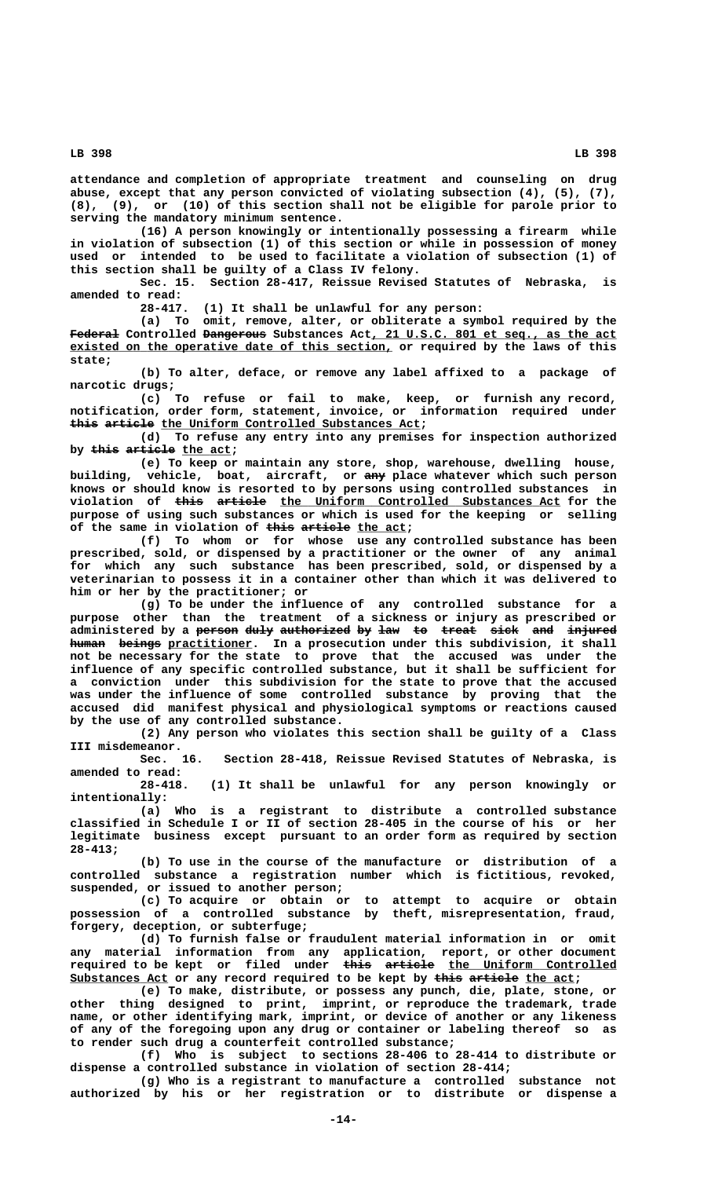attendance and completion of appropriate treatment and counseling on drug abuse, except that any person convicted of violating subsection (4), (5), (7), (8), (9), or (10) of this section shall not be eligible for parole prior to serving the mandatory minimum sentence.

(16) A person knowingly or intentionally possessing a firearm while in violation of subsection (1) of this section or while in possession of money used or intended to be used to facilitate a violation of subsection (1) of this section shall be guilty of a Class IV felony.

Sec. 15. Section 28-417, Reissue Revised Statutes of Nebraska, is amended to read:

28-417. (1) It shall be unlawful for any person:

(a) To omit, remove, alter, or obliterate a symbol required by the ~~Federal~~ Controlled ~~Dangerous~~ Substances Act, 21 U.S.C. 801 et seq., as the act existed on the operative date of this section, or required by the laws of this state;

(b) To alter, deface, or remove any label affixed to a package of narcotic drugs;

(c) To refuse or fail to make, keep, or furnish any record, notification, order form, statement, invoice, or information required under ~~this article~~ the Uniform Controlled Substances Act;

(d) To refuse any entry into any premises for inspection authorized by ~~this article~~ the act;

(e) To keep or maintain any store, shop, warehouse, dwelling house, building, vehicle, boat, aircraft, or ~~any~~ place whatever which such person knows or should know is resorted to by persons using controlled substances in violation of ~~this article~~ the Uniform Controlled Substances Act for the purpose of using such substances or which is used for the keeping or selling of the same in violation of ~~this article~~ the act;

(f) To whom or for whose use any controlled substance has been prescribed, sold, or dispensed by a practitioner or the owner of any animal for which any such substance has been prescribed, sold, or dispensed by a veterinarian to possess it in a container other than which it was delivered to him or her by the practitioner; or

(g) To be under the influence of any controlled substance for a purpose other than the treatment of a sickness or injury as prescribed or administered by a ~~person duly authorized by law to treat sick and injured human beings~~ practitioner. In a prosecution under this subdivision, it shall not be necessary for the state to prove that the accused was under the influence of any specific controlled substance, but it shall be sufficient for a conviction under this subdivision for the state to prove that the accused was under the influence of some controlled substance by proving that the accused did manifest physical and physiological symptoms or reactions caused by the use of any controlled substance.

(2) Any person who violates this section shall be guilty of a Class III misdemeanor.

Sec. 16. Section 28-418, Reissue Revised Statutes of Nebraska, is amended to read:

28-418. (1) It shall be unlawful for any person knowingly or intentionally:

(a) Who is a registrant to distribute a controlled substance classified in Schedule I or II of section 28-405 in the course of his or her legitimate business except pursuant to an order form as required by section 28-413;

(b) To use in the course of the manufacture or distribution of a controlled substance a registration number which is fictitious, revoked, suspended, or issued to another person;

(c) To acquire or obtain or to attempt to acquire or obtain possession of a controlled substance by theft, misrepresentation, fraud, forgery, deception, or subterfuge;

(d) To furnish false or fraudulent material information in or omit any material information from any application, report, or other document required to be kept or filed under ~~this article~~ the Uniform Controlled Substances Act or any record required to be kept by ~~this article~~ the act;

(e) To make, distribute, or possess any punch, die, plate, stone, or other thing designed to print, imprint, or reproduce the trademark, trade name, or other identifying mark, imprint, or device of another or any likeness of any of the foregoing upon any drug or container or labeling thereof so as to render such drug a counterfeit controlled substance;

(f) Who is subject to sections 28-406 to 28-414 to distribute or dispense a controlled substance in violation of section 28-414;

(g) Who is a registrant to manufacture a controlled substance not authorized by his or her registration or to distribute or dispense a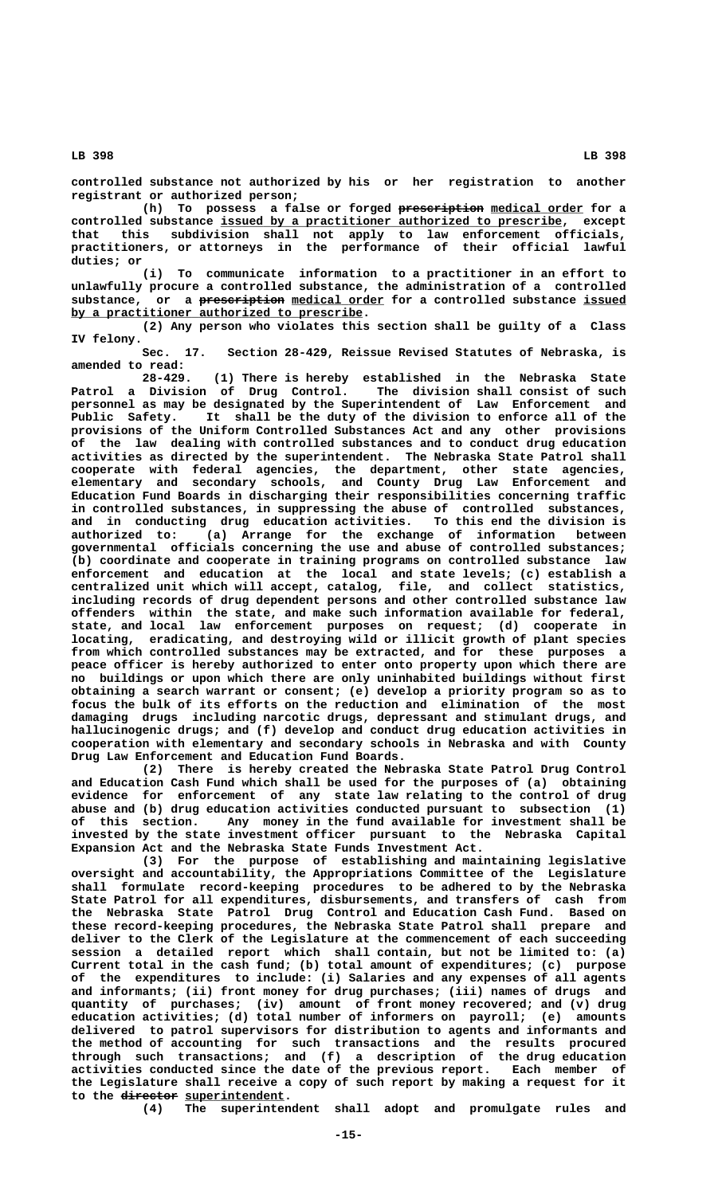controlled substance not authorized by his or her registration to another registrant or authorized person;

(h) To possess a false or forged ~~prescription~~ medical order for a controlled substance issued by a practitioner authorized to prescribe, except that this subdivision shall not apply to law enforcement officials, practitioners, or attorneys in the performance of their official lawful duties; or

(i) To communicate information to a practitioner in an effort to unlawfully procure a controlled substance, the administration of a controlled substance, or a ~~prescription~~ medical order for a controlled substance issued by a practitioner authorized to prescribe.

(2) Any person who violates this section shall be guilty of a Class IV felony.

Sec. 17. Section 28-429, Reissue Revised Statutes of Nebraska, is amended to read:

28-429. (1) There is hereby established in the Nebraska State Patrol a Division of Drug Control. The division shall consist of such personnel as may be designated by the Superintendent of Law Enforcement and Public Safety. It shall be the duty of the division to enforce all of the provisions of the Uniform Controlled Substances Act and any other provisions of the law dealing with controlled substances and to conduct drug education activities as directed by the superintendent. The Nebraska State Patrol shall cooperate with federal agencies, the department, other state agencies, elementary and secondary schools, and County Drug Law Enforcement and Education Fund Boards in discharging their responsibilities concerning traffic in controlled substances, in suppressing the abuse of controlled substances, and in conducting drug education activities. To this end the division is authorized to: (a) Arrange for the exchange of information between governmental officials concerning the use and abuse of controlled substances; (b) coordinate and cooperate in training programs on controlled substance law enforcement and education at the local and state levels; (c) establish a centralized unit which will accept, catalog, file, and collect statistics, including records of drug dependent persons and other controlled substance law offenders within the state, and make such information available for federal, state, and local law enforcement purposes on request; (d) cooperate in locating, eradicating, and destroying wild or illicit growth of plant species from which controlled substances may be extracted, and for these purposes a peace officer is hereby authorized to enter onto property upon which there are no buildings or upon which there are only uninhabited buildings without first obtaining a search warrant or consent; (e) develop a priority program so as to focus the bulk of its efforts on the reduction and elimination of the most damaging drugs including narcotic drugs, depressant and stimulant drugs, and hallucinogenic drugs; and (f) develop and conduct drug education activities in cooperation with elementary and secondary schools in Nebraska and with County Drug Law Enforcement and Education Fund Boards.

(2) There is hereby created the Nebraska State Patrol Drug Control and Education Cash Fund which shall be used for the purposes of (a) obtaining evidence for enforcement of any state law relating to the control of drug abuse and (b) drug education activities conducted pursuant to subsection (1) of this section. Any money in the fund available for investment shall be invested by the state investment officer pursuant to the Nebraska Capital Expansion Act and the Nebraska State Funds Investment Act.

(3) For the purpose of establishing and maintaining legislative oversight and accountability, the Appropriations Committee of the Legislature shall formulate record-keeping procedures to be adhered to by the Nebraska State Patrol for all expenditures, disbursements, and transfers of cash from the Nebraska State Patrol Drug Control and Education Cash Fund. Based on these record-keeping procedures, the Nebraska State Patrol shall prepare and deliver to the Clerk of the Legislature at the commencement of each succeeding session a detailed report which shall contain, but not be limited to: (a) Current total in the cash fund; (b) total amount of expenditures; (c) purpose of the expenditures to include: (i) Salaries and any expenses of all agents and informants; (ii) front money for drug purchases; (iii) names of drugs and quantity of purchases; (iv) amount of front money recovered; and (v) drug education activities; (d) total number of informers on payroll; (e) amounts delivered to patrol supervisors for distribution to agents and informants and the method of accounting for such transactions and the results procured through such transactions; and (f) a description of the drug education activities conducted since the date of the previous report. Each member of the Legislature shall receive a copy of such report by making a request for it to the ~~director~~ superintendent.

(4) The superintendent shall adopt and promulgate rules and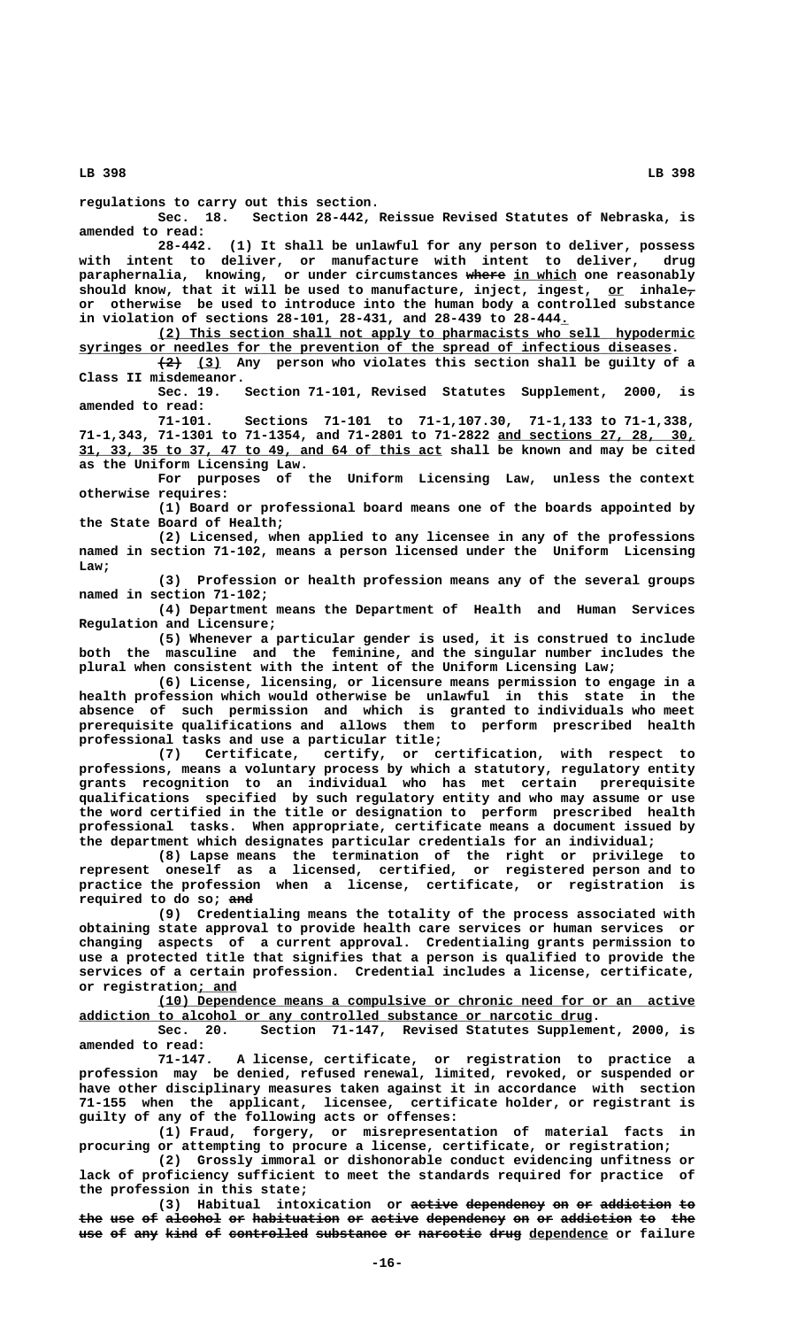regulations to carry out this section.

Sec. 18. Section 28-442, Reissue Revised Statutes of Nebraska, is amended to read:

28-442. (1) It shall be unlawful for any person to deliver, possess with intent to deliver, or manufacture with intent to deliver, drug paraphernalia, knowing, or under circumstances ~~where~~ in which one reasonably should know, that it will be used to manufacture, inject, ingest, or inhale~~,~~ or otherwise be used to introduce into the human body a controlled substance in violation of sections 28-101, 28-431, and 28-439 to 28-444.

(2) This section shall not apply to pharmacists who sell hypodermic syringes or needles for the prevention of the spread of infectious diseases.

~~(2)~~ (3) Any person who violates this section shall be guilty of a Class II misdemeanor.

Sec. 19. Section 71-101, Revised Statutes Supplement, 2000, is amended to read:

71-101. Sections 71-101 to 71-1,107.30, 71-1,133 to 71-1,338, 71-1,343, 71-1301 to 71-1354, and 71-2801 to 71-2822 and sections 27, 28, 30, 31, 33, 35 to 37, 47 to 49, and 64 of this act shall be known and may be cited as the Uniform Licensing Law.

For purposes of the Uniform Licensing Law, unless the context otherwise requires:

(1) Board or professional board means one of the boards appointed by the State Board of Health;

(2) Licensed, when applied to any licensee in any of the professions named in section 71-102, means a person licensed under the Uniform Licensing Law;

(3) Profession or health profession means any of the several groups named in section 71-102;

(4) Department means the Department of Health and Human Services Regulation and Licensure;

(5) Whenever a particular gender is used, it is construed to include both the masculine and the feminine, and the singular number includes the plural when consistent with the intent of the Uniform Licensing Law;

(6) License, licensing, or licensure means permission to engage in a health profession which would otherwise be unlawful in this state in the absence of such permission and which is granted to individuals who meet prerequisite qualifications and allows them to perform prescribed health professional tasks and use a particular title;

(7) Certificate, certify, or certification, with respect to professions, means a voluntary process by which a statutory, regulatory entity grants recognition to an individual who has met certain prerequisite qualifications specified by such regulatory entity and who may assume or use the word certified in the title or designation to perform prescribed health professional tasks. When appropriate, certificate means a document issued by the department which designates particular credentials for an individual;

(8) Lapse means the termination of the right or privilege to represent oneself as a licensed, certified, or registered person and to practice the profession when a license, certificate, or registration is required to do so; ~~and~~

(9) Credentialing means the totality of the process associated with obtaining state approval to provide health care services or human services or changing aspects of a current approval. Credentialing grants permission to use a protected title that signifies that a person is qualified to provide the services of a certain profession. Credential includes a license, certificate, or registration; and

(10) Dependence means a compulsive or chronic need for or an active addiction to alcohol or any controlled substance or narcotic drug.

Sec. 20. Section 71-147, Revised Statutes Supplement, 2000, is amended to read:

71-147. A license, certificate, or registration to practice a profession may be denied, refused renewal, limited, revoked, or suspended or have other disciplinary measures taken against it in accordance with section 71-155 when the applicant, licensee, certificate holder, or registrant is guilty of any of the following acts or offenses:

(1) Fraud, forgery, or misrepresentation of material facts in procuring or attempting to procure a license, certificate, or registration;

(2) Grossly immoral or dishonorable conduct evidencing unfitness or lack of proficiency sufficient to meet the standards required for practice of the profession in this state;

(3) Habitual intoxication or ~~active dependency on or addiction to the use of alcohol or habituation or active dependency on or addiction to the use of any kind of controlled substance or narcotic drug~~ dependence or failure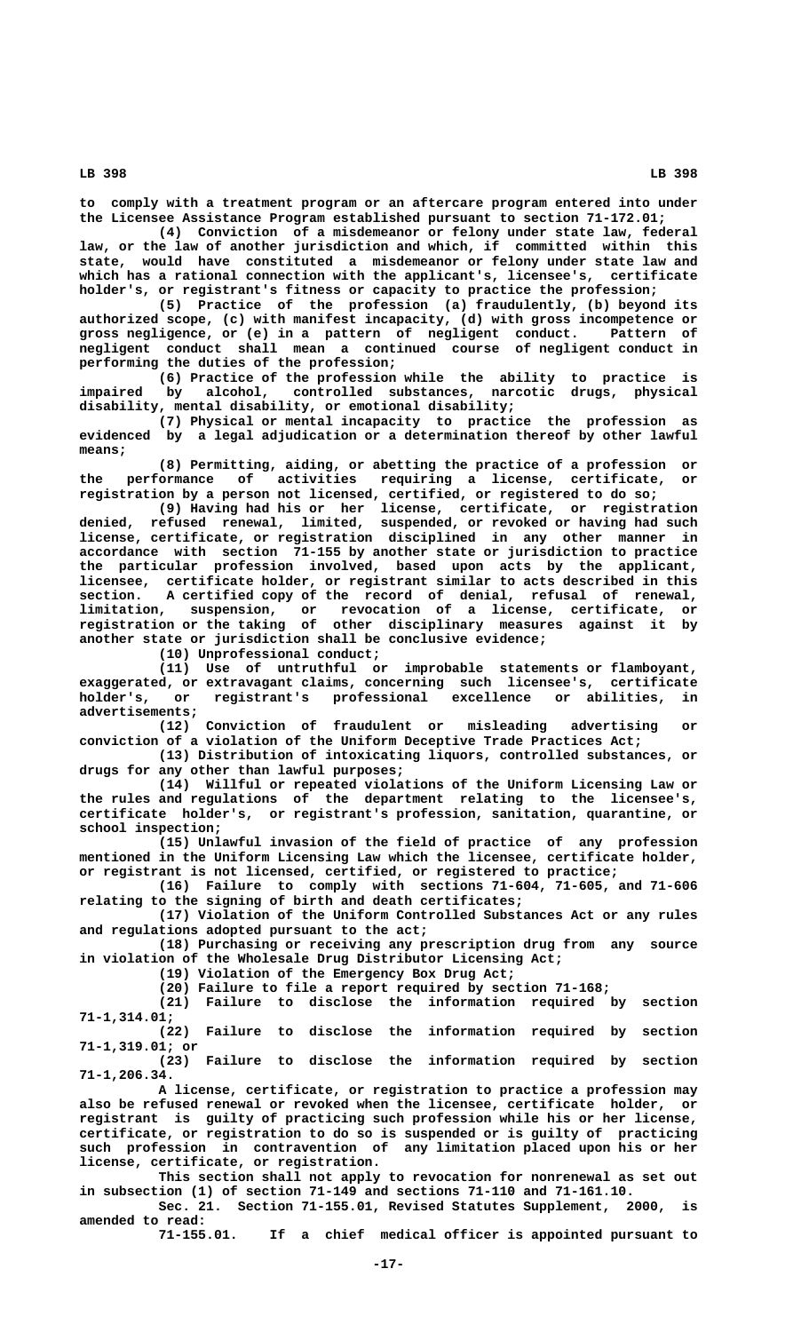to comply with a treatment program or an aftercare program entered into under the Licensee Assistance Program established pursuant to section 71-172.01;

(4) Conviction of a misdemeanor or felony under state law, federal law, or the law of another jurisdiction and which, if committed within this state, would have constituted a misdemeanor or felony under state law and which has a rational connection with the applicant's, licensee's, certificate holder's, or registrant's fitness or capacity to practice the profession;

(5) Practice of the profession (a) fraudulently, (b) beyond its authorized scope, (c) with manifest incapacity, (d) with gross incompetence or gross negligence, or (e) in a pattern of negligent conduct. Pattern of negligent conduct shall mean a continued course of negligent conduct in performing the duties of the profession;

(6) Practice of the profession while the ability to practice is impaired by alcohol, controlled substances, narcotic drugs, physical disability, mental disability, or emotional disability;

(7) Physical or mental incapacity to practice the profession as evidenced by a legal adjudication or a determination thereof by other lawful means;

(8) Permitting, aiding, or abetting the practice of a profession or the performance of activities requiring a license, certificate, or registration by a person not licensed, certified, or registered to do so;

(9) Having had his or her license, certificate, or registration denied, refused renewal, limited, suspended, or revoked or having had such license, certificate, or registration disciplined in any other manner in accordance with section 71-155 by another state or jurisdiction to practice the particular profession involved, based upon acts by the applicant, licensee, certificate holder, or registrant similar to acts described in this section. A certified copy of the record of denial, refusal of renewal, limitation, suspension, or revocation of a license, certificate, or registration or the taking of other disciplinary measures against it by another state or jurisdiction shall be conclusive evidence;

(10) Unprofessional conduct;

(11) Use of untruthful or improbable statements or flamboyant, exaggerated, or extravagant claims, concerning such licensee's, certificate holder's, or registrant's professional excellence or abilities, in advertisements;

(12) Conviction of fraudulent or misleading advertising or conviction of a violation of the Uniform Deceptive Trade Practices Act;

(13) Distribution of intoxicating liquors, controlled substances, or drugs for any other than lawful purposes;

(14) Willful or repeated violations of the Uniform Licensing Law or the rules and regulations of the department relating to the licensee's, certificate holder's, or registrant's profession, sanitation, quarantine, or school inspection;

(15) Unlawful invasion of the field of practice of any profession mentioned in the Uniform Licensing Law which the licensee, certificate holder, or registrant is not licensed, certified, or registered to practice;

(16) Failure to comply with sections 71-604, 71-605, and 71-606 relating to the signing of birth and death certificates;

(17) Violation of the Uniform Controlled Substances Act or any rules and regulations adopted pursuant to the act;

(18) Purchasing or receiving any prescription drug from any source in violation of the Wholesale Drug Distributor Licensing Act;

(19) Violation of the Emergency Box Drug Act;

(20) Failure to file a report required by section 71-168;

(21) Failure to disclose the information required by section 71-1,314.01;

(22) Failure to disclose the information required by section 71-1,319.01; or

(23) Failure to disclose the information required by section 71-1,206.34.

A license, certificate, or registration to practice a profession may also be refused renewal or revoked when the licensee, certificate holder, or registrant is guilty of practicing such profession while his or her license, certificate, or registration to do so is suspended or is guilty of practicing such profession in contravention of any limitation placed upon his or her license, certificate, or registration.

This section shall not apply to revocation for nonrenewal as set out in subsection (1) of section 71-149 and sections 71-110 and 71-161.10.

Sec. 21. Section 71-155.01, Revised Statutes Supplement, 2000, is amended to read:

71-155.01. If a chief medical officer is appointed pursuant to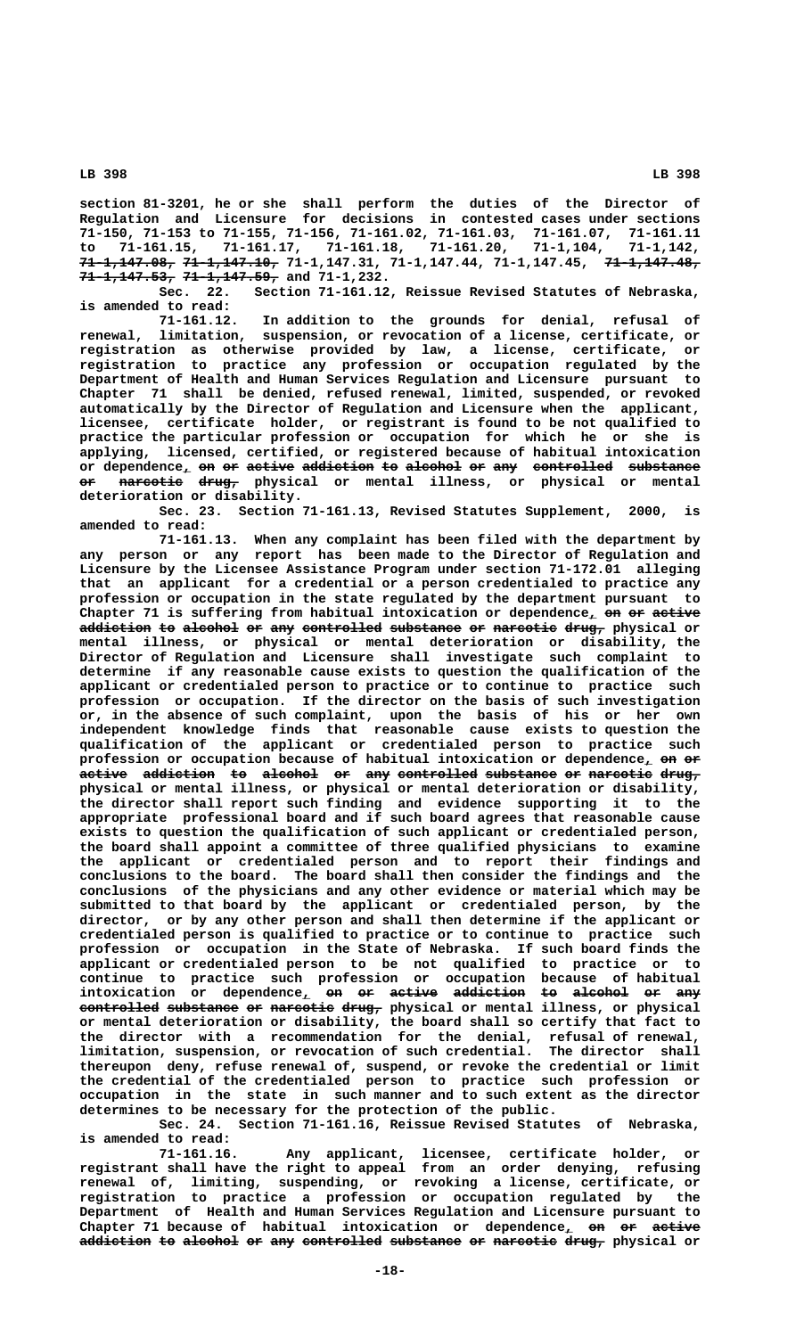section 81-3201, he or she shall perform the duties of the Director of Regulation and Licensure for decisions in contested cases under sections 71-150, 71-153 to 71-155, 71-156, 71-161.02, 71-161.03, 71-161.07, 71-161.11 to 71-161.15, 71-161.17, 71-161.18, 71-161.20, 71-1,104, 71-1,142, ~~71-1,147.08, 71-1,147.10,~~ 71-1,147.31, 71-1,147.44, 71-1,147.45, ~~71-1,147.48, 71-1,147.53, 71-1,147.59,~~ and 71-1,232.

Sec. 22. Section 71-161.12, Reissue Revised Statutes of Nebraska, is amended to read:

71-161.12. In addition to the grounds for denial, refusal of renewal, limitation, suspension, or revocation of a license, certificate, or registration as otherwise provided by law, a license, certificate, or registration to practice any profession or occupation regulated by the Department of Health and Human Services Regulation and Licensure pursuant to Chapter 71 shall be denied, refused renewal, limited, suspended, or revoked automatically by the Director of Regulation and Licensure when the applicant, licensee, certificate holder, or registrant is found to be not qualified to practice the particular profession or occupation for which he or she is applying, licensed, certified, or registered because of habitual intoxication or dependence, ~~on or active addiction to alcohol or any controlled substance or narcotic drug,~~ physical or mental illness, or physical or mental deterioration or disability.

Sec. 23. Section 71-161.13, Revised Statutes Supplement, 2000, is amended to read:

71-161.13. When any complaint has been filed with the department by any person or any report has been made to the Director of Regulation and Licensure by the Licensee Assistance Program under section 71-172.01 alleging that an applicant for a credential or a person credentialed to practice any profession or occupation in the state regulated by the department pursuant to Chapter 71 is suffering from habitual intoxication or dependence, ~~on or active addiction to alcohol or any controlled substance or narcotic drug,~~ physical or mental illness, or physical or mental deterioration or disability, the Director of Regulation and Licensure shall investigate such complaint to determine if any reasonable cause exists to question the qualification of the applicant or credentialed person to practice or to continue to practice such profession or occupation. If the director on the basis of such investigation or, in the absence of such complaint, upon the basis of his or her own independent knowledge finds that reasonable cause exists to question the qualification of the applicant or credentialed person to practice such profession or occupation because of habitual intoxication or dependence, ~~on or active addiction to alcohol or any controlled substance or narcotic drug,~~ physical or mental illness, or physical or mental deterioration or disability, the director shall report such finding and evidence supporting it to the appropriate professional board and if such board agrees that reasonable cause exists to question the qualification of such applicant or credentialed person, the board shall appoint a committee of three qualified physicians to examine the applicant or credentialed person and to report their findings and conclusions to the board. The board shall then consider the findings and the conclusions of the physicians and any other evidence or material which may be submitted to that board by the applicant or credentialed person, by the director, or by any other person and shall then determine if the applicant or credentialed person is qualified to practice or to continue to practice such profession or occupation in the State of Nebraska. If such board finds the applicant or credentialed person to be not qualified to practice or to continue to practice such profession or occupation because of habitual intoxication or dependence, ~~on or active addiction to alcohol or any controlled substance or narcotic drug,~~ physical or mental illness, or physical or mental deterioration or disability, the board shall so certify that fact to the director with a recommendation for the denial, refusal of renewal, limitation, suspension, or revocation of such credential. The director shall thereupon deny, refuse renewal of, suspend, or revoke the credential or limit the credential of the credentialed person to practice such profession or occupation in the state in such manner and to such extent as the director determines to be necessary for the protection of the public.

Sec. 24. Section 71-161.16, Reissue Revised Statutes of Nebraska, is amended to read:

71-161.16. Any applicant, licensee, certificate holder, or registrant shall have the right to appeal from an order denying, refusing renewal of, limiting, suspending, or revoking a license, certificate, or registration to practice a profession or occupation regulated by the Department of Health and Human Services Regulation and Licensure pursuant to Chapter 71 because of habitual intoxication or dependence, ~~on or active addiction to alcohol or any controlled substance or narcotic drug,~~ physical or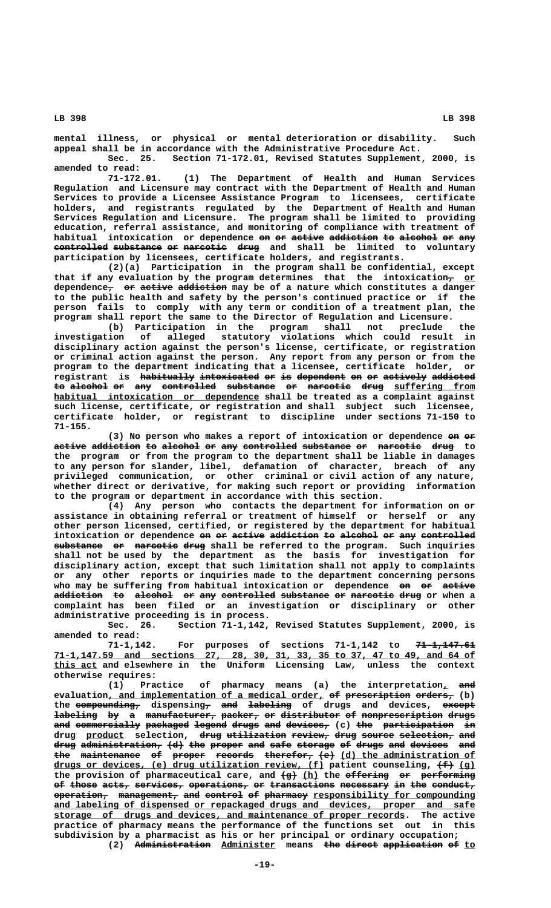mental illness, or physical or mental deterioration or disability. Such appeal shall be in accordance with the Administrative Procedure Act.

Sec. 25. Section 71-172.01, Revised Statutes Supplement, 2000, is amended to read:

71-172.01. (1) The Department of Health and Human Services Regulation and Licensure may contract with the Department of Health and Human Services to provide a Licensee Assistance Program to licensees, certificate holders, and registrants regulated by the Department of Health and Human Services Regulation and Licensure. The program shall be limited to providing education, referral assistance, and monitoring of compliance with treatment of habitual intoxication or dependence ~~on or active addiction to alcohol or any controlled substance or narcotic drug~~ and shall be limited to voluntary participation by licensees, certificate holders, and registrants.

(2)(a) Participation in the program shall be confidential, except that if any evaluation by the program determines that the intoxication~~,~~ or dependence~~, or active addiction~~ may be of a nature which constitutes a danger to the public health and safety by the person's continued practice or if the person fails to comply with any term or condition of a treatment plan, the program shall report the same to the Director of Regulation and Licensure.

(b) Participation in the program shall not preclude the investigation of alleged statutory violations which could result in disciplinary action against the person's license, certificate, or registration or criminal action against the person. Any report from any person or from the program to the department indicating that a licensee, certificate holder, or registrant is ~~habitually intoxicated or is dependent on or actively addicted to alcohol or any controlled substance or narcotic drug~~ suffering from habitual intoxication or dependence shall be treated as a complaint against such license, certificate, or registration and shall subject such licensee, certificate holder, or registrant to discipline under sections 71-150 to 71-155.

(3) No person who makes a report of intoxication or dependence ~~on or active addiction to alcohol or any controlled substance or narcotic drug~~ to the program or from the program to the department shall be liable in damages to any person for slander, libel, defamation of character, breach of any privileged communication, or other criminal or civil action of any nature, whether direct or derivative, for making such report or providing information to the program or department in accordance with this section.

(4) Any person who contacts the department for information on or assistance in obtaining referral or treatment of himself or herself or any other person licensed, certified, or registered by the department for habitual intoxication or dependence ~~on or active addiction to alcohol or any controlled substance or narcotic drug~~ shall be referred to the program. Such inquiries shall not be used by the department as the basis for investigation for disciplinary action, except that such limitation shall not apply to complaints or any other reports or inquiries made to the department concerning persons who may be suffering from habitual intoxication or dependence ~~on or active addiction to alcohol or any controlled substance or narcotic drug~~ or when a complaint has been filed or an investigation or disciplinary or other administrative proceeding is in process.

Sec. 26. Section 71-1,142, Revised Statutes Supplement, 2000, is amended to read:

71-1,142. For purposes of sections 71-1,142 to ~~71-1,147.61~~ 71-1,147.59 and sections 27, 28, 30, 31, 33, 35 to 37, 47 to 49, and 64 of this act and elsewhere in the Uniform Licensing Law, unless the context otherwise requires:

(1) Practice of pharmacy means (a) the interpretation, ~~and~~ evaluation, and implementation of a medical order, ~~of prescription orders,~~ (b) the ~~compounding,~~ dispensing~~,~~ ~~and labeling~~ of drugs and devices, ~~except labeling by a manufacturer, packer, or distributor of nonprescription drugs and commercially packaged legend drugs and devices,~~ (c) ~~the participation in~~ drug product selection, ~~drug utilization review, drug source selection, and drug administration, (d) the proper and safe storage of drugs and devices and the maintenance of proper records therefor, (e)~~ (d) the administration of drugs or devices, (e) drug utilization review, (f) patient counseling, ~~(f)~~ (g) the provision of pharmaceutical care, and ~~(g)~~ (h) the ~~offering or performing of those acts, services, operations, or transactions necessary in the conduct, operation, management, and control of pharmacy~~ responsibility for compounding and labeling of dispensed or repackaged drugs and devices, proper and safe storage of drugs and devices, and maintenance of proper records. The active practice of pharmacy means the performance of the functions set out in this subdivision by a pharmacist as his or her principal or ordinary occupation;

(2) ~~Administration~~ Administer means ~~the direct application of~~ to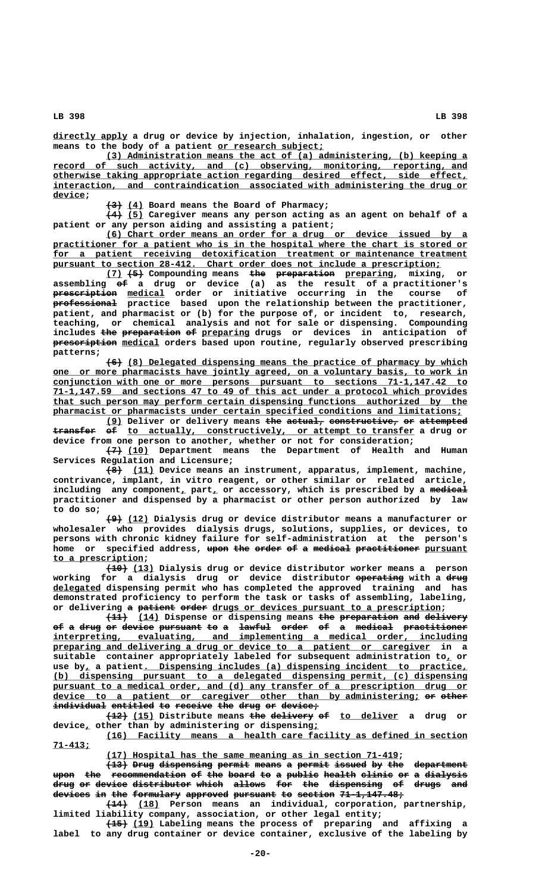directly apply a drug or device by injection, inhalation, ingestion, or other means to the body of a patient or research subject;

(3) Administration means the act of (a) administering, (b) keeping a record of such activity, and (c) observing, monitoring, reporting, and otherwise taking appropriate action regarding desired effect, side effect, interaction, and contraindication associated with administering the drug or device;

~~(3)~~ (4) Board means the Board of Pharmacy;

~~(4)~~ (5) Caregiver means any person acting as an agent on behalf of a patient or any person aiding and assisting a patient;

(6) Chart order means an order for a drug or device issued by a practitioner for a patient who is in the hospital where the chart is stored or for a patient receiving detoxification treatment or maintenance treatment pursuant to section 28-412. Chart order does not include a prescription;

(7) ~~(5)~~ Compounding means ~~the preparation~~ preparing, mixing, or assembling ~~of~~ a drug or device (a) as the result of a practitioner's ~~prescription~~ medical order or initiative occurring in the course of ~~professional~~ practice based upon the relationship between the practitioner, patient, and pharmacist or (b) for the purpose of, or incident to, research, teaching, or chemical analysis and not for sale or dispensing. Compounding includes ~~the preparation of~~ preparing drugs or devices in anticipation of ~~prescription~~ medical orders based upon routine, regularly observed prescribing patterns;

~~(6)~~ (8) Delegated dispensing means the practice of pharmacy by which one or more pharmacists have jointly agreed, on a voluntary basis, to work in conjunction with one or more persons pursuant to sections 71-1,147.42 to 71-1,147.59 and sections 47 to 49 of this act under a protocol which provides that such person may perform certain dispensing functions authorized by the pharmacist or pharmacists under certain specified conditions and limitations;

(9) Deliver or delivery means ~~the actual, constructive, or attempted transfer of~~ to actually, constructively, or attempt to transfer a drug or device from one person to another, whether or not for consideration;

~~(7)~~ (10) Department means the Department of Health and Human Services Regulation and Licensure;

~~(8)~~ (11) Device means an instrument, apparatus, implement, machine, contrivance, implant, in vitro reagent, or other similar or related article, including any component, part, or accessory, which is prescribed by a ~~medical~~ practitioner and dispensed by a pharmacist or other person authorized by law to do so;

~~(9)~~ (12) Dialysis drug or device distributor means a manufacturer or wholesaler who provides dialysis drugs, solutions, supplies, or devices, to persons with chronic kidney failure for self-administration at the person's home or specified address, ~~upon the order of a medical practitioner~~ pursuant to a prescription;

~~(10)~~ (13) Dialysis drug or device distributor worker means a person working for a dialysis drug or device distributor ~~operating~~ with a ~~drug~~ delegated dispensing permit who has completed the approved training and has demonstrated proficiency to perform the task or tasks of assembling, labeling, or delivering ~~a patient order~~ drugs or devices pursuant to a prescription;

~~(11)~~ (14) Dispense or dispensing means ~~the preparation and delivery of a drug or device pursuant to a lawful order of a medical practitioner~~ interpreting, evaluating, and implementing a medical order, including preparing and delivering a drug or device to a patient or caregiver in a suitable container appropriately labeled for subsequent administration to, or use by, a patient. Dispensing includes (a) dispensing incident to practice, (b) dispensing pursuant to a delegated dispensing permit, (c) dispensing pursuant to a medical order, and (d) any transfer of a prescription drug or device to a patient or caregiver other than by administering; ~~or other individual entitled to receive the drug or device;~~

~~(12)~~ (15) Distribute means ~~the delivery of~~ to deliver a drug or device, other than by administering or dispensing;

(16) Facility means a health care facility as defined in section 71-413;

(17) Hospital has the same meaning as in section 71-419;

~~(13) Drug dispensing permit means a permit issued by the department upon the recommendation of the board to a public health clinic or a dialysis drug or device distributor which allows for the dispensing of drugs and devices in the formulary approved pursuant to section 71-1,147.48;~~

~~(14)~~ (18) Person means an individual, corporation, partnership, limited liability company, association, or other legal entity;

~~(15)~~ (19) Labeling means the process of preparing and affixing a label to any drug container or device container, exclusive of the labeling by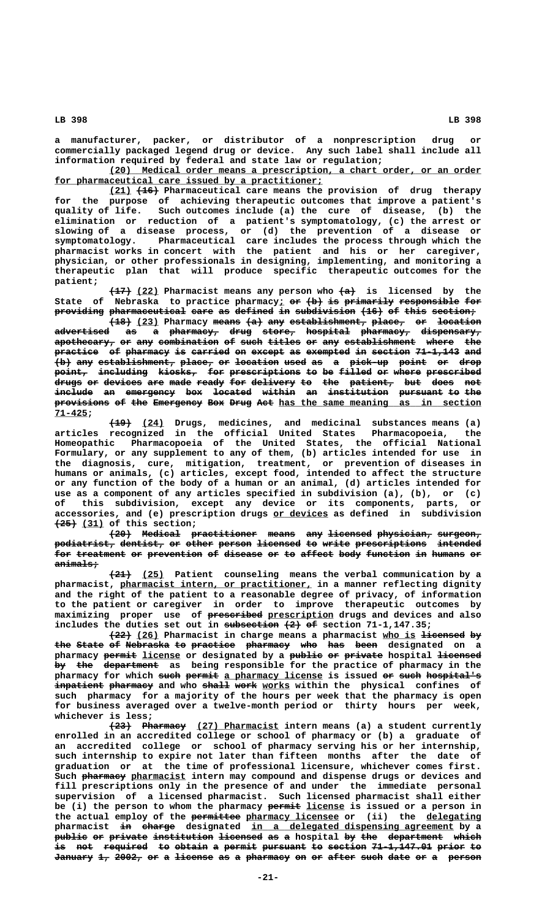a manufacturer, packer, or distributor of a nonprescription drug or commercially packaged legend drug or device. Any such label shall include all information required by federal and state law or regulation;

(20) Medical order means a prescription, a chart order, or an order for pharmaceutical care issued by a practitioner;

(21) ~~(16)~~ Pharmaceutical care means the provision of drug therapy for the purpose of achieving therapeutic outcomes that improve a patient's quality of life. Such outcomes include (a) the cure of disease, (b) the elimination or reduction of a patient's symptomatology, (c) the arrest or slowing of a disease process, or (d) the prevention of a disease or symptomatology. Pharmaceutical care includes the process through which the pharmacist works in concert with the patient and his or her caregiver, physician, or other professionals in designing, implementing, and monitoring a therapeutic plan that will produce specific therapeutic outcomes for the patient;

~~(17)~~ (22) Pharmacist means any person who ~~(a)~~ is licensed by the State of Nebraska to practice pharmacy; ~~or (b) is primarily responsible for providing pharmaceutical care as defined in subdivision (16) of this section;~~

~~(18)~~ (23) Pharmacy ~~means (a) any establishment, place, or location advertised as a pharmacy, drug store, hospital pharmacy, dispensary, apothecary, or any combination of such titles or any establishment where the practice of pharmacy is carried on except as exempted in section 71-1,143 and (b) any establishment, place, or location used as a pick-up point or drop point, including kiosks, for prescriptions to be filled or where prescribed drugs or devices are made ready for delivery to the patient, but does not include an emergency box located within an institution pursuant to the provisions of the Emergency Box Drug Act~~ has the same meaning as in section 71-425;

~~(19)~~ (24) Drugs, medicines, and medicinal substances means (a) articles recognized in the official United States Pharmacopoeia, the Homeopathic Pharmacopoeia of the United States, the official National Formulary, or any supplement to any of them, (b) articles intended for use in the diagnosis, cure, mitigation, treatment, or prevention of diseases in humans or animals, (c) articles, except food, intended to affect the structure or any function of the body of a human or an animal, (d) articles intended for use as a component of any articles specified in subdivision (a), (b), or (c) of this subdivision, except any device or its components, parts, or accessories, and (e) prescription drugs or devices as defined in subdivision ~~(25)~~ (31) of this section;

~~(20) Medical practitioner means any licensed physician, surgeon, podiatrist, dentist, or other person licensed to write prescriptions intended for treatment or prevention of disease or to affect body function in humans or animals;~~

~~(21)~~ (25) Patient counseling means the verbal communication by a pharmacist, pharmacist intern, or practitioner, in a manner reflecting dignity and the right of the patient to a reasonable degree of privacy, of information to the patient or caregiver in order to improve therapeutic outcomes by maximizing proper use of ~~prescribed~~ prescription drugs and devices and also includes the duties set out in ~~subsection (2) of~~ section 71-1,147.35;

~~(22)~~ (26) Pharmacist in charge means a pharmacist who is ~~licensed by the State of Nebraska to practice pharmacy who has been~~ designated on a pharmacy ~~permit~~ license or designated by a ~~public or private~~ hospital ~~licensed by the department~~ as being responsible for the practice of pharmacy in the pharmacy for which ~~such permit~~ a pharmacy license is issued ~~or such hospital's inpatient pharmacy~~ and who ~~shall work~~ works within the physical confines of such pharmacy for a majority of the hours per week that the pharmacy is open for business averaged over a twelve-month period or thirty hours per week, whichever is less;

~~(23) Pharmacy~~ (27) Pharmacist intern means (a) a student currently enrolled in an accredited college or school of pharmacy or (b) a graduate of an accredited college or school of pharmacy serving his or her internship, such internship to expire not later than fifteen months after the date of graduation or at the time of professional licensure, whichever comes first. Such ~~pharmacy~~ pharmacist intern may compound and dispense drugs or devices and fill prescriptions only in the presence of and under the immediate personal supervision of a licensed pharmacist. Such licensed pharmacist shall either be (i) the person to whom the pharmacy ~~permit~~ license is issued or a person in the actual employ of the ~~permittee~~ pharmacy licensee or (ii) the delegating pharmacist ~~in charge~~ designated in a delegated dispensing agreement by a ~~public or private institution licensed as a~~ hospital ~~by the department which is not required to obtain a permit pursuant to section 71-1,147.01 prior to January 1, 2002, or a license as a pharmacy on or after such date or a person~~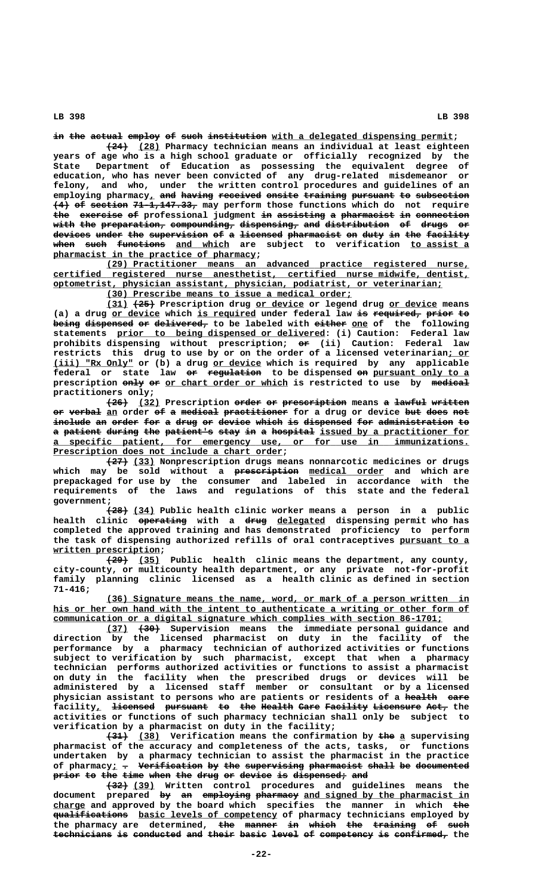in the actual employ of such institution with a delegated dispensing permit;

(24) (28) Pharmacy technician means an individual at least eighteen years of age who is a high school graduate or officially recognized by the State Department of Education as possessing the equivalent degree of education, who has never been convicted of any drug-related misdemeanor or felony, and who, under the written control procedures and guidelines of an employing pharmacy, and having received onsite training pursuant to subsection (4) of section 71-1,147.33, may perform those functions which do not require the exercise of professional judgment in assisting a pharmacist in connection with the preparation, compounding, dispensing, and distribution of drugs or devices under the supervision of a licensed pharmacist on duty in the facility when such functions and which are subject to verification to assist a pharmacist in the practice of pharmacy;

(29) Practitioner means an advanced practice registered nurse, certified registered nurse anesthetist, certified nurse midwife, dentist, optometrist, physician assistant, physician, podiatrist, or veterinarian;

(30) Prescribe means to issue a medical order;

(31) (25) Prescription drug or device or legend drug or device means (a) a drug or device which is required under federal law is required, prior to being dispensed or delivered, to be labeled with either one of the following statements prior to being dispensed or delivered: (i) Caution: Federal law prohibits dispensing without prescription; or (ii) Caution: Federal law restricts this drug to use by or on the order of a licensed veterinarian; or (iii) "Rx Only" or (b) a drug or device which is required by any applicable federal or state law or regulation to be dispensed on pursuant only to a prescription only or or chart order or which is restricted to use by medical practitioners only;

(26) (32) Prescription order or prescription means a lawful written or verbal an order of a medical practitioner for a drug or device but does not include an order for a drug or device which is dispensed for administration to a patient during the patient's stay in a hospital issued by a practitioner for a specific patient, for emergency use, or for use in immunizations. Prescription does not include a chart order;

(27) (33) Nonprescription drugs means nonnarcotic medicines or drugs which may be sold without a prescription medical order and which are prepackaged for use by the consumer and labeled in accordance with the requirements of the laws and regulations of this state and the federal government;

(28) (34) Public health clinic worker means a person in a public health clinic operating with a drug delegated dispensing permit who has completed the approved training and has demonstrated proficiency to perform the task of dispensing authorized refills of oral contraceptives pursuant to a written prescription;

(29) (35) Public health clinic means the department, any county, city-county, or multicounty health department, or any private not-for-profit family planning clinic licensed as a health clinic as defined in section 71-416;

(36) Signature means the name, word, or mark of a person written in his or her own hand with the intent to authenticate a writing or other form of communication or a digital signature which complies with section 86-1701;

(37) (30) Supervision means the immediate personal guidance and direction by the licensed pharmacist on duty in the facility of the performance by a pharmacy technician of authorized activities or functions subject to verification by such pharmacist, except that when a pharmacy technician performs authorized activities or functions to assist a pharmacist on duty in the facility when the prescribed drugs or devices will be administered by a licensed staff member or consultant or by a licensed physician assistant to persons who are patients or residents of a health care facility, licensed pursuant to the Health Care Facility Licensure Act, the activities or functions of such pharmacy technician shall only be subject to verification by a pharmacist on duty in the facility;

(31) (38) Verification means the confirmation by the a supervising pharmacist of the accuracy and completeness of the acts, tasks, or functions undertaken by a pharmacy technician to assist the pharmacist in the practice of pharmacy; . Verification by the supervising pharmacist shall be documented prior to the time when the drug or device is dispensed; and

(32) (39) Written control procedures and guidelines means the document prepared by an employing pharmacy and signed by the pharmacist in charge and approved by the board which specifies the manner in which the qualifications basic levels of competency of pharmacy technicians employed by the pharmacy are determined, the manner in which the training of such technicians is conducted and their basic level of competency is confirmed, the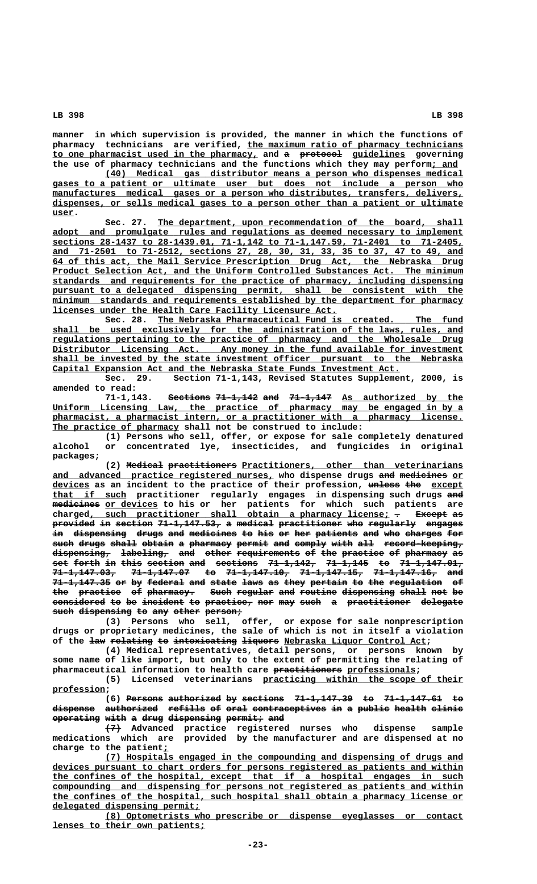manner in which supervision is provided, the manner in which the functions of pharmacy technicians are verified, the maximum ratio of pharmacy technicians to one pharmacist used in the pharmacy, and a protocol guidelines governing the use of pharmacy technicians and the functions which they may perform; and

(40) Medical gas distributor means a person who dispenses medical gases to a patient or ultimate user but does not include a person who manufactures medical gases or a person who distributes, transfers, delivers, dispenses, or sells medical gases to a person other than a patient or ultimate user.

Sec. 27. The department, upon recommendation of the board, shall adopt and promulgate rules and regulations as deemed necessary to implement sections 28-1437 to 28-1439.01, 71-1,142 to 71-1,147.59, 71-2401 to 71-2405, and 71-2501 to 71-2512, sections 27, 28, 30, 31, 33, 35 to 37, 47 to 49, and 64 of this act, the Mail Service Prescription Drug Act, the Nebraska Drug Product Selection Act, and the Uniform Controlled Substances Act. The minimum standards and requirements for the practice of pharmacy, including dispensing pursuant to a delegated dispensing permit, shall be consistent with the minimum standards and requirements established by the department for pharmacy licenses under the Health Care Facility Licensure Act.

Sec. 28. The Nebraska Pharmaceutical Fund is created. The fund shall be used exclusively for the administration of the laws, rules, and regulations pertaining to the practice of pharmacy and the Wholesale Drug Distributor Licensing Act. Any money in the fund available for investment shall be invested by the state investment officer pursuant to the Nebraska Capital Expansion Act and the Nebraska State Funds Investment Act.

Sec. 29. Section 71-1,143, Revised Statutes Supplement, 2000, is amended to read:

71-1,143. Sections 71-1,142 and 71-1,147 As authorized by the Uniform Licensing Law, the practice of pharmacy may be engaged in by a pharmacist, a pharmacist intern, or a practitioner with a pharmacy license. The practice of pharmacy shall not be construed to include:

(1) Persons who sell, offer, or expose for sale completely denatured alcohol or concentrated lye, insecticides, and fungicides in original packages;

(2) Medical practitioners Practitioners, other than veterinarians and advanced practice registered nurses, who dispense drugs and medicines or devices as an incident to the practice of their profession, unless the except that if such practitioner regularly engages in dispensing such drugs and medicines or devices to his or her patients for which such patients are charged, such practitioner shall obtain a pharmacy license; . Except as provided in section 71-1,147.53, a medical practitioner who regularly engages in dispensing drugs and medicines to his or her patients and who charges for such drugs shall obtain a pharmacy permit and comply with all record-keeping, dispensing, labeling, and other requirements of the practice of pharmacy as set forth in this section and sections 71-1,142, 71-1,145 to 71-1,147.01, 71-1,147.03, 71-1,147.07 to 71-1,147.10, 71-1,147.15, 71-1,147.16, and 71-1,147.35 or by federal and state laws as they pertain to the regulation of the practice of pharmacy. Such regular and routine dispensing shall not be considered to be incident to practice, nor may such a practitioner delegate such dispensing to any other person;

(3) Persons who sell, offer, or expose for sale nonprescription drugs or proprietary medicines, the sale of which is not in itself a violation of the law relating to intoxicating liquors Nebraska Liquor Control Act;

(4) Medical representatives, detail persons, or persons known by some name of like import, but only to the extent of permitting the relating of pharmaceutical information to health care practitioners professionals;

(5) Licensed veterinarians practicing within the scope of their profession;

(6) Persons authorized by sections 71-1,147.39 to 71-1,147.61 to dispense authorized refills of oral contraceptives in a public health clinic operating with a drug dispensing permit; and

(7) Advanced practice registered nurses who dispense sample medications which are provided by the manufacturer and are dispensed at no charge to the patient;

(7) Hospitals engaged in the compounding and dispensing of drugs and devices pursuant to chart orders for persons registered as patients and within the confines of the hospital, except that if a hospital engages in such compounding and dispensing for persons not registered as patients and within the confines of the hospital, such hospital shall obtain a pharmacy license or delegated dispensing permit;

(8) Optometrists who prescribe or dispense eyeglasses or contact lenses to their own patients;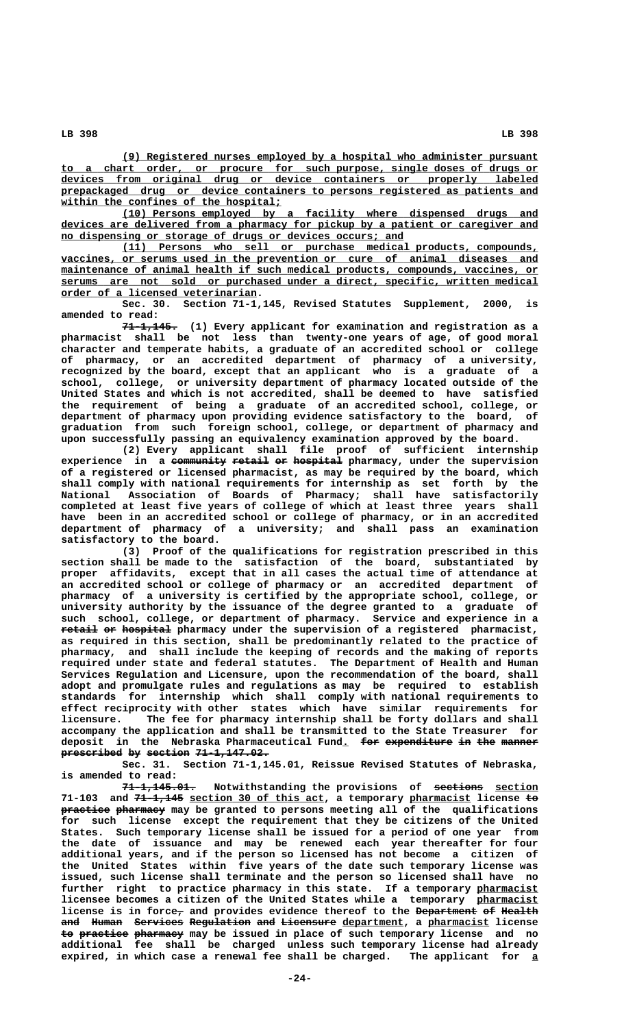(9) Registered nurses employed by a hospital who administer pursuant to a chart order, or procure for such purpose, single doses of drugs or devices from original drug or device containers or properly labeled prepackaged drug or device containers to persons registered as patients and within the confines of the hospital;

(10) Persons employed by a facility where dispensed drugs and devices are delivered from a pharmacy for pickup by a patient or caregiver and no dispensing or storage of drugs or devices occurs; and

(11) Persons who sell or purchase medical products, compounds, vaccines, or serums used in the prevention or cure of animal diseases and maintenance of animal health if such medical products, compounds, vaccines, or serums are not sold or purchased under a direct, specific, written medical order of a licensed veterinarian.

Sec. 30. Section 71-1,145, Revised Statutes Supplement, 2000, is amended to read:

71-1,145. (1) Every applicant for examination and registration as a pharmacist shall be not less than twenty-one years of age, of good moral character and temperate habits, a graduate of an accredited school or college of pharmacy, or an accredited department of pharmacy of a university, recognized by the board, except that an applicant who is a graduate of a school, college, or university department of pharmacy located outside of the United States and which is not accredited, shall be deemed to have satisfied the requirement of being a graduate of an accredited school, college, or department of pharmacy upon providing evidence satisfactory to the board, of graduation from such foreign school, college, or department of pharmacy and upon successfully passing an equivalency examination approved by the board.

(2) Every applicant shall file proof of sufficient internship experience in a ~~community retail or hospital~~ pharmacy, under the supervision of a registered or licensed pharmacist, as may be required by the board, which shall comply with national requirements for internship as set forth by the National Association of Boards of Pharmacy; shall have satisfactorily completed at least five years of college of which at least three years shall have been in an accredited school or college of pharmacy, or in an accredited department of pharmacy of a university; and shall pass an examination satisfactory to the board.

(3) Proof of the qualifications for registration prescribed in this section shall be made to the satisfaction of the board, substantiated by proper affidavits, except that in all cases the actual time of attendance at an accredited school or college of pharmacy or an accredited department of pharmacy of a university is certified by the appropriate school, college, or university authority by the issuance of the degree granted to a graduate of such school, college, or department of pharmacy. Service and experience in a ~~retail or hospital~~ pharmacy under the supervision of a registered pharmacist, as required in this section, shall be predominantly related to the practice of pharmacy, and shall include the keeping of records and the making of reports required under state and federal statutes. The Department of Health and Human Services Regulation and Licensure, upon the recommendation of the board, shall adopt and promulgate rules and regulations as may be required to establish standards for internship which shall comply with national requirements to effect reciprocity with other states which have similar requirements for licensure. The fee for pharmacy internship shall be forty dollars and shall accompany the application and shall be transmitted to the State Treasurer for deposit in the Nebraska Pharmaceutical Fund. ~~for expenditure in the manner prescribed by section 71-1,147.02.~~

Sec. 31. Section 71-1,145.01, Reissue Revised Statutes of Nebraska, is amended to read:

~~71-1,145.01.~~ Notwithstanding the provisions of ~~sections~~ section 71-103 and ~~71-1,145~~ section 30 of this act, a temporary pharmacist license ~~to practice pharmacy~~ may be granted to persons meeting all of the qualifications for such license except the requirement that they be citizens of the United States. Such temporary license shall be issued for a period of one year from the date of issuance and may be renewed each year thereafter for four additional years, and if the person so licensed has not become a citizen of the United States within five years of the date such temporary license was issued, such license shall terminate and the person so licensed shall have no further right to practice pharmacy in this state. If a temporary pharmacist licensee becomes a citizen of the United States while a temporary pharmacist license is in force~~,~~ and provides evidence thereof to the ~~Department of Health and Human Services Regulation and Licensure~~ department, a pharmacist license ~~to practice pharmacy~~ may be issued in place of such temporary license and no additional fee shall be charged unless such temporary license had already expired, in which case a renewal fee shall be charged. The applicant for a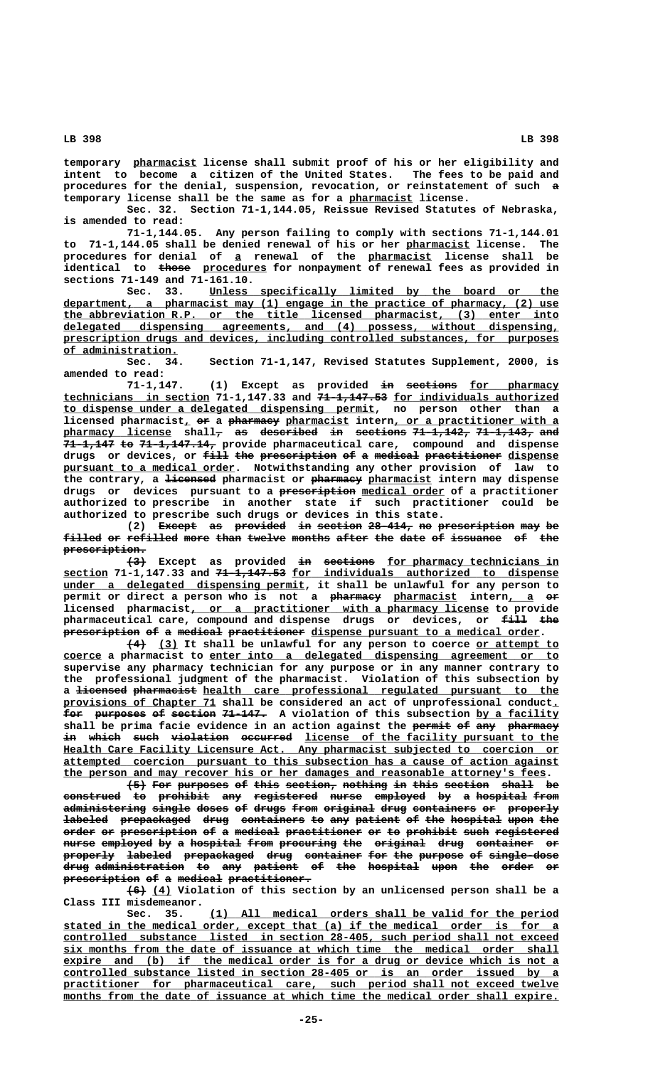temporary pharmacist license shall submit proof of his or her eligibility and intent to become a citizen of the United States. The fees to be paid and procedures for the denial, suspension, revocation, or reinstatement of such a temporary license shall be the same as for a pharmacist license.

Sec. 32. Section 71-1,144.05, Reissue Revised Statutes of Nebraska, is amended to read:

71-1,144.05. Any person failing to comply with sections 71-1,144.01 to 71-1,144.05 shall be denied renewal of his or her pharmacist license. The procedures for denial of a renewal of the pharmacist license shall be identical to those procedures for nonpayment of renewal fees as provided in sections 71-149 and 71-161.10.

Sec. 33. Unless specifically limited by the board or the department, a pharmacist may (1) engage in the practice of pharmacy, (2) use the abbreviation R.P. or the title licensed pharmacist, (3) enter into delegated dispensing agreements, and (4) possess, without dispensing, prescription drugs and devices, including controlled substances, for purposes of administration.

Sec. 34. Section 71-1,147, Revised Statutes Supplement, 2000, is amended to read:

71-1,147. (1) Except as provided in sections for pharmacy technicians in section 71-1,147.33 and 71-1,147.53 for individuals authorized to dispense under a delegated dispensing permit, no person other than a licensed pharmacist, or a pharmacy pharmacist intern, or a practitioner with a pharmacy license shall, as described in sections 71-1,142, 71-1,143, and 71-1,147 to 71-1,147.14, provide pharmaceutical care, compound and dispense drugs or devices, or fill the prescription of a medical practitioner dispense pursuant to a medical order. Notwithstanding any other provision of law to the contrary, a licensed pharmacist or pharmacy pharmacist intern may dispense drugs or devices pursuant to a prescription medical order of a practitioner authorized to prescribe in another state if such practitioner could be authorized to prescribe such drugs or devices in this state.

(2) Except as provided in section 28-414, no prescription may be filled or refilled more than twelve months after the date of issuance of the prescription.

(3) Except as provided in sections for pharmacy technicians in section 71-1,147.33 and 71-1,147.53 for individuals authorized to dispense under a delegated dispensing permit, it shall be unlawful for any person to permit or direct a person who is not a pharmacy pharmacist intern, a or licensed pharmacist, or a practitioner with a pharmacy license to provide pharmaceutical care, compound and dispense drugs or devices, or fill the prescription of a medical practitioner dispense pursuant to a medical order.

(4) (3) It shall be unlawful for any person to coerce or attempt to coerce a pharmacist to enter into a delegated dispensing agreement or to supervise any pharmacy technician for any purpose or in any manner contrary to the professional judgment of the pharmacist. Violation of this subsection by a licensed pharmacist health care professional regulated pursuant to the provisions of Chapter 71 shall be considered an act of unprofessional conduct. for purposes of section 71-147. A violation of this subsection by a facility shall be prima facie evidence in an action against the permit of any pharmacy in which such violation occurred license of the facility pursuant to the Health Care Facility Licensure Act. Any pharmacist subjected to coercion or attempted coercion pursuant to this subsection has a cause of action against the person and may recover his or her damages and reasonable attorney's fees.

(5) For purposes of this section, nothing in this section shall be construed to prohibit any registered nurse employed by a hospital from administering single doses of drugs from original drug containers or properly labeled prepackaged drug containers to any patient of the hospital upon the order or prescription of a medical practitioner or to prohibit such registered nurse employed by a hospital from procuring the original drug container or properly labeled prepackaged drug container for the purpose of single-dose drug administration to any patient of the hospital upon the order or prescription of a medical practitioner.

(6) (4) Violation of this section by an unlicensed person shall be a Class III misdemeanor.

Sec. 35. (1) All medical orders shall be valid for the period stated in the medical order, except that (a) if the medical order is for a controlled substance listed in section 28-405, such period shall not exceed six months from the date of issuance at which time the medical order shall expire and (b) if the medical order is for a drug or device which is not a controlled substance listed in section 28-405 or is an order issued by a practitioner for pharmaceutical care, such period shall not exceed twelve months from the date of issuance at which time the medical order shall expire.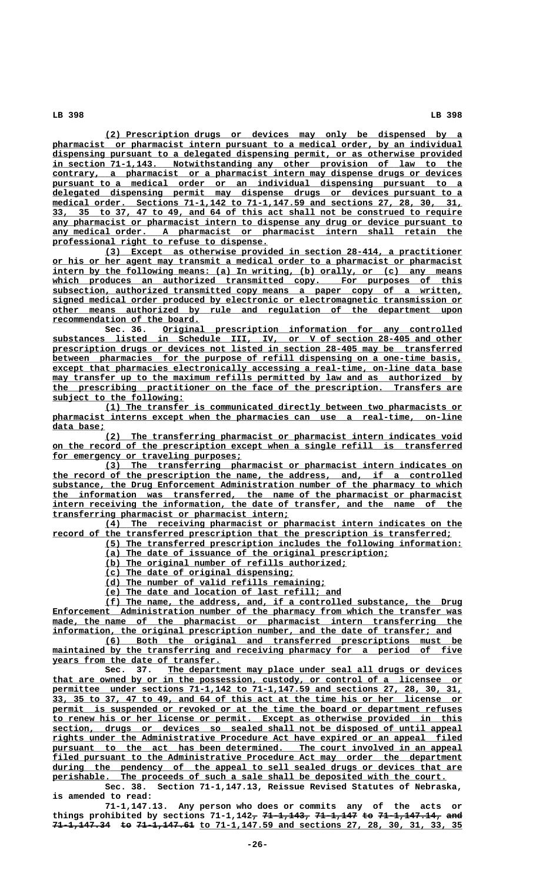(2) Prescription drugs or devices may only be dispensed by a pharmacist or pharmacist intern pursuant to a medical order, by an individual dispensing pursuant to a delegated dispensing permit, or as otherwise provided in section 71-1,143. Notwithstanding any other provision of law to the contrary, a pharmacist or a pharmacist intern may dispense drugs or devices pursuant to a medical order or an individual dispensing pursuant to a delegated dispensing permit may dispense drugs or devices pursuant to a medical order. Sections 71-1,142 to 71-1,147.59 and sections 27, 28, 30, 31, 33, 35 to 37, 47 to 49, and 64 of this act shall not be construed to require any pharmacist or pharmacist intern to dispense any drug or device pursuant to any medical order. A pharmacist or pharmacist intern shall retain the professional right to refuse to dispense.

(3) Except as otherwise provided in section 28-414, a practitioner or his or her agent may transmit a medical order to a pharmacist or pharmacist intern by the following means: (a) In writing, (b) orally, or (c) any means which produces an authorized transmitted copy. For purposes of this subsection, authorized transmitted copy means a paper copy of a written, signed medical order produced by electronic or electromagnetic transmission or other means authorized by rule and regulation of the department upon recommendation of the board.

Sec. 36. Original prescription information for any controlled substances listed in Schedule III, IV, or V of section 28-405 and other prescription drugs or devices not listed in section 28-405 may be transferred between pharmacies for the purpose of refill dispensing on a one-time basis, except that pharmacies electronically accessing a real-time, on-line data base may transfer up to the maximum refills permitted by law and as authorized by the prescribing practitioner on the face of the prescription. Transfers are subject to the following:

(1) The transfer is communicated directly between two pharmacists or pharmacist interns except when the pharmacies can use a real-time, on-line data base;

(2) The transferring pharmacist or pharmacist intern indicates void on the record of the prescription except when a single refill is transferred for emergency or traveling purposes;

(3) The transferring pharmacist or pharmacist intern indicates on the record of the prescription the name, the address, and, if a controlled substance, the Drug Enforcement Administration number of the pharmacy to which the information was transferred, the name of the pharmacist or pharmacist intern receiving the information, the date of transfer, and the name of the transferring pharmacist or pharmacist intern;

(4) The receiving pharmacist or pharmacist intern indicates on the record of the transferred prescription that the prescription is transferred;

(5) The transferred prescription includes the following information:

(a) The date of issuance of the original prescription;

(b) The original number of refills authorized;

(c) The date of original dispensing;

(d) The number of valid refills remaining;

(e) The date and location of last refill; and

(f) The name, the address, and, if a controlled substance, the Drug Enforcement Administration number of the pharmacy from which the transfer was made, the name of the pharmacist or pharmacist intern transferring the information, the original prescription number, and the date of transfer; and

(6) Both the original and transferred prescriptions must be maintained by the transferring and receiving pharmacy for a period of five years from the date of transfer.

Sec. 37. The department may place under seal all drugs or devices that are owned by or in the possession, custody, or control of a licensee or permittee under sections 71-1,142 to 71-1,147.59 and sections 27, 28, 30, 31, 33, 35 to 37, 47 to 49, and 64 of this act at the time his or her license or permit is suspended or revoked or at the time the board or department refuses to renew his or her license or permit. Except as otherwise provided in this section, drugs or devices so sealed shall not be disposed of until appeal rights under the Administrative Procedure Act have expired or an appeal filed pursuant to the act has been determined. The court involved in an appeal filed pursuant to the Administrative Procedure Act may order the department during the pendency of the appeal to sell sealed drugs or devices that are perishable. The proceeds of such a sale shall be deposited with the court.

Sec. 38. Section 71-1,147.13, Reissue Revised Statutes of Nebraska, is amended to read:

71-1,147.13. Any person who does or commits any of the acts or things prohibited by sections 71-1,142~~, 71-1,143, 71-1,147 to 71-1,147.14, and 71-1,147.34 to 71-1,147.61~~ to 71-1,147.59 and sections 27, 28, 30, 31, 33, 35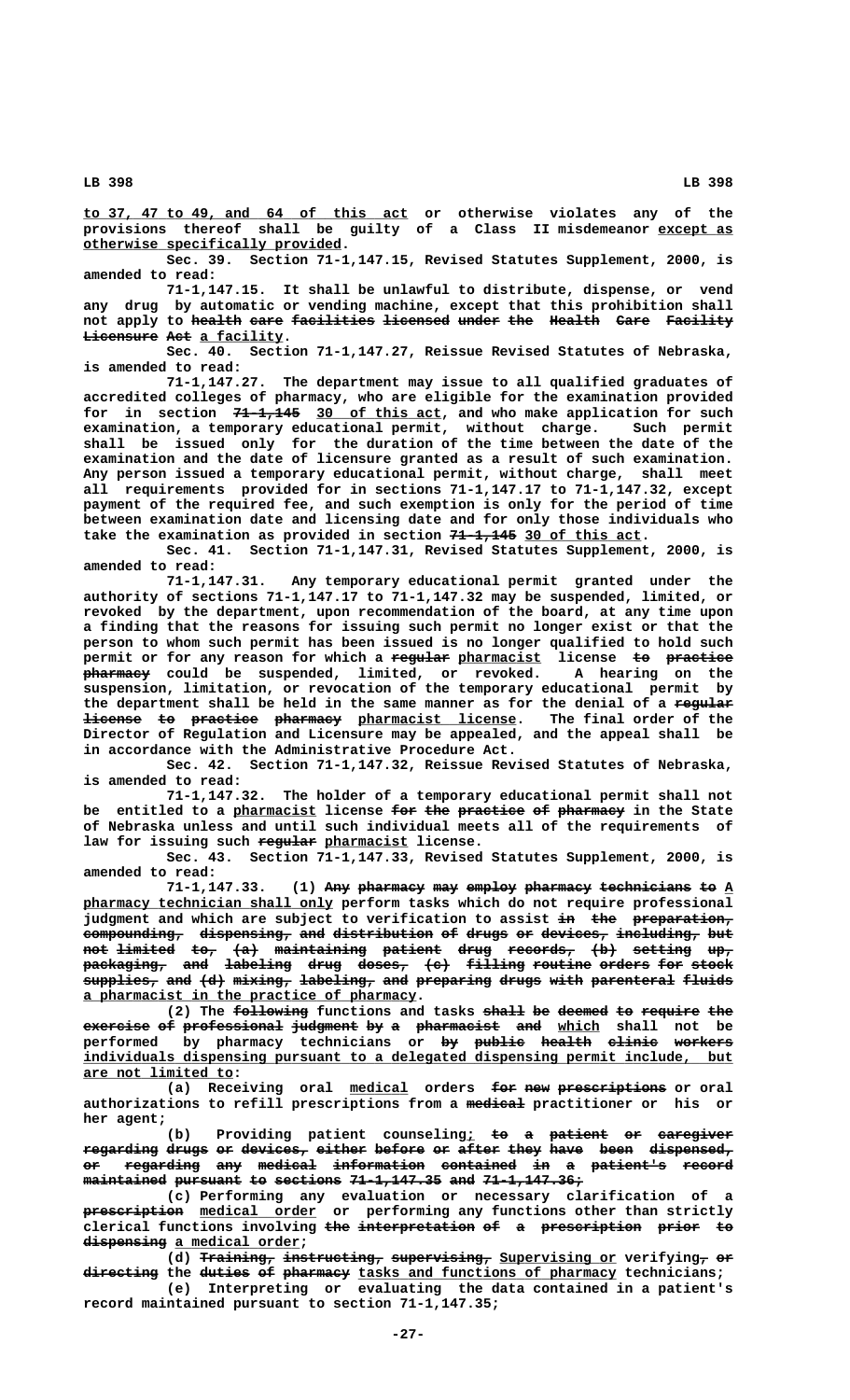to 37, 47 to 49, and 64 of this act or otherwise violates any of the provisions thereof shall be guilty of a Class II misdemeanor except as otherwise specifically provided.

Sec. 39. Section 71-1,147.15, Revised Statutes Supplement, 2000, is amended to read:

71-1,147.15. It shall be unlawful to distribute, dispense, or vend any drug by automatic or vending machine, except that this prohibition shall not apply to ~~health care facilities licensed under the Health Care Facility Licensure Act~~ a facility.

Sec. 40. Section 71-1,147.27, Reissue Revised Statutes of Nebraska, is amended to read:

71-1,147.27. The department may issue to all qualified graduates of accredited colleges of pharmacy, who are eligible for the examination provided for in section ~~71-1,145~~ 30 of this act, and who make application for such examination, a temporary educational permit, without charge. Such permit shall be issued only for the duration of the time between the date of the examination and the date of licensure granted as a result of such examination. Any person issued a temporary educational permit, without charge, shall meet all requirements provided for in sections 71-1,147.17 to 71-1,147.32, except payment of the required fee, and such exemption is only for the period of time between examination date and licensing date and for only those individuals who take the examination as provided in section ~~71-1,145~~ 30 of this act.

Sec. 41. Section 71-1,147.31, Revised Statutes Supplement, 2000, is amended to read:

71-1,147.31. Any temporary educational permit granted under the authority of sections 71-1,147.17 to 71-1,147.32 may be suspended, limited, or revoked by the department, upon recommendation of the board, at any time upon a finding that the reasons for issuing such permit no longer exist or that the person to whom such permit has been issued is no longer qualified to hold such permit or for any reason for which a ~~regular~~ pharmacist license ~~to practice pharmacy~~ could be suspended, limited, or revoked. A hearing on the suspension, limitation, or revocation of the temporary educational permit by the department shall be held in the same manner as for the denial of a ~~regular license to practice pharmacy~~ pharmacist license. The final order of the Director of Regulation and Licensure may be appealed, and the appeal shall be in accordance with the Administrative Procedure Act.

Sec. 42. Section 71-1,147.32, Reissue Revised Statutes of Nebraska, is amended to read:

71-1,147.32. The holder of a temporary educational permit shall not be entitled to a pharmacist license ~~for the practice of pharmacy~~ in the State of Nebraska unless and until such individual meets all of the requirements of law for issuing such ~~regular~~ pharmacist license.

Sec. 43. Section 71-1,147.33, Revised Statutes Supplement, 2000, is amended to read:

71-1,147.33. (1) ~~Any pharmacy may employ pharmacy technicians to~~ A pharmacy technician shall only perform tasks which do not require professional judgment and which are subject to verification to assist ~~in the preparation, compounding, dispensing, and distribution of drugs or devices, including, but not limited to, (a) maintaining patient drug records, (b) setting up, packaging, and labeling drug doses, (c) filling routine orders for stock supplies, and (d) mixing, labeling, and preparing drugs with parenteral fluids~~ a pharmacist in the practice of pharmacy.

(2) The ~~following~~ functions and tasks ~~shall be deemed to require the exercise of professional judgment by a pharmacist and~~ which shall not be performed by pharmacy technicians or ~~by public health clinic workers~~ individuals dispensing pursuant to a delegated dispensing permit include, but are not limited to:

(a) Receiving oral medical orders ~~for new prescriptions~~ or oral authorizations to refill prescriptions from a ~~medical~~ practitioner or his or her agent;

(b) Providing patient counseling; ~~to a patient or caregiver regarding drugs or devices, either before or after they have been dispensed, or regarding any medical information contained in a patient's record maintained pursuant to sections 71-1,147.35 and 71-1,147.36;~~

(c) Performing any evaluation or necessary clarification of a ~~prescription~~ medical order or performing any functions other than strictly clerical functions involving ~~the interpretation of a prescription prior to dispensing~~ a medical order;

(d) ~~Training, instructing, supervising,~~ Supervising or verifying~~, or directing~~ the ~~duties of pharmacy~~ tasks and functions of pharmacy technicians;

(e) Interpreting or evaluating the data contained in a patient's record maintained pursuant to section 71-1,147.35;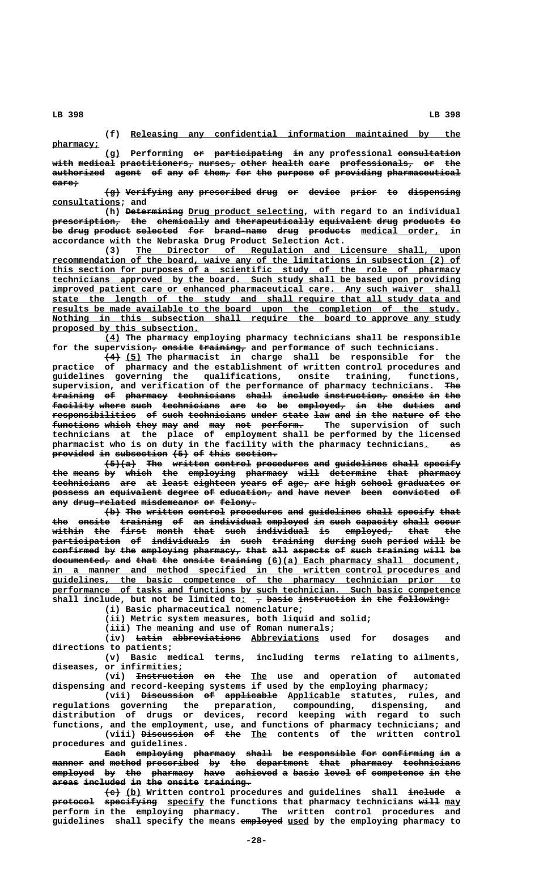(f) Releasing any confidential information maintained by the pharmacy;

(g) Performing ~~or participating in~~ any professional ~~consultation with medical practitioners, nurses, other health care professionals, or the authorized agent of any of them, for the purpose of providing pharmaceutical care;~~

~~(g) Verifying any prescribed drug or device prior to dispensing~~ consultations; and

(h) ~~Determining~~ Drug product selecting, with regard to an individual ~~prescription, the chemically and therapeutically equivalent drug products to be drug product selected for brand-name drug products~~ medical order, in accordance with the Nebraska Drug Product Selection Act.

(3) The Director of Regulation and Licensure shall, upon recommendation of the board, waive any of the limitations in subsection (2) of this section for purposes of a scientific study of the role of pharmacy technicians approved by the board. Such study shall be based upon providing improved patient care or enhanced pharmaceutical care. Any such waiver shall state the length of the study and shall require that all study data and results be made available to the board upon the completion of the study. Nothing in this subsection shall require the board to approve any study proposed by this subsection.

(4) The pharmacy employing pharmacy technicians shall be responsible for the supervision~~, onsite training,~~ and performance of such technicians.

~~(4)~~ (5) The pharmacist in charge shall be responsible for the practice of pharmacy and the establishment of written control procedures and guidelines governing the qualifications, onsite training, functions, supervision, and verification of the performance of pharmacy technicians. ~~The training of pharmacy technicians shall include instruction, onsite in the facility where such technicians are to be employed, in the duties and responsibilities of such technicians under state law and in the nature of the functions which they may and may not perform.~~ The supervision of such technicians at the place of employment shall be performed by the licensed pharmacist who is on duty in the facility with the pharmacy technicians. ~~as provided in subsection (5) of this section.~~

~~(5)(a) The written control procedures and guidelines shall specify the means by which the employing pharmacy will determine that pharmacy technicians are at least eighteen years of age, are high school graduates or possess an equivalent degree of education, and have never been convicted of any drug-related misdemeanor or felony.~~

~~(b) The written control procedures and guidelines shall specify that the onsite training of an individual employed in such capacity shall occur within the first month that such individual is employed, that the participation of individuals in such training during such period will be confirmed by the employing pharmacy, that all aspects of such training will be documented, and that the onsite training~~ (6)(a) Each pharmacy shall document, in a manner and method specified in the written control procedures and guidelines, the basic competence of the pharmacy technician prior to performance of tasks and functions by such technician. Such basic competence shall include, but not be limited to: ~~, basic instruction in the following:~~

(i) Basic pharmaceutical nomenclature;

(ii) Metric system measures, both liquid and solid;

(iii) The meaning and use of Roman numerals;

(iv) ~~Latin abbreviations~~ Abbreviations used for dosages and directions to patients;

(v) Basic medical terms, including terms relating to ailments, diseases, or infirmities;

(vi) ~~Instruction on the~~ The use and operation of automated dispensing and record-keeping systems if used by the employing pharmacy;

(vii) ~~Discussion of applicable~~ Applicable statutes, rules, and regulations governing the preparation, compounding, dispensing, and distribution of drugs or devices, record keeping with regard to such functions, and the employment, use, and functions of pharmacy technicians; and

(viii) ~~Discussion of the~~ The contents of the written control procedures and guidelines.

~~Each employing pharmacy shall be responsible for confirming in a manner and method prescribed by the department that pharmacy technicians employed by the pharmacy have achieved a basic level of competence in the areas included in the onsite training.~~

~~(c)~~ (b) Written control procedures and guidelines shall ~~include a protocol specifying~~ specify the functions that pharmacy technicians ~~will~~ may perform in the employing pharmacy. The written control procedures and guidelines shall specify the means ~~employed~~ used by the employing pharmacy to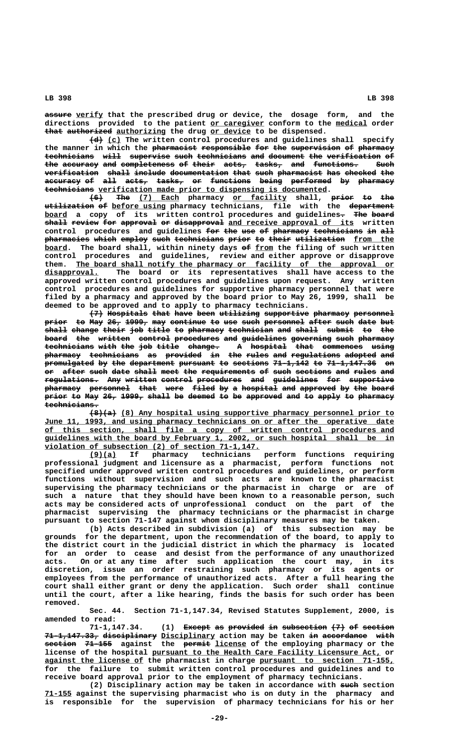~~assure~~ verify that the prescribed drug or device, the dosage form, and the directions provided to the patient or caregiver conform to the medical order ~~that authorized~~ authorizing the drug or device to be dispensed.

~~(d)~~ (c) The written control procedures and guidelines shall specify the manner in which the ~~pharmacist responsible for the supervision of pharmacy technicians will supervise such technicians and document the verification of the accuracy and completeness of their acts, tasks, and functions. Such verification shall include documentation that such pharmacist has checked the accuracy of all acts, tasks, or functions being performed by pharmacy technicians~~ verification made prior to dispensing is documented.

~~(6) The~~ (7) Each pharmacy or facility shall, ~~prior to the utilization of~~ before using pharmacy technicians, file with the ~~department~~ board a copy of its written control procedures and guidelines~~. The board shall review for approval or disapproval~~ and receive approval of its written control procedures and guidelines ~~for the use of pharmacy technicians in all pharmacies which employ such technicians prior to their utilization~~ from the board. The board shall, within ninety days ~~of~~ from the filing of such written control procedures and guidelines, review and either approve or disapprove them. The board shall notify the pharmacy or facility of the approval or disapproval. The board or its representatives shall have access to the approved written control procedures and guidelines upon request. Any written control procedures and guidelines for supportive pharmacy personnel that were filed by a pharmacy and approved by the board prior to May 26, 1999, shall be deemed to be approved and to apply to pharmacy technicians.

~~(7) Hospitals that have been utilizing supportive pharmacy personnel prior to May 26, 1999, may continue to use such personnel after such date but shall change their job title to pharmacy technician and shall submit to the board the written control procedures and guidelines governing such pharmacy technicians with the job title change. A hospital that commences using pharmacy technicians as provided in the rules and regulations adopted and promulgated by the department pursuant to sections 71-1,142 to 71-1,147.36 on or after such date shall meet the requirements of such sections and rules and regulations. Any written control procedures and guidelines for supportive pharmacy personnel that were filed by a hospital and approved by the board prior to May 26, 1999, shall be deemed to be approved and to apply to pharmacy technicians.~~

~~(8)(a)~~ (8) Any hospital using supportive pharmacy personnel prior to June 11, 1993, and using pharmacy technicians on or after the operative date of this section, shall file a copy of written control procedures and guidelines with the board by February 1, 2002, or such hospital shall be in violation of subsection (2) of section 71-1,147.

(9)(a) If pharmacy technicians perform functions requiring professional judgment and licensure as a pharmacist, perform functions not specified under approved written control procedures and guidelines, or perform functions without supervision and such acts are known to the pharmacist supervising the pharmacy technicians or the pharmacist in charge or are of such a nature that they should have been known to a reasonable person, such acts may be considered acts of unprofessional conduct on the part of the pharmacist supervising the pharmacy technicians or the pharmacist in charge pursuant to section 71-147 against whom disciplinary measures may be taken.

(b) Acts described in subdivision (a) of this subsection may be grounds for the department, upon the recommendation of the board, to apply to the district court in the judicial district in which the pharmacy is located for an order to cease and desist from the performance of any unauthorized acts. On or at any time after such application the court may, in its discretion, issue an order restraining such pharmacy or its agents or employees from the performance of unauthorized acts. After a full hearing the court shall either grant or deny the application. Such order shall continue until the court, after a like hearing, finds the basis for such order has been removed.

Sec. 44. Section 71-1,147.34, Revised Statutes Supplement, 2000, is amended to read:

71-1,147.34. (1) ~~Except as provided in subsection (7) of section 71-1,147.33, disciplinary~~ Disciplinary action may be taken ~~in accordance with section 71-155~~ against the ~~permit~~ license of the employing pharmacy or the license of the hospital pursuant to the Health Care Facility Licensure Act, or against the license of the pharmacist in charge pursuant to section 71-155, for the failure to submit written control procedures and guidelines and to receive board approval prior to the employment of pharmacy technicians.

(2) Disciplinary action may be taken in accordance with ~~such~~ section 71-155 against the supervising pharmacist who is on duty in the pharmacy and is responsible for the supervision of pharmacy technicians for his or her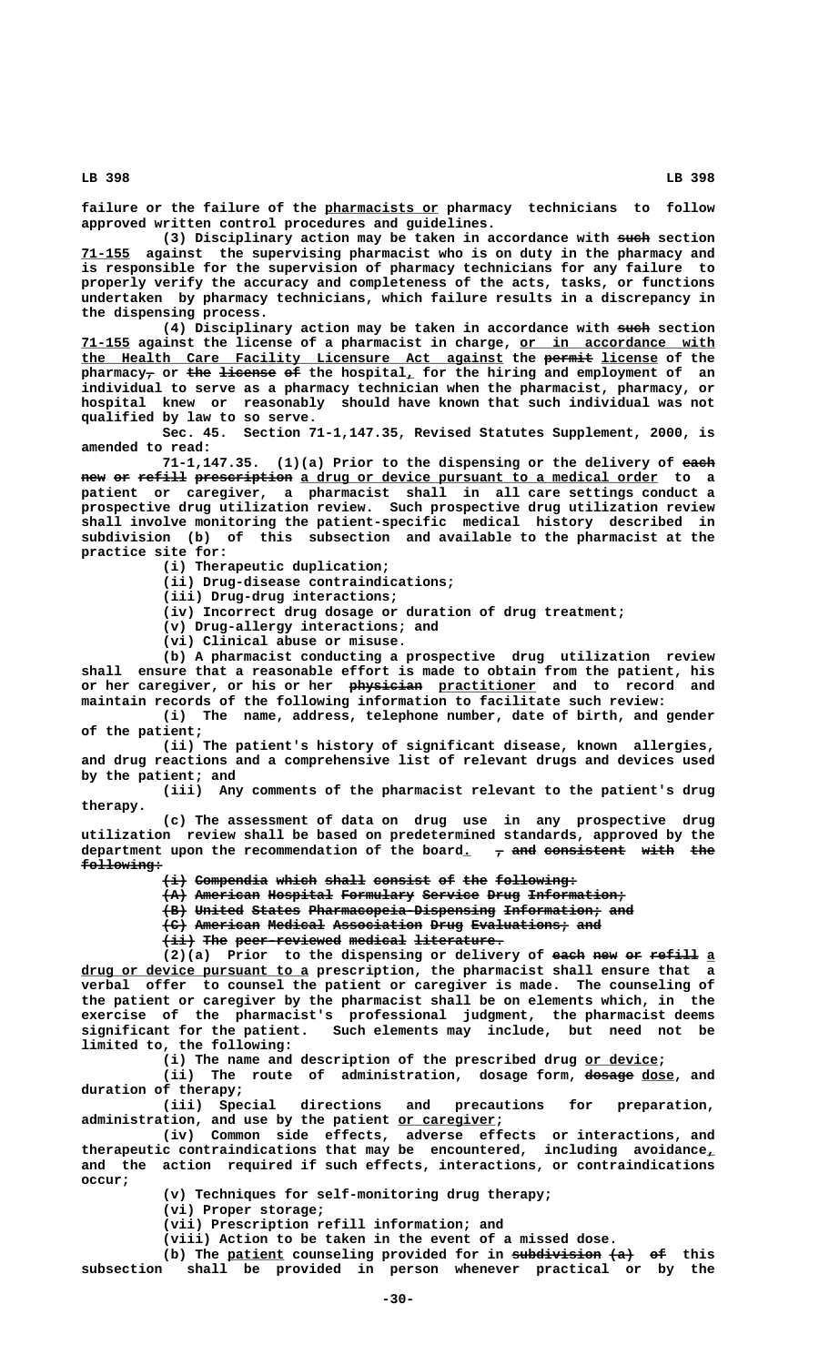failure or the failure of the pharmacists or pharmacy technicians to follow approved written control procedures and guidelines.

(3) Disciplinary action may be taken in accordance with ~~such~~ section 71-155 against the supervising pharmacist who is on duty in the pharmacy and is responsible for the supervision of pharmacy technicians for any failure to properly verify the accuracy and completeness of the acts, tasks, or functions undertaken by pharmacy technicians, which failure results in a discrepancy in the dispensing process.

(4) Disciplinary action may be taken in accordance with ~~such~~ section 71-155 against the license of a pharmacist in charge, or in accordance with the Health Care Facility Licensure Act against the ~~permit~~ license of the pharmacy~~,~~ or ~~the license of~~ the hospital, for the hiring and employment of an individual to serve as a pharmacy technician when the pharmacist, pharmacy, or hospital knew or reasonably should have known that such individual was not qualified by law to so serve.

Sec. 45. Section 71-1,147.35, Revised Statutes Supplement, 2000, is amended to read:

71-1,147.35. (1)(a) Prior to the dispensing or the delivery of ~~each new or refill prescription~~ a drug or device pursuant to a medical order to a patient or caregiver, a pharmacist shall in all care settings conduct a prospective drug utilization review. Such prospective drug utilization review shall involve monitoring the patient-specific medical history described in subdivision (b) of this subsection and available to the pharmacist at the practice site for:

(i) Therapeutic duplication;

(ii) Drug-disease contraindications;

(iii) Drug-drug interactions;

(iv) Incorrect drug dosage or duration of drug treatment;

(v) Drug-allergy interactions; and

(vi) Clinical abuse or misuse.

(b) A pharmacist conducting a prospective drug utilization review shall ensure that a reasonable effort is made to obtain from the patient, his or her caregiver, or his or her ~~physician~~ practitioner and to record and maintain records of the following information to facilitate such review:

(i) The name, address, telephone number, date of birth, and gender of the patient;

(ii) The patient's history of significant disease, known allergies, and drug reactions and a comprehensive list of relevant drugs and devices used by the patient; and

(iii) Any comments of the pharmacist relevant to the patient's drug therapy.

(c) The assessment of data on drug use in any prospective drug utilization review shall be based on predetermined standards, approved by the department upon the recommendation of the board. ~~, and consistent with the following:~~

~~(i) Compendia which shall consist of the following:~~

~~(A) American Hospital Formulary Service Drug Information;~~

~~(B) United States Pharmacopeia-Dispensing Information; and~~

~~(C) American Medical Association Drug Evaluations; and~~

~~(ii) The peer-reviewed medical literature.~~

(2)(a) Prior to the dispensing or delivery of ~~each new or refill~~ a drug or device pursuant to a prescription, the pharmacist shall ensure that a verbal offer to counsel the patient or caregiver is made. The counseling of the patient or caregiver by the pharmacist shall be on elements which, in the exercise of the pharmacist's professional judgment, the pharmacist deems significant for the patient. Such elements may include, but need not be limited to, the following:

(i) The name and description of the prescribed drug or device;

(ii) The route of administration, dosage form, ~~dosage~~ dose, and duration of therapy;

(iii) Special directions and precautions for preparation, administration, and use by the patient or caregiver;

(iv) Common side effects, adverse effects or interactions, and therapeutic contraindications that may be encountered, including avoidance, and the action required if such effects, interactions, or contraindications occur;

(v) Techniques for self-monitoring drug therapy;

(vi) Proper storage;

(vii) Prescription refill information; and

(viii) Action to be taken in the event of a missed dose.

(b) The patient counseling provided for in ~~subdivision (a) of~~ this subsection shall be provided in person whenever practical or by the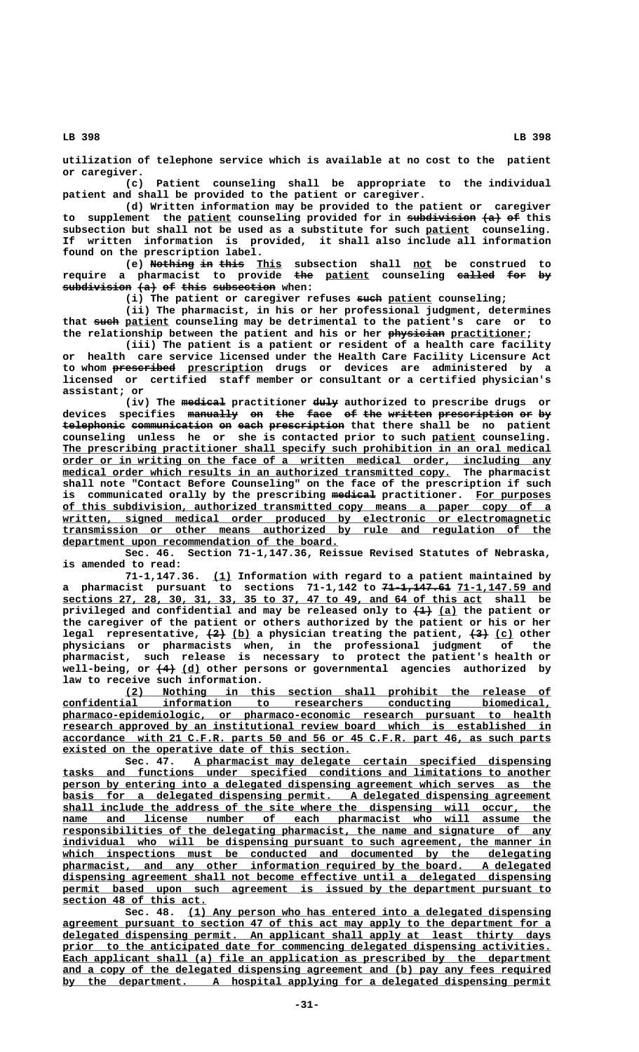utilization of telephone service which is available at no cost to the patient or caregiver.

(c) Patient counseling shall be appropriate to the individual patient and shall be provided to the patient or caregiver.

(d) Written information may be provided to the patient or caregiver to supplement the patient counseling provided for in ~~subdivision (a) of~~ this subsection but shall not be used as a substitute for such patient counseling. If written information is provided, it shall also include all information found on the prescription label.

(e) ~~Nothing in this~~ This subsection shall not be construed to require a pharmacist to provide ~~the~~ patient counseling ~~called for by subdivision (a) of this subsection~~ when:

(i) The patient or caregiver refuses ~~such~~ patient counseling;

(ii) The pharmacist, in his or her professional judgment, determines that ~~such~~ patient counseling may be detrimental to the patient's care or to the relationship between the patient and his or her ~~physician~~ practitioner;

(iii) The patient is a patient or resident of a health care facility or health care service licensed under the Health Care Facility Licensure Act to whom ~~prescribed~~ prescription drugs or devices are administered by a licensed or certified staff member or consultant or a certified physician's assistant; or

(iv) The ~~medical~~ practitioner ~~duly~~ authorized to prescribe drugs or devices specifies ~~manually on the face of the written prescription or by telephonic communication on each prescription~~ that there shall be no patient counseling unless he or she is contacted prior to such patient counseling. The prescribing practitioner shall specify such prohibition in an oral medical order or in writing on the face of a written medical order, including any medical order which results in an authorized transmitted copy. The pharmacist shall note "Contact Before Counseling" on the face of the prescription if such is communicated orally by the prescribing ~~medical~~ practitioner. For purposes of this subdivision, authorized transmitted copy means a paper copy of a written, signed medical order produced by electronic or electromagnetic transmission or other means authorized by rule and regulation of the department upon recommendation of the board.

Sec. 46. Section 71-1,147.36, Reissue Revised Statutes of Nebraska, is amended to read:

71-1,147.36. (1) Information with regard to a patient maintained by a pharmacist pursuant to sections 71-1,142 to ~~71-1,147.61~~ 71-1,147.59 and sections 27, 28, 30, 31, 33, 35 to 37, 47 to 49, and 64 of this act shall be privileged and confidential and may be released only to ~~(1)~~ (a) the patient or the caregiver of the patient or others authorized by the patient or his or her legal representative, ~~(2)~~ (b) a physician treating the patient, ~~(3)~~ (c) other physicians or pharmacists when, in the professional judgment of the pharmacist, such release is necessary to protect the patient's health or well-being, or ~~(4)~~ (d) other persons or governmental agencies authorized by law to receive such information.

(2) Nothing in this section shall prohibit the release of confidential information to researchers conducting biomedical, pharmaco-epidemiologic, or pharmaco-economic research pursuant to health research approved by an institutional review board which is established in accordance with 21 C.F.R. parts 50 and 56 or 45 C.F.R. part 46, as such parts existed on the operative date of this section.

Sec. 47. A pharmacist may delegate certain specified dispensing tasks and functions under specified conditions and limitations to another person by entering into a delegated dispensing agreement which serves as the basis for a delegated dispensing permit. A delegated dispensing agreement shall include the address of the site where the dispensing will occur, the name and license number of each pharmacist who will assume the responsibilities of the delegating pharmacist, the name and signature of any individual who will be dispensing pursuant to such agreement, the manner in which inspections must be conducted and documented by the delegating pharmacist, and any other information required by the board. A delegated dispensing agreement shall not become effective until a delegated dispensing permit based upon such agreement is issued by the department pursuant to section 48 of this act.

Sec. 48. (1) Any person who has entered into a delegated dispensing agreement pursuant to section 47 of this act may apply to the department for a delegated dispensing permit. An applicant shall apply at least thirty days prior to the anticipated date for commencing delegated dispensing activities. Each applicant shall (a) file an application as prescribed by the department and a copy of the delegated dispensing agreement and (b) pay any fees required by the department. A hospital applying for a delegated dispensing permit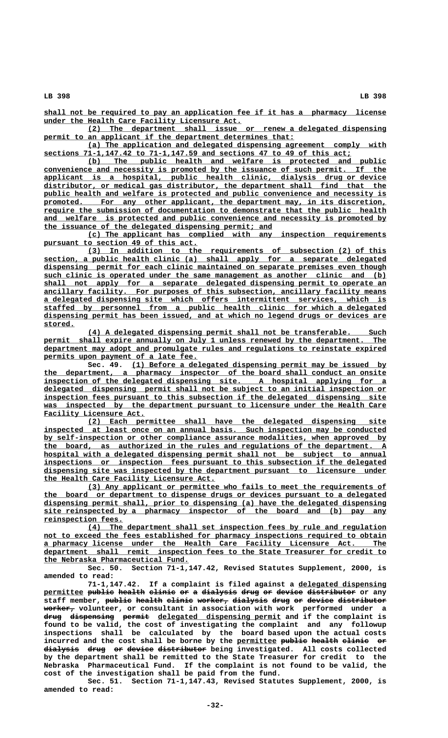shall not be required to pay an application fee if it has a pharmacy license under the Health Care Facility Licensure Act.

(2) The department shall issue or renew a delegated dispensing permit to an applicant if the department determines that:

(a) The application and delegated dispensing agreement comply with sections 71-1,147.42 to 71-1,147.59 and sections 47 to 49 of this act;

(b) The public health and welfare is protected and public convenience and necessity is promoted by the issuance of such permit. If the applicant is a hospital, public health clinic, dialysis drug or device distributor, or medical gas distributor, the department shall find that the public health and welfare is protected and public convenience and necessity is promoted. For any other applicant, the department may, in its discretion, require the submission of documentation to demonstrate that the public health and welfare is protected and public convenience and necessity is promoted by the issuance of the delegated dispensing permit; and

(c) The applicant has complied with any inspection requirements pursuant to section 49 of this act.

(3) In addition to the requirements of subsection (2) of this section, a public health clinic (a) shall apply for a separate delegated dispensing permit for each clinic maintained on separate premises even though such clinic is operated under the same management as another clinic and (b) shall not apply for a separate delegated dispensing permit to operate an ancillary facility. For purposes of this subsection, ancillary facility means a delegated dispensing site which offers intermittent services, which is staffed by personnel from a public health clinic for which a delegated dispensing permit has been issued, and at which no legend drugs or devices are stored.

(4) A delegated dispensing permit shall not be transferable. Such permit shall expire annually on July 1 unless renewed by the department. The department may adopt and promulgate rules and regulations to reinstate expired permits upon payment of a late fee.

Sec. 49. (1) Before a delegated dispensing permit may be issued by the department, a pharmacy inspector of the board shall conduct an onsite inspection of the delegated dispensing site. A hospital applying for a delegated dispensing permit shall not be subject to an initial inspection or inspection fees pursuant to this subsection if the delegated dispensing site was inspected by the department pursuant to licensure under the Health Care Facility Licensure Act.

(2) Each permittee shall have the delegated dispensing site inspected at least once on an annual basis. Such inspection may be conducted by self-inspection or other compliance assurance modalities, when approved by the board, as authorized in the rules and regulations of the department. A hospital with a delegated dispensing permit shall not be subject to annual inspections or inspection fees pursuant to this subsection if the delegated dispensing site was inspected by the department pursuant to licensure under the Health Care Facility Licensure Act.

(3) Any applicant or permittee who fails to meet the requirements of the board or department to dispense drugs or devices pursuant to a delegated dispensing permit shall, prior to dispensing (a) have the delegated dispensing site reinspected by a pharmacy inspector of the board and (b) pay any reinspection fees.

(4) The department shall set inspection fees by rule and regulation not to exceed the fees established for pharmacy inspections required to obtain a pharmacy license under the Health Care Facility Licensure Act. The department shall remit inspection fees to the State Treasurer for credit to the Nebraska Pharmaceutical Fund.

Sec. 50. Section 71-1,147.42, Revised Statutes Supplement, 2000, is amended to read:

71-1,147.42. If a complaint is filed against a ~~public health clinic or a dialysis drug or device distributor~~ delegated dispensing permittee or any staff member, ~~public health clinic worker, dialysis drug or device distributor worker,~~ volunteer, or consultant in association with work performed under a ~~drug dispensing permit~~ delegated dispensing permit and if the complaint is found to be valid, the cost of investigating the complaint and any followup inspections shall be calculated by the board based upon the actual costs incurred and the cost shall be borne by the ~~public health clinic or dialysis drug or device distributor~~ permittee being investigated. All costs collected by the department shall be remitted to the State Treasurer for credit to the Nebraska Pharmaceutical Fund. If the complaint is not found to be valid, the cost of the investigation shall be paid from the fund.

Sec. 51. Section 71-1,147.43, Revised Statutes Supplement, 2000, is amended to read: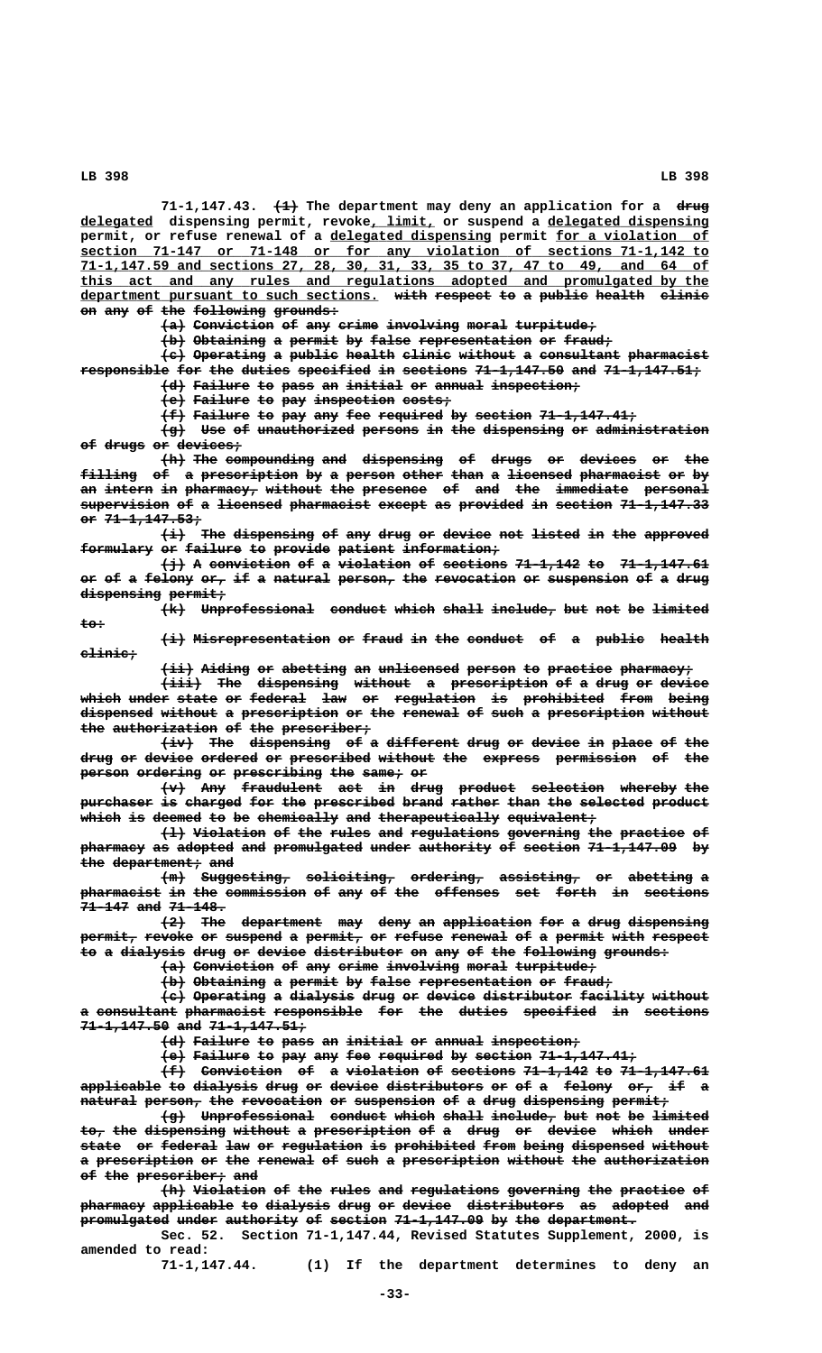71-1,147.43. (1) The department may deny an application for a drug delegated dispensing permit, revoke, limit, or suspend a delegated dispensing permit, or refuse renewal of a delegated dispensing permit for a violation of section 71-147 or 71-148 or for any violation of sections 71-1,142 to 71-1,147.59 and sections 27, 28, 30, 31, 33, 35 to 37, 47 to 49, and 64 of this act and any rules and regulations adopted and promulgated by the department pursuant to such sections. with respect to a public health clinic on any of the following grounds:

(a) Conviction of any crime involving moral turpitude;

(b) Obtaining a permit by false representation or fraud;

(c) Operating a public health clinic without a consultant pharmacist responsible for the duties specified in sections 71-1,147.50 and 71-1,147.51;

(d) Failure to pass an initial or annual inspection;

(e) Failure to pay inspection costs;

(f) Failure to pay any fee required by section 71-1,147.41;

(g) Use of unauthorized persons in the dispensing or administration of drugs or devices;

(h) The compounding and dispensing of drugs or devices or the filling of a prescription by a person other than a licensed pharmacist or by an intern in pharmacy, without the presence of and the immediate personal supervision of a licensed pharmacist except as provided in section 71-1,147.33 or 71-1,147.53;

(i) The dispensing of any drug or device not listed in the approved formulary or failure to provide patient information;

(j) A conviction of a violation of sections 71-1,142 to 71-1,147.61 or of a felony or, if a natural person, the revocation or suspension of a drug dispensing permit;

(k) Unprofessional conduct which shall include, but not be limited to:

(i) Misrepresentation or fraud in the conduct of a public health clinic;

(ii) Aiding or abetting an unlicensed person to practice pharmacy;

(iii) The dispensing without a prescription of a drug or device which under state or federal law or regulation is prohibited from being dispensed without a prescription or the renewal of such a prescription without the authorization of the prescriber;

(iv) The dispensing of a different drug or device in place of the drug or device ordered or prescribed without the express permission of the person ordering or prescribing the same; or

(v) Any fraudulent act in drug product selection whereby the purchaser is charged for the prescribed brand rather than the selected product which is deemed to be chemically and therapeutically equivalent;

(l) Violation of the rules and regulations governing the practice of pharmacy as adopted and promulgated under authority of section 71-1,147.09 by the department; and

(m) Suggesting, soliciting, ordering, assisting, or abetting a pharmacist in the commission of any of the offenses set forth in sections 71-147 and 71-148.

(2) The department may deny an application for a drug dispensing permit, revoke or suspend a permit, or refuse renewal of a permit with respect to a dialysis drug or device distributor on any of the following grounds:

(a) Conviction of any crime involving moral turpitude;

(b) Obtaining a permit by false representation or fraud;

(c) Operating a dialysis drug or device distributor facility without a consultant pharmacist responsible for the duties specified in sections 71-1,147.50 and 71-1,147.51;

(d) Failure to pass an initial or annual inspection;

(e) Failure to pay any fee required by section 71-1,147.41;

(f) Conviction of a violation of sections 71-1,142 to 71-1,147.61 applicable to dialysis drug or device distributors or of a felony or, if a natural person, the revocation or suspension of a drug dispensing permit;

(g) Unprofessional conduct which shall include, but not be limited to, the dispensing without a prescription of a drug or device which under state or federal law or regulation is prohibited from being dispensed without a prescription or the renewal of such a prescription without the authorization of the prescriber; and

(h) Violation of the rules and regulations governing the practice of pharmacy applicable to dialysis drug or device distributors as adopted and promulgated under authority of section 71-1,147.09 by the department.

Sec. 52. Section 71-1,147.44, Revised Statutes Supplement, 2000, is amended to read:

71-1,147.44. (1) If the department determines to deny an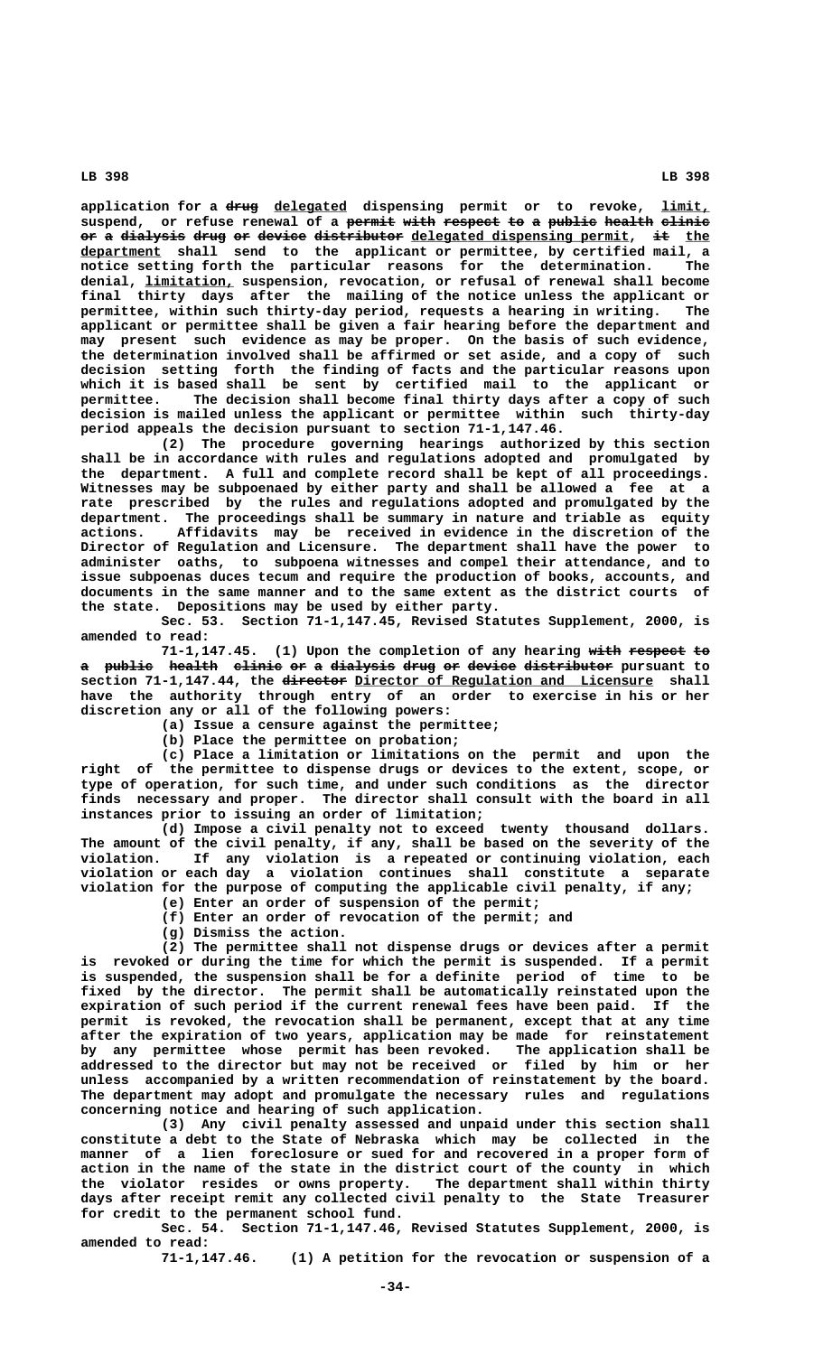application for a ~~drug~~ delegated dispensing permit or to revoke, limit, suspend, or refuse renewal of a ~~permit with respect to a public health clinic or a dialysis drug or device distributor~~ delegated dispensing permit, ~~it~~ the department shall send to the applicant or permittee, by certified mail, a notice setting forth the particular reasons for the determination. The denial, limitation, suspension, revocation, or refusal of renewal shall become final thirty days after the mailing of the notice unless the applicant or permittee, within such thirty-day period, requests a hearing in writing. The applicant or permittee shall be given a fair hearing before the department and may present such evidence as may be proper. On the basis of such evidence, the determination involved shall be affirmed or set aside, and a copy of such decision setting forth the finding of facts and the particular reasons upon which it is based shall be sent by certified mail to the applicant or permittee. The decision shall become final thirty days after a copy of such decision is mailed unless the applicant or permittee within such thirty-day period appeals the decision pursuant to section 71-1,147.46.

(2) The procedure governing hearings authorized by this section shall be in accordance with rules and regulations adopted and promulgated by the department. A full and complete record shall be kept of all proceedings. Witnesses may be subpoenaed by either party and shall be allowed a fee at a rate prescribed by the rules and regulations adopted and promulgated by the department. The proceedings shall be summary in nature and triable as equity actions. Affidavits may be received in evidence in the discretion of the Director of Regulation and Licensure. The department shall have the power to administer oaths, to subpoena witnesses and compel their attendance, and to issue subpoenas duces tecum and require the production of books, accounts, and documents in the same manner and to the same extent as the district courts of the state. Depositions may be used by either party.

Sec. 53. Section 71-1,147.45, Revised Statutes Supplement, 2000, is amended to read:

71-1,147.45. (1) Upon the completion of any hearing ~~with respect to a public health clinic or a dialysis drug or device distributor~~ pursuant to section 71-1,147.44, the ~~director~~ Director of Regulation and Licensure shall have the authority through entry of an order to exercise in his or her discretion any or all of the following powers:

(a) Issue a censure against the permittee;

(b) Place the permittee on probation;

(c) Place a limitation or limitations on the permit and upon the right of the permittee to dispense drugs or devices to the extent, scope, or type of operation, for such time, and under such conditions as the director finds necessary and proper. The director shall consult with the board in all instances prior to issuing an order of limitation;

(d) Impose a civil penalty not to exceed twenty thousand dollars. The amount of the civil penalty, if any, shall be based on the severity of the violation. If any violation is a repeated or continuing violation, each violation or each day a violation continues shall constitute a separate violation for the purpose of computing the applicable civil penalty, if any;

(e) Enter an order of suspension of the permit;

(f) Enter an order of revocation of the permit; and

(g) Dismiss the action.

(2) The permittee shall not dispense drugs or devices after a permit is revoked or during the time for which the permit is suspended. If a permit is suspended, the suspension shall be for a definite period of time to be fixed by the director. The permit shall be automatically reinstated upon the expiration of such period if the current renewal fees have been paid. If the permit is revoked, the revocation shall be permanent, except that at any time after the expiration of two years, application may be made for reinstatement by any permittee whose permit has been revoked. The application shall be addressed to the director but may not be received or filed by him or her unless accompanied by a written recommendation of reinstatement by the board. The department may adopt and promulgate the necessary rules and regulations concerning notice and hearing of such application.

(3) Any civil penalty assessed and unpaid under this section shall constitute a debt to the State of Nebraska which may be collected in the manner of a lien foreclosure or sued for and recovered in a proper form of action in the name of the state in the district court of the county in which the violator resides or owns property. The department shall within thirty days after receipt remit any collected civil penalty to the State Treasurer for credit to the permanent school fund.

Sec. 54. Section 71-1,147.46, Revised Statutes Supplement, 2000, is amended to read:

71-1,147.46. (1) A petition for the revocation or suspension of a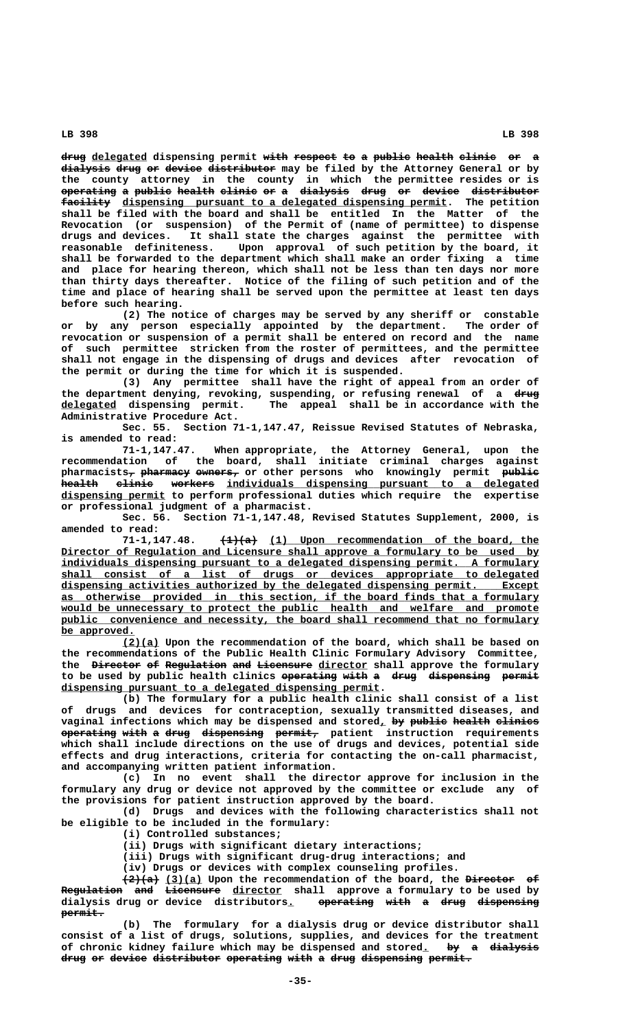~~drug~~ delegated dispensing permit ~~with respect to a public health clinic or a dialysis drug or device distributor~~ may be filed by the Attorney General or by the county attorney in the county in which the permittee resides or is ~~operating a public health clinic or a dialysis drug or device distributor facility~~ dispensing pursuant to a delegated dispensing permit. The petition shall be filed with the board and shall be entitled In the Matter of the Revocation (or suspension) of the Permit of (name of permittee) to dispense drugs and devices. It shall state the charges against the permittee with reasonable definiteness. Upon approval of such petition by the board, it shall be forwarded to the department which shall make an order fixing a time and place for hearing thereon, which shall not be less than ten days nor more than thirty days thereafter. Notice of the filing of such petition and of the time and place of hearing shall be served upon the permittee at least ten days before such hearing.

(2) The notice of charges may be served by any sheriff or constable or by any person especially appointed by the department. The order of revocation or suspension of a permit shall be entered on record and the name of such permittee stricken from the roster of permittees, and the permittee shall not engage in the dispensing of drugs and devices after revocation of the permit or during the time for which it is suspended.

(3) Any permittee shall have the right of appeal from an order of the department denying, revoking, suspending, or refusing renewal of a ~~drug~~ delegated dispensing permit. The appeal shall be in accordance with the Administrative Procedure Act.

Sec. 55. Section 71-1,147.47, Reissue Revised Statutes of Nebraska, is amended to read:

71-1,147.47. When appropriate, the Attorney General, upon the recommendation of the board, shall initiate criminal charges against pharmacists~~, pharmacy owners,~~ or other persons who knowingly permit ~~public health clinic workers~~ individuals dispensing pursuant to a delegated dispensing permit to perform professional duties which require the expertise or professional judgment of a pharmacist.

Sec. 56. Section 71-1,147.48, Revised Statutes Supplement, 2000, is amended to read:

71-1,147.48. ~~(1)(a)~~ (1) Upon recommendation of the board, the Director of Regulation and Licensure shall approve a formulary to be used by individuals dispensing pursuant to a delegated dispensing permit. A formulary shall consist of a list of drugs or devices appropriate to delegated dispensing activities authorized by the delegated dispensing permit. Except as otherwise provided in this section, if the board finds that a formulary would be unnecessary to protect the public health and welfare and promote public convenience and necessity, the board shall recommend that no formulary be approved.

(2)(a) Upon the recommendation of the board, which shall be based on the recommendations of the Public Health Clinic Formulary Advisory Committee, the ~~Director of Regulation and Licensure~~ director shall approve the formulary to be used by public health clinics ~~operating with a drug dispensing permit~~ dispensing pursuant to a delegated dispensing permit.

(b) The formulary for a public health clinic shall consist of a list of drugs and devices for contraception, sexually transmitted diseases, and vaginal infections which may be dispensed and stored, ~~by public health clinics operating with a drug dispensing permit,~~ patient instruction requirements which shall include directions on the use of drugs and devices, potential side effects and drug interactions, criteria for contacting the on-call pharmacist, and accompanying written patient information.

(c) In no event shall the director approve for inclusion in the formulary any drug or device not approved by the committee or exclude any of the provisions for patient instruction approved by the board.

(d) Drugs and devices with the following characteristics shall not be eligible to be included in the formulary:

(i) Controlled substances;

(ii) Drugs with significant dietary interactions;

(iii) Drugs with significant drug-drug interactions; and

(iv) Drugs or devices with complex counseling profiles.

~~(2)(a)~~ (3)(a) Upon the recommendation of the board, the ~~Director of Regulation and Licensure~~ director shall approve a formulary to be used by dialysis drug or device distributors. ~~operating with a drug dispensing permit.~~

(b) The formulary for a dialysis drug or device distributor shall consist of a list of drugs, solutions, supplies, and devices for the treatment of chronic kidney failure which may be dispensed and stored. ~~by a dialysis drug or device distributor operating with a drug dispensing permit.~~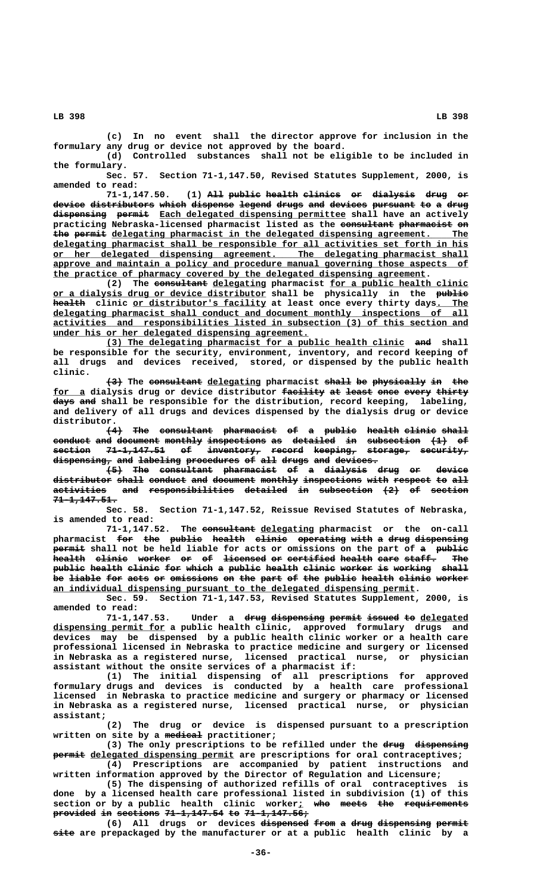(c) In no event shall the director approve for inclusion in the formulary any drug or device not approved by the board.

(d) Controlled substances shall not be eligible to be included in the formulary.

Sec. 57. Section 71-1,147.50, Revised Statutes Supplement, 2000, is amended to read:

71-1,147.50. (1) ~~All public health clinics or dialysis drug or device distributors which dispense legend drugs and devices pursuant to a drug dispensing permit~~ <u>Each delegated dispensing permittee</u> shall have an actively practicing Nebraska-licensed pharmacist listed as the ~~consultant pharmacist on the permit~~ <u>delegating pharmacist in the delegated dispensing agreement. The delegating pharmacist shall be responsible for all activities set forth in his or her delegated dispensing agreement. The delegating pharmacist shall approve and maintain a policy and procedure manual governing those aspects of the practice of pharmacy covered by the delegated dispensing agreement</u>.

(2) The ~~consultant~~ <u>delegating</u> pharmacist <u>for a public health clinic or a dialysis drug or device distributor</u> shall be physically in the ~~public health~~ clinic <u>or distributor's facility</u> at least once every thirty days<u>. The delegating pharmacist shall conduct and document monthly inspections of all activities and responsibilities listed in subsection (3) of this section and under his or her delegated dispensing agreement.</u>

<u>(3) The delegating pharmacist for a public health clinic</u> ~~and~~ shall be responsible for the security, environment, inventory, and record keeping of all drugs and devices received, stored, or dispensed by the public health clinic.

~~(3)~~ The ~~consultant~~ <u>delegating</u> pharmacist ~~shall be physically in the~~ <u>for a</u> dialysis drug or device distributor ~~facility at least once every thirty days and~~ shall be responsible for the distribution, record keeping, labeling, and delivery of all drugs and devices dispensed by the dialysis drug or device distributor.

~~(4) The consultant pharmacist of a public health clinic shall conduct and document monthly inspections as detailed in subsection (1) of section 71-1,147.51 of inventory, record keeping, storage, security, dispensing, and labeling procedures of all drugs and devices.~~

~~(5) The consultant pharmacist of a dialysis drug or device distributor shall conduct and document monthly inspections with respect to all activities and responsibilities detailed in subsection (2) of section 71-1,147.51.~~

Sec. 58. Section 71-1,147.52, Reissue Revised Statutes of Nebraska, is amended to read:

71-1,147.52. The ~~consultant~~ <u>delegating</u> pharmacist or the on-call pharmacist ~~for the public health clinic operating with a drug dispensing permit~~ shall not be held liable for acts or omissions on the part of ~~a public health clinic worker or of licensed or certified health care staff. The public health clinic for which a public health clinic worker is working shall be liable for acts or omissions on the part of the public health clinic worker~~ <u>an individual dispensing pursuant to the delegated dispensing permit</u>.

Sec. 59. Section 71-1,147.53, Revised Statutes Supplement, 2000, is amended to read:

71-1,147.53. Under a ~~drug dispensing permit issued to~~ <u>delegated dispensing permit for</u> a public health clinic, approved formulary drugs and devices may be dispensed by a public health clinic worker or a health care professional licensed in Nebraska to practice medicine and surgery or licensed in Nebraska as a registered nurse, licensed practical nurse, or physician assistant without the onsite services of a pharmacist if:

(1) The initial dispensing of all prescriptions for approved formulary drugs and devices is conducted by a health care professional licensed in Nebraska to practice medicine and surgery or pharmacy or licensed in Nebraska as a registered nurse, licensed practical nurse, or physician assistant;

(2) The drug or device is dispensed pursuant to a prescription written on site by a ~~medical~~ practitioner;

(3) The only prescriptions to be refilled under the ~~drug dispensing permit~~ <u>delegated dispensing permit</u> are prescriptions for oral contraceptives;

(4) Prescriptions are accompanied by patient instructions and written information approved by the Director of Regulation and Licensure;

(5) The dispensing of authorized refills of oral contraceptives is done by a licensed health care professional listed in subdivision (1) of this section or by a public health clinic worker<u>;</u> ~~who meets the requirements provided in sections 71-1,147.54 to 71-1,147.56;~~

(6) All drugs or devices ~~dispensed from a drug dispensing permit site~~ are prepackaged by the manufacturer or at a public health clinic by a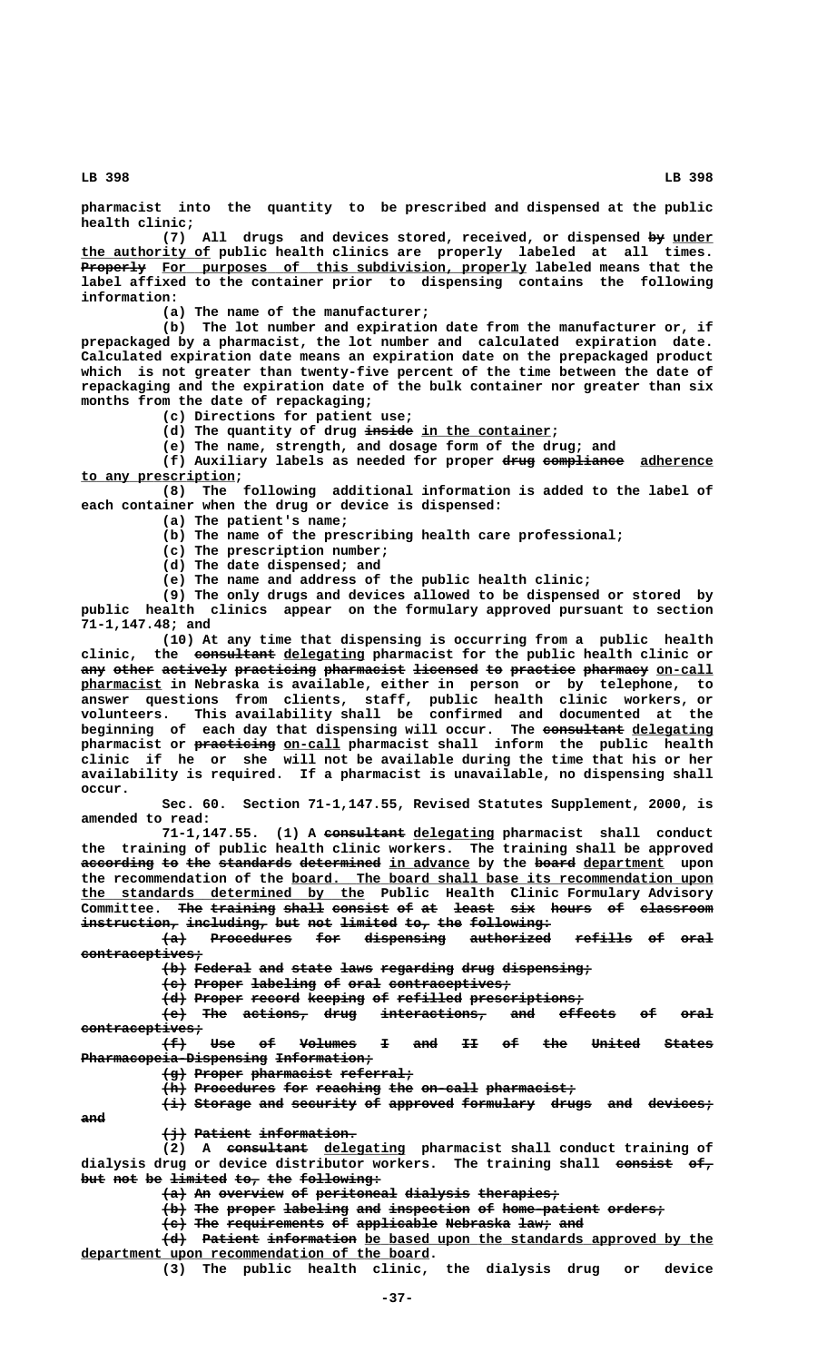pharmacist into the quantity to be prescribed and dispensed at the public health clinic;

(7) All drugs and devices stored, received, or dispensed ~~by~~ under the authority of public health clinics are properly labeled at all times. ~~Properly~~ For purposes of this subdivision, properly labeled means that the label affixed to the container prior to dispensing contains the following information:

(a) The name of the manufacturer;

(b) The lot number and expiration date from the manufacturer or, if prepackaged by a pharmacist, the lot number and calculated expiration date. Calculated expiration date means an expiration date on the prepackaged product which is not greater than twenty-five percent of the time between the date of repackaging and the expiration date of the bulk container nor greater than six months from the date of repackaging;

(c) Directions for patient use;

(d) The quantity of drug ~~inside~~ in the container;

(e) The name, strength, and dosage form of the drug; and

(f) Auxiliary labels as needed for proper ~~drug compliance~~ adherence to any prescription;

(8) The following additional information is added to the label of each container when the drug or device is dispensed:

(a) The patient's name;

(b) The name of the prescribing health care professional;

(c) The prescription number;

(d) The date dispensed; and

(e) The name and address of the public health clinic;

(9) The only drugs and devices allowed to be dispensed or stored by public health clinics appear on the formulary approved pursuant to section 71-1,147.48; and

(10) At any time that dispensing is occurring from a public health clinic, the ~~consultant~~ delegating pharmacist for the public health clinic or ~~any other actively practicing pharmacist licensed to practice pharmacy~~ on-call pharmacist in Nebraska is available, either in person or by telephone, to answer questions from clients, staff, public health clinic workers, or volunteers. This availability shall be confirmed and documented at the beginning of each day that dispensing will occur. The ~~consultant~~ delegating pharmacist or ~~practicing~~ on-call pharmacist shall inform the public health clinic if he or she will not be available during the time that his or her availability is required. If a pharmacist is unavailable, no dispensing shall occur.

Sec. 60. Section 71-1,147.55, Revised Statutes Supplement, 2000, is amended to read:

71-1,147.55. (1) A ~~consultant~~ delegating pharmacist shall conduct the training of public health clinic workers. The training shall be approved ~~according to the standards determined~~ in advance by the ~~board~~ department upon the recommendation of the board. The board shall base its recommendation upon the standards determined by the Public Health Clinic Formulary Advisory Committee. ~~The training shall consist of at least six hours of classroom instruction, including, but not limited to, the following:~~

~~(a) Procedures for dispensing authorized refills of oral contraceptives;~~

~~(b) Federal and state laws regarding drug dispensing;~~

~~(c) Proper labeling of oral contraceptives;~~

~~(d) Proper record keeping of refilled prescriptions;~~

~~(e) The actions, drug interactions, and effects of oral contraceptives;~~

~~(f) Use of Volumes I and II of the United States Pharmacopeia-Dispensing Information;~~

~~(g) Proper pharmacist referral;~~

~~(h) Procedures for reaching the on-call pharmacist;~~

~~(i) Storage and security of approved formulary drugs and devices; and~~

~~(j) Patient information.~~

(2) A ~~consultant~~ delegating pharmacist shall conduct training of dialysis drug or device distributor workers. The training shall ~~consist of, but not be limited to, the following:~~

~~(a) An overview of peritoneal dialysis therapies;~~

~~(b) The proper labeling and inspection of home-patient orders;~~

~~(c) The requirements of applicable Nebraska law; and~~

~~(d) Patient information~~ be based upon the standards approved by the department upon recommendation of the board.

(3) The public health clinic, the dialysis drug or device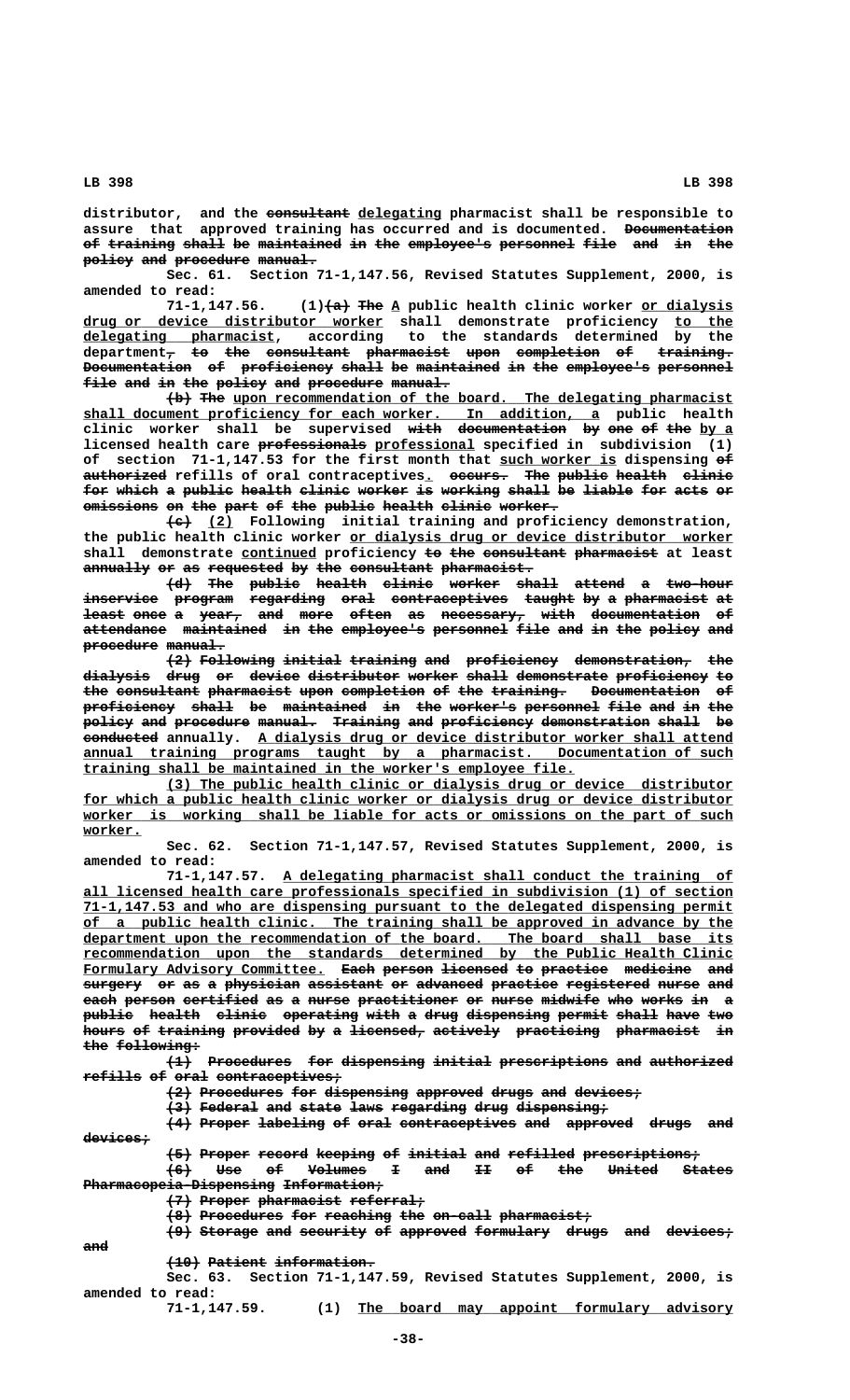distributor, and the ~~consultant~~ delegating pharmacist shall be responsible to assure that approved training has occurred and is documented. ~~Documentation of training shall be maintained in the employee's personnel file and in the policy and procedure manual.~~

Sec. 61. Section 71-1,147.56, Revised Statutes Supplement, 2000, is amended to read:

71-1,147.56. (1)~~(a) The~~ A public health clinic worker or dialysis drug or device distributor worker shall demonstrate proficiency to the delegating pharmacist, according to the standards determined by the department~~, to the consultant pharmacist upon completion of training. Documentation of proficiency shall be maintained in the employee's personnel file and in the policy and procedure manual.~~

~~(b) The~~ upon recommendation of the board. The delegating pharmacist shall document proficiency for each worker. In addition, a public health clinic worker shall be supervised ~~with documentation by one of the~~ by a licensed health care ~~professionals~~ professional specified in subdivision (1) of section 71-1,147.53 for the first month that such worker is dispensing ~~of authorized~~ refills of oral contraceptives. ~~occurs. The public health clinic for which a public health clinic worker is working shall be liable for acts or omissions on the part of the public health clinic worker.~~

~~(c)~~ (2) Following initial training and proficiency demonstration, the public health clinic worker or dialysis drug or device distributor worker shall demonstrate continued proficiency ~~to the consultant pharmacist~~ at least ~~annually or as requested by the consultant pharmacist.~~

~~(d) The public health clinic worker shall attend a two-hour inservice program regarding oral contraceptives taught by a pharmacist at least once a year, and more often as necessary, with documentation of attendance maintained in the employee's personnel file and in the policy and procedure manual.~~

~~(2) Following initial training and proficiency demonstration, the dialysis drug or device distributor worker shall demonstrate proficiency to the consultant pharmacist upon completion of the training. Documentation of proficiency shall be maintained in the worker's personnel file and in the policy and procedure manual. Training and proficiency demonstration shall be conducted~~ annually. A dialysis drug or device distributor worker shall attend annual training programs taught by a pharmacist. Documentation of such training shall be maintained in the worker's employee file.

(3) The public health clinic or dialysis drug or device distributor for which a public health clinic worker or dialysis drug or device distributor worker is working shall be liable for acts or omissions on the part of such worker.

Sec. 62. Section 71-1,147.57, Revised Statutes Supplement, 2000, is amended to read:

71-1,147.57. A delegating pharmacist shall conduct the training of all licensed health care professionals specified in subdivision (1) of section 71-1,147.53 and who are dispensing pursuant to the delegated dispensing permit of a public health clinic. The training shall be approved in advance by the department upon the recommendation of the board. The board shall base its recommendation upon the standards determined by the Public Health Clinic Formulary Advisory Committee. ~~Each person licensed to practice medicine and surgery or as a physician assistant or advanced practice registered nurse and each person certified as a nurse practitioner or nurse midwife who works in a public health clinic operating with a drug dispensing permit shall have two hours of training provided by a licensed, actively practicing pharmacist in the following:~~

~~(1) Procedures for dispensing initial prescriptions and authorized refills of oral contraceptives;~~

~~(2) Procedures for dispensing approved drugs and devices;~~

~~(3) Federal and state laws regarding drug dispensing;~~

~~(4) Proper labeling of oral contraceptives and approved drugs and devices;~~

~~(5) Proper record keeping of initial and refilled prescriptions;~~

~~(6) Use of Volumes I and II of the United States Pharmacopeia-Dispensing Information;~~

~~(7) Proper pharmacist referral;~~

~~(8) Procedures for reaching the on-call pharmacist;~~

~~(9) Storage and security of approved formulary drugs and devices; and~~

~~(10) Patient information.~~

Sec. 63. Section 71-1,147.59, Revised Statutes Supplement, 2000, is amended to read:

71-1,147.59. (1) The board may appoint formulary advisory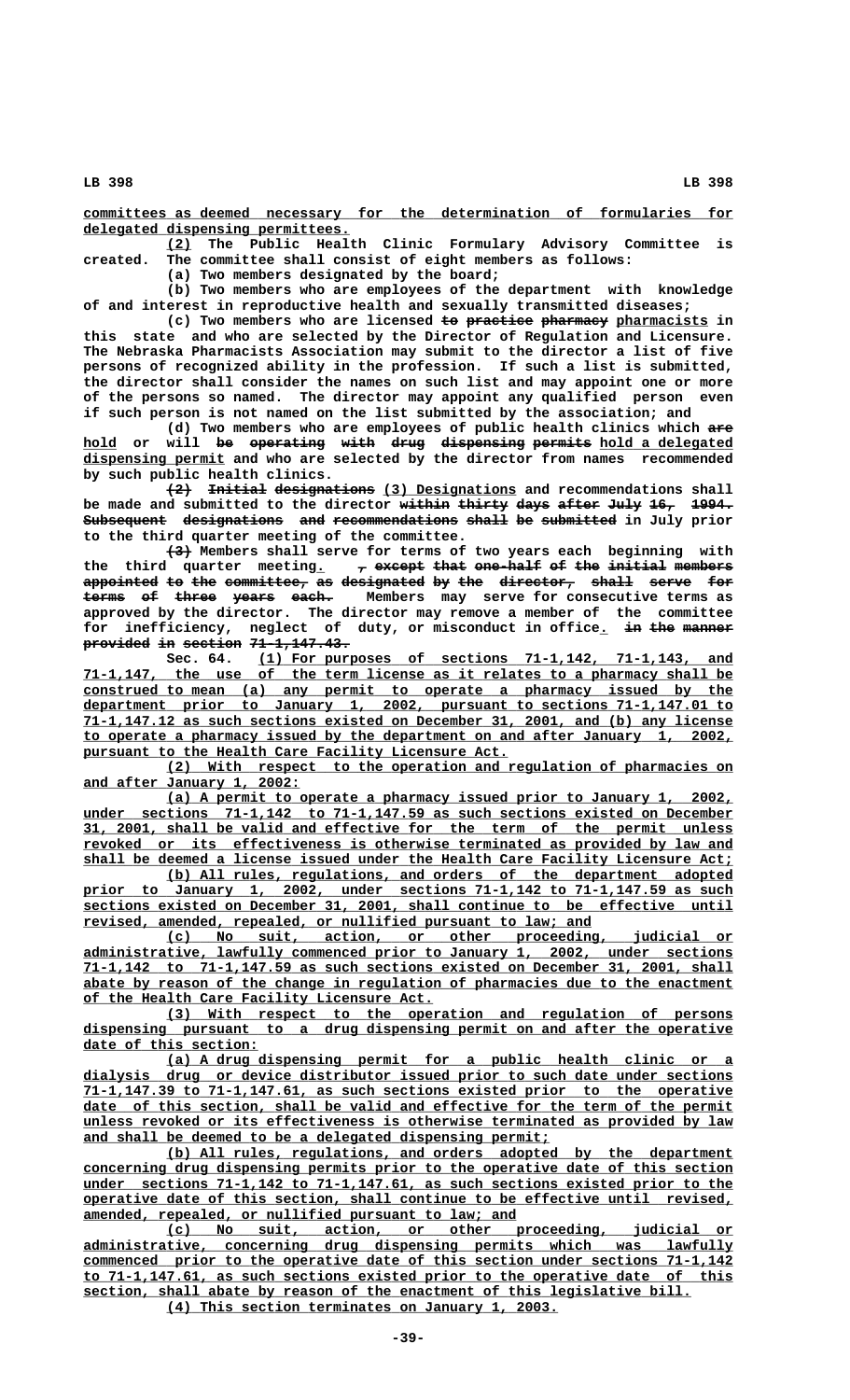committees as deemed necessary for the determination of formularies for delegated dispensing permittees.

(2) The Public Health Clinic Formulary Advisory Committee is created. The committee shall consist of eight members as follows:

(a) Two members designated by the board;

(b) Two members who are employees of the department with knowledge of and interest in reproductive health and sexually transmitted diseases;

(c) Two members who are licensed ~~to practice pharmacy~~ pharmacists in this state and who are selected by the Director of Regulation and Licensure. The Nebraska Pharmacists Association may submit to the director a list of five persons of recognized ability in the profession. If such a list is submitted, the director shall consider the names on such list and may appoint one or more of the persons so named. The director may appoint any qualified person even if such person is not named on the list submitted by the association; and

(d) Two members who are employees of public health clinics which ~~are~~ hold or will ~~be operating with drug dispensing permits~~ hold a delegated dispensing permit and who are selected by the director from names recommended by such public health clinics.

~~(2) Initial designations~~ (3) Designations and recommendations shall be made and submitted to the director ~~within thirty days after July 16, 1994. Subsequent designations and recommendations shall be submitted~~ in July prior to the third quarter meeting of the committee.

~~(3)~~ Members shall serve for terms of two years each beginning with the third quarter meeting. ~~, except that one-half of the initial members appointed to the committee, as designated by the director, shall serve for terms of three years each.~~ Members may serve for consecutive terms as approved by the director. The director may remove a member of the committee for inefficiency, neglect of duty, or misconduct in office. ~~in the manner provided in section 71-1,147.43.~~

Sec. 64. (1) For purposes of sections 71-1,142, 71-1,143, and 71-1,147, the use of the term license as it relates to a pharmacy shall be construed to mean (a) any permit to operate a pharmacy issued by the department prior to January 1, 2002, pursuant to sections 71-1,147.01 to 71-1,147.12 as such sections existed on December 31, 2001, and (b) any license to operate a pharmacy issued by the department on and after January 1, 2002, pursuant to the Health Care Facility Licensure Act.

(2) With respect to the operation and regulation of pharmacies on and after January 1, 2002:

(a) A permit to operate a pharmacy issued prior to January 1, 2002, under sections 71-1,142 to 71-1,147.59 as such sections existed on December 31, 2001, shall be valid and effective for the term of the permit unless revoked or its effectiveness is otherwise terminated as provided by law and shall be deemed a license issued under the Health Care Facility Licensure Act;

(b) All rules, regulations, and orders of the department adopted prior to January 1, 2002, under sections 71-1,142 to 71-1,147.59 as such sections existed on December 31, 2001, shall continue to be effective until revised, amended, repealed, or nullified pursuant to law; and

(c) No suit, action, or other proceeding, judicial or administrative, lawfully commenced prior to January 1, 2002, under sections 71-1,142 to 71-1,147.59 as such sections existed on December 31, 2001, shall abate by reason of the change in regulation of pharmacies due to the enactment of the Health Care Facility Licensure Act.

(3) With respect to the operation and regulation of persons dispensing pursuant to a drug dispensing permit on and after the operative date of this section:

(a) A drug dispensing permit for a public health clinic or a dialysis drug or device distributor issued prior to such date under sections 71-1,147.39 to 71-1,147.61, as such sections existed prior to the operative date of this section, shall be valid and effective for the term of the permit unless revoked or its effectiveness is otherwise terminated as provided by law and shall be deemed to be a delegated dispensing permit;

(b) All rules, regulations, and orders adopted by the department concerning drug dispensing permits prior to the operative date of this section under sections 71-1,142 to 71-1,147.61, as such sections existed prior to the operative date of this section, shall continue to be effective until revised, amended, repealed, or nullified pursuant to law; and

(c) No suit, action, or other proceeding, judicial or administrative, concerning drug dispensing permits which was lawfully commenced prior to the operative date of this section under sections 71-1,142 to 71-1,147.61, as such sections existed prior to the operative date of this section, shall abate by reason of the enactment of this legislative bill.

(4) This section terminates on January 1, 2003.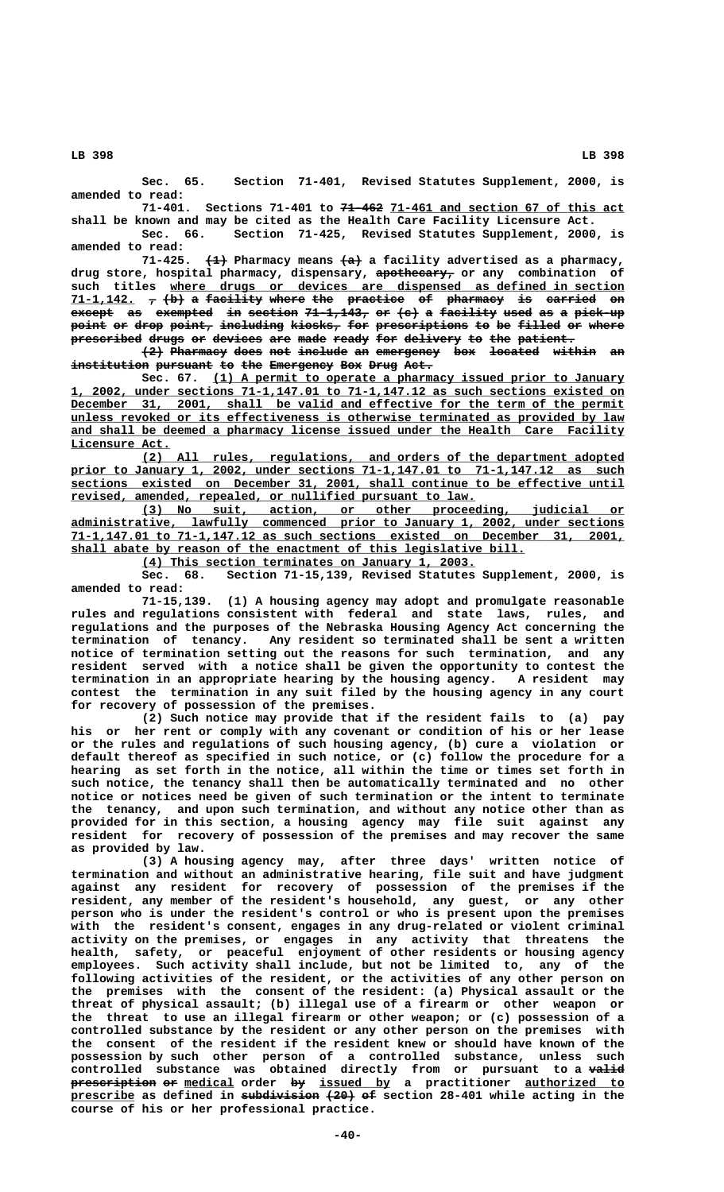Sec. 65. Section 71-401, Revised Statutes Supplement, 2000, is amended to read:

71-401. Sections 71-401 to ~~71-462~~ 71-461 and section 67 of this act shall be known and may be cited as the Health Care Facility Licensure Act.

Sec. 66. Section 71-425, Revised Statutes Supplement, 2000, is amended to read:

71-425. ~~(1)~~ Pharmacy means ~~(a)~~ a facility advertised as a pharmacy, drug store, hospital pharmacy, dispensary, ~~apothecary,~~ or any combination of such titles where drugs or devices are dispensed as defined in section 71-1,142. ~~, (b) a facility where the practice of pharmacy is carried on except as exempted in section 71-1,143, or (c) a facility used as a pick-up point or drop point, including kiosks, for prescriptions to be filled or where prescribed drugs or devices are made ready for delivery to the patient.~~

~~(2) Pharmacy does not include an emergency box located within an institution pursuant to the Emergency Box Drug Act.~~

Sec. 67. (1) A permit to operate a pharmacy issued prior to January 1, 2002, under sections 71-1,147.01 to 71-1,147.12 as such sections existed on December 31, 2001, shall be valid and effective for the term of the permit unless revoked or its effectiveness is otherwise terminated as provided by law and shall be deemed a pharmacy license issued under the Health Care Facility Licensure Act.

(2) All rules, regulations, and orders of the department adopted prior to January 1, 2002, under sections 71-1,147.01 to 71-1,147.12 as such sections existed on December 31, 2001, shall continue to be effective until revised, amended, repealed, or nullified pursuant to law.

(3) No suit, action, or other proceeding, judicial or administrative, lawfully commenced prior to January 1, 2002, under sections 71-1,147.01 to 71-1,147.12 as such sections existed on December 31, 2001, shall abate by reason of the enactment of this legislative bill.

(4) This section terminates on January 1, 2003.

Sec. 68. Section 71-15,139, Revised Statutes Supplement, 2000, is amended to read:

71-15,139. (1) A housing agency may adopt and promulgate reasonable rules and regulations consistent with federal and state laws, rules, and regulations and the purposes of the Nebraska Housing Agency Act concerning the termination of tenancy. Any resident so terminated shall be sent a written notice of termination setting out the reasons for such termination, and any resident served with a notice shall be given the opportunity to contest the termination in an appropriate hearing by the housing agency. A resident may contest the termination in any suit filed by the housing agency in any court for recovery of possession of the premises.

(2) Such notice may provide that if the resident fails to (a) pay his or her rent or comply with any covenant or condition of his or her lease or the rules and regulations of such housing agency, (b) cure a violation or default thereof as specified in such notice, or (c) follow the procedure for a hearing as set forth in the notice, all within the time or times set forth in such notice, the tenancy shall then be automatically terminated and no other notice or notices need be given of such termination or the intent to terminate the tenancy, and upon such termination, and without any notice other than as provided for in this section, a housing agency may file suit against any resident for recovery of possession of the premises and may recover the same as provided by law.

(3) A housing agency may, after three days' written notice of termination and without an administrative hearing, file suit and have judgment against any resident for recovery of possession of the premises if the resident, any member of the resident's household, any guest, or any other person who is under the resident's control or who is present upon the premises with the resident's consent, engages in any drug-related or violent criminal activity on the premises, or engages in any activity that threatens the health, safety, or peaceful enjoyment of other residents or housing agency employees. Such activity shall include, but not be limited to, any of the following activities of the resident, or the activities of any other person on the premises with the consent of the resident: (a) Physical assault or the threat of physical assault; (b) illegal use of a firearm or other weapon or the threat to use an illegal firearm or other weapon; or (c) possession of a controlled substance by the resident or any other person on the premises with the consent of the resident if the resident knew or should have known of the possession by such other person of a controlled substance, unless such controlled substance was obtained directly from or pursuant to a ~~valid prescription or~~ medical order ~~by~~ issued by a practitioner authorized to prescribe as defined in ~~subdivision (20) of~~ section 28-401 while acting in the course of his or her professional practice.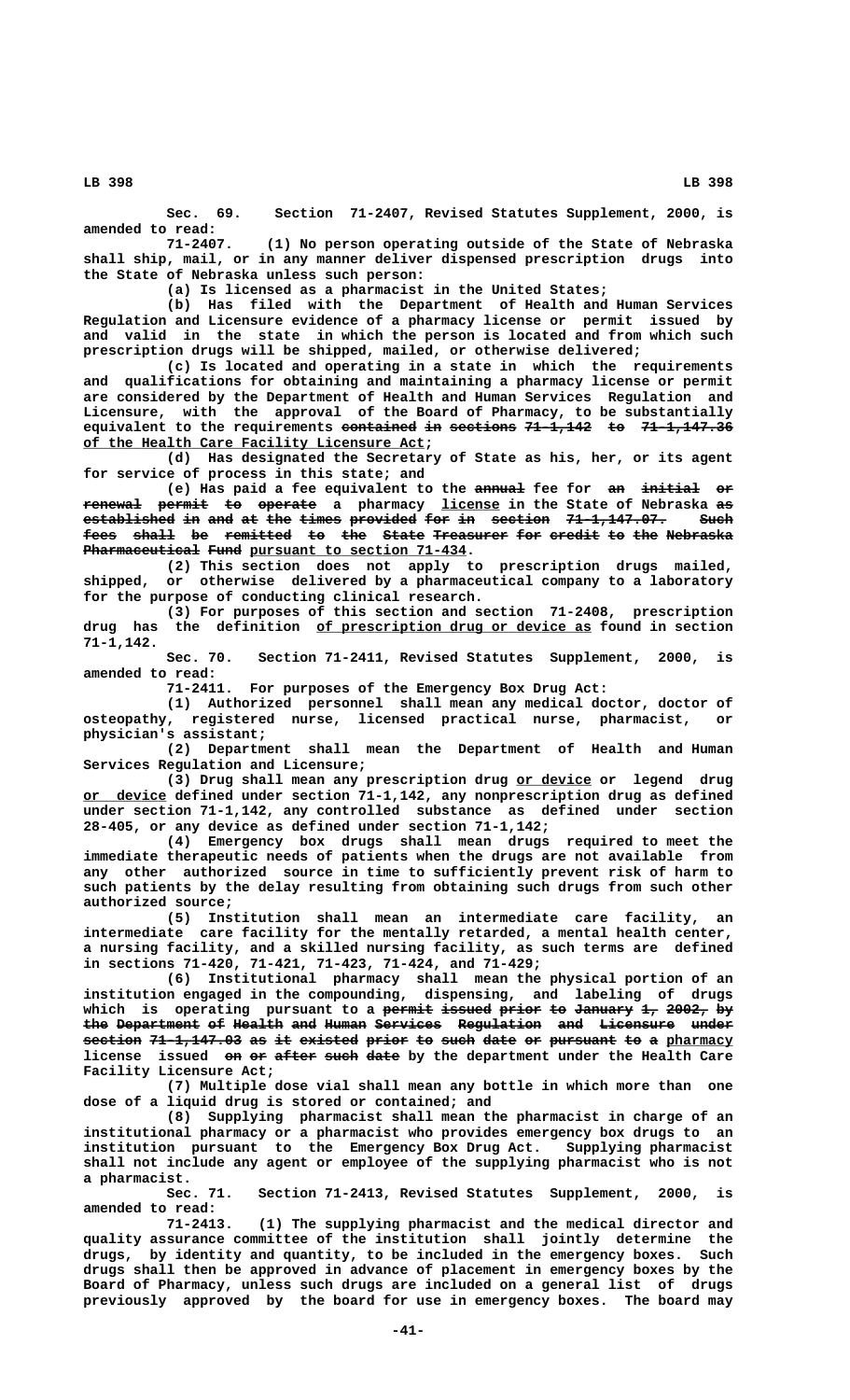Sec. 69. Section 71-2407, Revised Statutes Supplement, 2000, is amended to read:

71-2407. (1) No person operating outside of the State of Nebraska shall ship, mail, or in any manner deliver dispensed prescription drugs into the State of Nebraska unless such person:

(a) Is licensed as a pharmacist in the United States;

(b) Has filed with the Department of Health and Human Services Regulation and Licensure evidence of a pharmacy license or permit issued by and valid in the state in which the person is located and from which such prescription drugs will be shipped, mailed, or otherwise delivered;

(c) Is located and operating in a state in which the requirements and qualifications for obtaining and maintaining a pharmacy license or permit are considered by the Department of Health and Human Services Regulation and Licensure, with the approval of the Board of Pharmacy, to be substantially equivalent to the requirements ~~contained in sections 71-1,142 to 71-1,147.36~~ of the Health Care Facility Licensure Act;

(d) Has designated the Secretary of State as his, her, or its agent for service of process in this state; and

(e) Has paid a fee equivalent to the ~~annual~~ fee for ~~an initial or renewal permit to operate~~ a pharmacy license in the State of Nebraska ~~as established in and at the times provided for in section 71-1,147.07. Such fees shall be remitted to the State Treasurer for credit to the Nebraska Pharmaceutical Fund~~ pursuant to section 71-434.

(2) This section does not apply to prescription drugs mailed, shipped, or otherwise delivered by a pharmaceutical company to a laboratory for the purpose of conducting clinical research.

(3) For purposes of this section and section 71-2408, prescription drug has the definition of prescription drug or device as found in section 71-1,142.

Sec. 70. Section 71-2411, Revised Statutes Supplement, 2000, is amended to read:

71-2411. For purposes of the Emergency Box Drug Act:

(1) Authorized personnel shall mean any medical doctor, doctor of osteopathy, registered nurse, licensed practical nurse, pharmacist, or physician's assistant;

(2) Department shall mean the Department of Health and Human Services Regulation and Licensure;

(3) Drug shall mean any prescription drug or device or legend drug or device defined under section 71-1,142, any nonprescription drug as defined under section 71-1,142, any controlled substance as defined under section 28-405, or any device as defined under section 71-1,142;

(4) Emergency box drugs shall mean drugs required to meet the immediate therapeutic needs of patients when the drugs are not available from any other authorized source in time to sufficiently prevent risk of harm to such patients by the delay resulting from obtaining such drugs from such other authorized source;

(5) Institution shall mean an intermediate care facility, an intermediate care facility for the mentally retarded, a mental health center, a nursing facility, and a skilled nursing facility, as such terms are defined in sections 71-420, 71-421, 71-423, 71-424, and 71-429;

(6) Institutional pharmacy shall mean the physical portion of an institution engaged in the compounding, dispensing, and labeling of drugs which is operating pursuant to a ~~permit issued prior to January 1, 2002, by the Department of Health and Human Services Regulation and Licensure under section 71-1,147.03 as it existed prior to such date or pursuant to a~~ pharmacy license issued ~~on or after such date~~ by the department under the Health Care Facility Licensure Act;

(7) Multiple dose vial shall mean any bottle in which more than one dose of a liquid drug is stored or contained; and

(8) Supplying pharmacist shall mean the pharmacist in charge of an institutional pharmacy or a pharmacist who provides emergency box drugs to an institution pursuant to the Emergency Box Drug Act. Supplying pharmacist shall not include any agent or employee of the supplying pharmacist who is not a pharmacist.

Sec. 71. Section 71-2413, Revised Statutes Supplement, 2000, is amended to read:

71-2413. (1) The supplying pharmacist and the medical director and quality assurance committee of the institution shall jointly determine the drugs, by identity and quantity, to be included in the emergency boxes. Such drugs shall then be approved in advance of placement in emergency boxes by the Board of Pharmacy, unless such drugs are included on a general list of drugs previously approved by the board for use in emergency boxes. The board may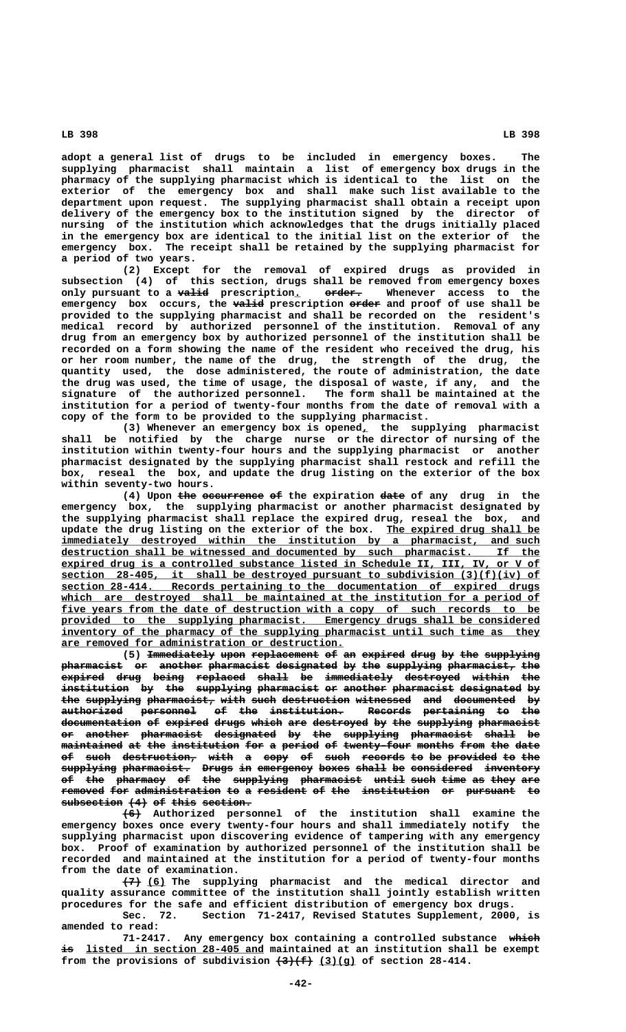adopt a general list of drugs to be included in emergency boxes. The supplying pharmacist shall maintain a list of emergency box drugs in the pharmacy of the supplying pharmacist which is identical to the list on the exterior of the emergency box and shall make such list available to the department upon request. The supplying pharmacist shall obtain a receipt upon delivery of the emergency box to the institution signed by the director of nursing of the institution which acknowledges that the drugs initially placed in the emergency box are identical to the initial list on the exterior of the emergency box. The receipt shall be retained by the supplying pharmacist for a period of two years.

(2) Except for the removal of expired drugs as provided in subsection (4) of this section, drugs shall be removed from emergency boxes only pursuant to a ~~valid~~ prescription. ~~order.~~ Whenever access to the emergency box occurs, the ~~valid~~ prescription ~~order~~ and proof of use shall be provided to the supplying pharmacist and shall be recorded on the resident's medical record by authorized personnel of the institution. Removal of any drug from an emergency box by authorized personnel of the institution shall be recorded on a form showing the name of the resident who received the drug, his or her room number, the name of the drug, the strength of the drug, the quantity used, the dose administered, the route of administration, the date the drug was used, the time of usage, the disposal of waste, if any, and the signature of the authorized personnel. The form shall be maintained at the institution for a period of twenty-four months from the date of removal with a copy of the form to be provided to the supplying pharmacist.

(3) Whenever an emergency box is opened, the supplying pharmacist shall be notified by the charge nurse or the director of nursing of the institution within twenty-four hours and the supplying pharmacist or another pharmacist designated by the supplying pharmacist shall restock and refill the box, reseal the box, and update the drug listing on the exterior of the box within seventy-two hours.

(4) Upon ~~the occurrence of~~ the expiration ~~date~~ of any drug in the emergency box, the supplying pharmacist or another pharmacist designated by the supplying pharmacist shall replace the expired drug, reseal the box, and update the drug listing on the exterior of the box. The expired drug shall be immediately destroyed within the institution by a pharmacist, and such destruction shall be witnessed and documented by such pharmacist. If the expired drug is a controlled substance listed in Schedule II, III, IV, or V of section 28-405, it shall be destroyed pursuant to subdivision (3)(f)(iv) of section 28-414. Records pertaining to the documentation of expired drugs which are destroyed shall be maintained at the institution for a period of five years from the date of destruction with a copy of such records to be provided to the supplying pharmacist. Emergency drugs shall be considered inventory of the pharmacy of the supplying pharmacist until such time as they are removed for administration or destruction.

(5) ~~Immediately upon replacement of an expired drug by the supplying pharmacist or another pharmacist designated by the supplying pharmacist, the expired drug being replaced shall be immediately destroyed within the institution by the supplying pharmacist or another pharmacist designated by the supplying pharmacist, with such destruction witnessed and documented by authorized personnel of the institution. Records pertaining to the documentation of expired drugs which are destroyed by the supplying pharmacist or another pharmacist designated by the supplying pharmacist shall be maintained at the institution for a period of twenty-four months from the date of such destruction, with a copy of such records to be provided to the supplying pharmacist. Drugs in emergency boxes shall be considered inventory of the pharmacy of the supplying pharmacist until such time as they are removed for administration to a resident of the institution or pursuant to subsection (4) of this section.~~

~~(6)~~ Authorized personnel of the institution shall examine the emergency boxes once every twenty-four hours and shall immediately notify the supplying pharmacist upon discovering evidence of tampering with any emergency box. Proof of examination by authorized personnel of the institution shall be recorded and maintained at the institution for a period of twenty-four months from the date of examination.

~~(7)~~ (6) The supplying pharmacist and the medical director and quality assurance committee of the institution shall jointly establish written procedures for the safe and efficient distribution of emergency box drugs.

Sec. 72. Section 71-2417, Revised Statutes Supplement, 2000, is amended to read:

71-2417. Any emergency box containing a controlled substance ~~which is~~ listed in section 28-405 and maintained at an institution shall be exempt from the provisions of subdivision ~~(3)(f)~~ (3)(g) of section 28-414.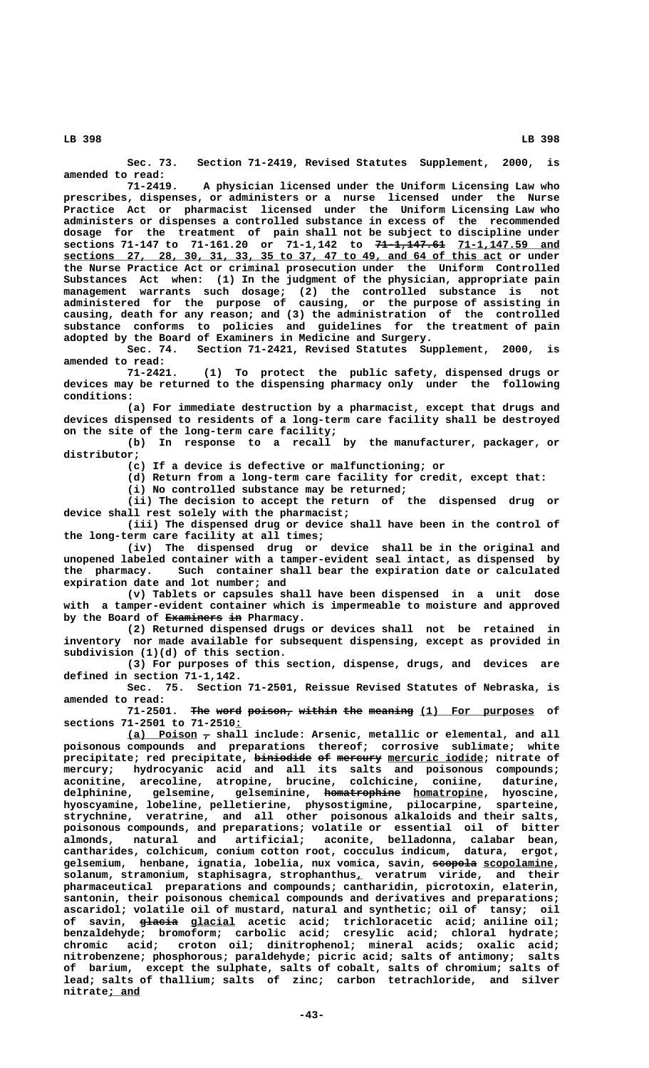Sec. 73. Section 71-2419, Revised Statutes Supplement, 2000, is amended to read:

71-2419. A physician licensed under the Uniform Licensing Law who prescribes, dispenses, or administers or a nurse licensed under the Nurse Practice Act or pharmacist licensed under the Uniform Licensing Law who administers or dispenses a controlled substance in excess of the recommended dosage for the treatment of pain shall not be subject to discipline under sections 71-147 to 71-161.20 or 71-1,142 to ~~71-1,147.61~~ 71-1,147.59 and sections 27, 28, 30, 31, 33, 35 to 37, 47 to 49, and 64 of this act or under the Nurse Practice Act or criminal prosecution under the Uniform Controlled Substances Act when: (1) In the judgment of the physician, appropriate pain management warrants such dosage; (2) the controlled substance is not administered for the purpose of causing, or the purpose of assisting in causing, death for any reason; and (3) the administration of the controlled substance conforms to policies and guidelines for the treatment of pain adopted by the Board of Examiners in Medicine and Surgery.

Sec. 74. Section 71-2421, Revised Statutes Supplement, 2000, is amended to read:

71-2421. (1) To protect the public safety, dispensed drugs or devices may be returned to the dispensing pharmacy only under the following conditions:

(a) For immediate destruction by a pharmacist, except that drugs and devices dispensed to residents of a long-term care facility shall be destroyed on the site of the long-term care facility;

(b) In response to a recall by the manufacturer, packager, or distributor;

(c) If a device is defective or malfunctioning; or

(d) Return from a long-term care facility for credit, except that:

(i) No controlled substance may be returned;

(ii) The decision to accept the return of the dispensed drug or device shall rest solely with the pharmacist;

(iii) The dispensed drug or device shall have been in the control of the long-term care facility at all times;

(iv) The dispensed drug or device shall be in the original and unopened labeled container with a tamper-evident seal intact, as dispensed by the pharmacy. Such container shall bear the expiration date or calculated expiration date and lot number; and

(v) Tablets or capsules shall have been dispensed in a unit dose with a tamper-evident container which is impermeable to moisture and approved by the Board of ~~Examiners in~~ Pharmacy.

(2) Returned dispensed drugs or devices shall not be retained in inventory nor made available for subsequent dispensing, except as provided in subdivision (1)(d) of this section.

(3) For purposes of this section, dispense, drugs, and devices are defined in section 71-1,142.

Sec. 75. Section 71-2501, Reissue Revised Statutes of Nebraska, is amended to read:

71-2501. ~~The word poison, within the meaning~~ (1) For purposes of sections 71-2501 to 71-2510:

(a) Poison ~~,~~ shall include: Arsenic, metallic or elemental, and all poisonous compounds and preparations thereof; corrosive sublimate; white precipitate; red precipitate, ~~biniodide of mercury~~ mercuric iodide; nitrate of mercury; hydrocyanic acid and all its salts and poisonous compounds; aconitine, arecoline, atropine, brucine, colchicine, coniine, daturine, delphinine, gelsemine, gelseminine, ~~homatrophine~~ homatropine, hyoscine, hyoscyamine, lobeline, pelletierine, physostigmine, pilocarpine, sparteine, strychnine, veratrine, and all other poisonous alkaloids and their salts, poisonous compounds, and preparations; volatile or essential oil of bitter almonds, natural and artificial; aconite, belladonna, calabar bean, cantharides, colchicum, conium cotton root, cocculus indicum, datura, ergot, gelsemium, henbane, ignatia, lobelia, nux vomica, savin, ~~scopola~~ scopolamine, solanum, stramonium, staphisagra, strophanthus, veratrum viride, and their pharmaceutical preparations and compounds; cantharidin, picrotoxin, elaterin, santonin, their poisonous chemical compounds and derivatives and preparations; ascaridol; volatile oil of mustard, natural and synthetic; oil of tansy; oil of savin, ~~glacia~~ glacial acetic acid; trichloracetic acid; aniline oil; benzaldehyde; bromoform; carbolic acid; cresylic acid; chloral hydrate; chromic acid; croton oil; dinitrophenol; mineral acids; oxalic acid; nitrobenzene; phosphorous; paraldehyde; picric acid; salts of antimony; salts of barium, except the sulphate, salts of cobalt, salts of chromium; salts of lead; salts of thallium; salts of zinc; carbon tetrachloride, and silver nitrate; and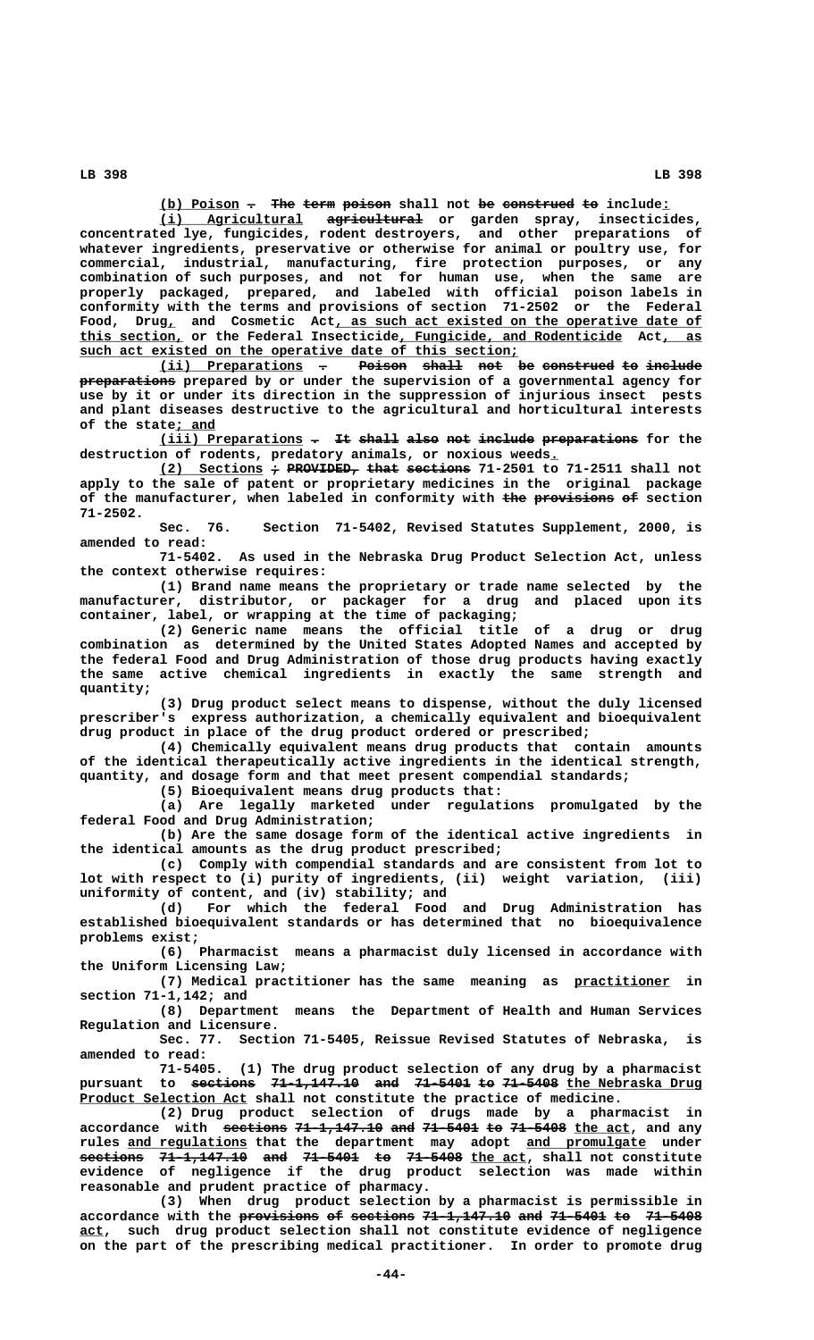(b) Poison ~~.~~ ~~The term poison~~ shall not ~~be construed to~~ include:

(i) Agricultural ~~agricultural~~ or garden spray, insecticides, concentrated lye, fungicides, rodent destroyers, and other preparations of whatever ingredients, preservative or otherwise for animal or poultry use, for commercial, industrial, manufacturing, fire protection purposes, or any combination of such purposes, and not for human use, when the same are properly packaged, prepared, and labeled with official poison labels in conformity with the terms and provisions of section 71-2502 or the Federal Food, Drug, and Cosmetic Act, as such act existed on the operative date of this section, or the Federal Insecticide, Fungicide, and Rodenticide Act, as such act existed on the operative date of this section;

(ii) Preparations ~~.~~ ~~Poison shall not be construed to include preparations~~ prepared by or under the supervision of a governmental agency for use by it or under its direction in the suppression of injurious insect pests and plant diseases destructive to the agricultural and horticultural interests of the state; and

(iii) Preparations ~~.~~ ~~It shall also not include preparations~~ for the destruction of rodents, predatory animals, or noxious weeds.

(2) Sections ~~; PROVIDED, that sections~~ 71-2501 to 71-2511 shall not apply to the sale of patent or proprietary medicines in the original package of the manufacturer, when labeled in conformity with ~~the provisions of~~ section 71-2502.

Sec. 76. Section 71-5402, Revised Statutes Supplement, 2000, is amended to read:

71-5402. As used in the Nebraska Drug Product Selection Act, unless the context otherwise requires:

(1) Brand name means the proprietary or trade name selected by the manufacturer, distributor, or packager for a drug and placed upon its container, label, or wrapping at the time of packaging;

(2) Generic name means the official title of a drug or drug combination as determined by the United States Adopted Names and accepted by the federal Food and Drug Administration of those drug products having exactly the same active chemical ingredients in exactly the same strength and quantity;

(3) Drug product select means to dispense, without the duly licensed prescriber's express authorization, a chemically equivalent and bioequivalent drug product in place of the drug product ordered or prescribed;

(4) Chemically equivalent means drug products that contain amounts of the identical therapeutically active ingredients in the identical strength, quantity, and dosage form and that meet present compendial standards;

(5) Bioequivalent means drug products that:

(a) Are legally marketed under regulations promulgated by the federal Food and Drug Administration;

(b) Are the same dosage form of the identical active ingredients in the identical amounts as the drug product prescribed;

(c) Comply with compendial standards and are consistent from lot to lot with respect to (i) purity of ingredients, (ii) weight variation, (iii) uniformity of content, and (iv) stability; and

(d) For which the federal Food and Drug Administration has established bioequivalent standards or has determined that no bioequivalence problems exist;

(6) Pharmacist means a pharmacist duly licensed in accordance with the Uniform Licensing Law;

(7) Medical practitioner has the same meaning as practitioner in section 71-1,142; and

(8) Department means the Department of Health and Human Services Regulation and Licensure.

Sec. 77. Section 71-5405, Reissue Revised Statutes of Nebraska, is amended to read:

71-5405. (1) The drug product selection of any drug by a pharmacist pursuant to ~~sections 71-1,147.10 and 71-5401 to 71-5408~~ the Nebraska Drug Product Selection Act shall not constitute the practice of medicine.

(2) Drug product selection of drugs made by a pharmacist in accordance with ~~sections 71-1,147.10 and 71-5401 to 71-5408~~ the act, and any rules and regulations that the department may adopt and promulgate under ~~sections 71-1,147.10 and 71-5401 to 71-5408~~ the act, shall not constitute evidence of negligence if the drug product selection was made within reasonable and prudent practice of pharmacy.

(3) When drug product selection by a pharmacist is permissible in accordance with the ~~provisions of sections 71-1,147.10 and 71-5401 to 71-5408~~ act, such drug product selection shall not constitute evidence of negligence on the part of the prescribing medical practitioner. In order to promote drug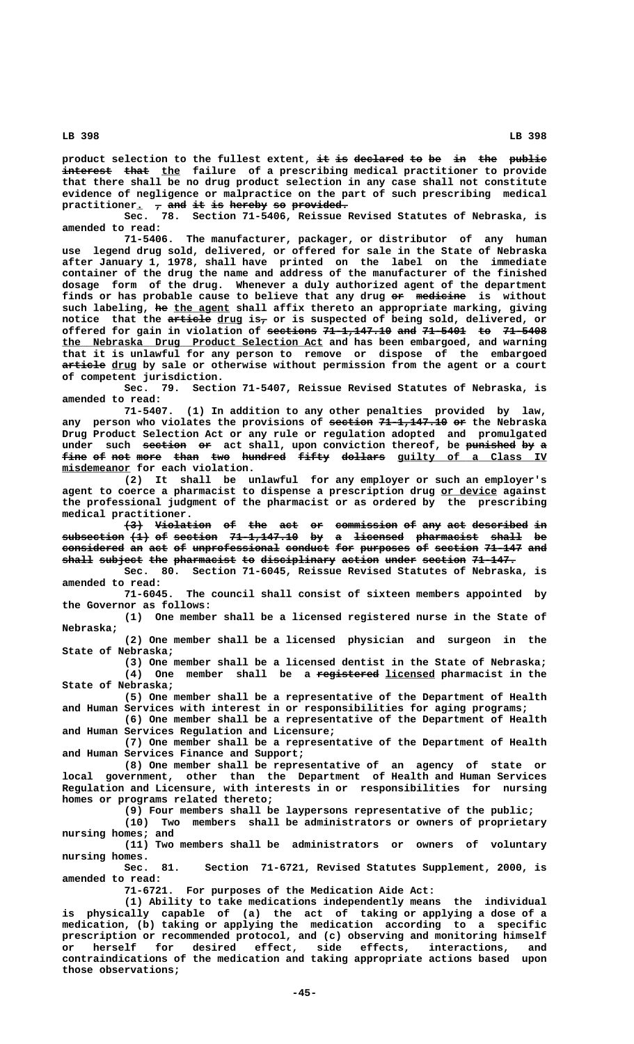product selection to the fullest extent, ~~it is declared to be in the public interest that~~ the failure of a prescribing medical practitioner to provide that there shall be no drug product selection in any case shall not constitute evidence of negligence or malpractice on the part of such prescribing medical practitioner. ~~, and it is hereby so provided.~~

Sec. 78. Section 71-5406, Reissue Revised Statutes of Nebraska, is amended to read:

71-5406. The manufacturer, packager, or distributor of any human use legend drug sold, delivered, or offered for sale in the State of Nebraska after January 1, 1978, shall have printed on the label on the immediate container of the drug the name and address of the manufacturer of the finished dosage form of the drug. Whenever a duly authorized agent of the department finds or has probable cause to believe that any drug ~~or medicine~~ is without such labeling, ~~he~~ the agent shall affix thereto an appropriate marking, giving notice that the ~~article~~ drug is~~,~~ or is suspected of being sold, delivered, or offered for gain in violation of ~~sections 71-1,147.10 and 71-5401 to 71-5408~~ the Nebraska Drug Product Selection Act and has been embargoed, and warning that it is unlawful for any person to remove or dispose of the embargoed ~~article~~ drug by sale or otherwise without permission from the agent or a court of competent jurisdiction.

Sec. 79. Section 71-5407, Reissue Revised Statutes of Nebraska, is amended to read:

71-5407. (1) In addition to any other penalties provided by law, any person who violates the provisions of ~~section 71-1,147.10 or~~ the Nebraska Drug Product Selection Act or any rule or regulation adopted and promulgated under such ~~section or~~ act shall, upon conviction thereof, be ~~punished by a fine of not more than two hundred fifty dollars~~ guilty of a Class IV misdemeanor for each violation.

(2) It shall be unlawful for any employer or such an employer's agent to coerce a pharmacist to dispense a prescription drug or device against the professional judgment of the pharmacist or as ordered by the prescribing medical practitioner.

~~(3) Violation of the act or commission of any act described in subsection (1) of section 71-1,147.10 by a licensed pharmacist shall be considered an act of unprofessional conduct for purposes of section 71-147 and shall subject the pharmacist to disciplinary action under section 71-147.~~

Sec. 80. Section 71-6045, Reissue Revised Statutes of Nebraska, is amended to read:

71-6045. The council shall consist of sixteen members appointed by the Governor as follows:

(1) One member shall be a licensed registered nurse in the State of Nebraska;

(2) One member shall be a licensed physician and surgeon in the State of Nebraska;

(3) One member shall be a licensed dentist in the State of Nebraska;

(4) One member shall be a ~~registered~~ licensed pharmacist in the State of Nebraska;

(5) One member shall be a representative of the Department of Health and Human Services with interest in or responsibilities for aging programs;

(6) One member shall be a representative of the Department of Health and Human Services Regulation and Licensure;

(7) One member shall be a representative of the Department of Health and Human Services Finance and Support;

(8) One member shall be representative of an agency of state or local government, other than the Department of Health and Human Services Regulation and Licensure, with interests in or responsibilities for nursing homes or programs related thereto;

(9) Four members shall be laypersons representative of the public;

(10) Two members shall be administrators or owners of proprietary nursing homes; and

(11) Two members shall be administrators or owners of voluntary nursing homes.

Sec. 81. Section 71-6721, Revised Statutes Supplement, 2000, is amended to read:

71-6721. For purposes of the Medication Aide Act:

(1) Ability to take medications independently means the individual is physically capable of (a) the act of taking or applying a dose of a medication, (b) taking or applying the medication according to a specific prescription or recommended protocol, and (c) observing and monitoring himself or herself for desired effect, side effects, interactions, and contraindications of the medication and taking appropriate actions based upon those observations;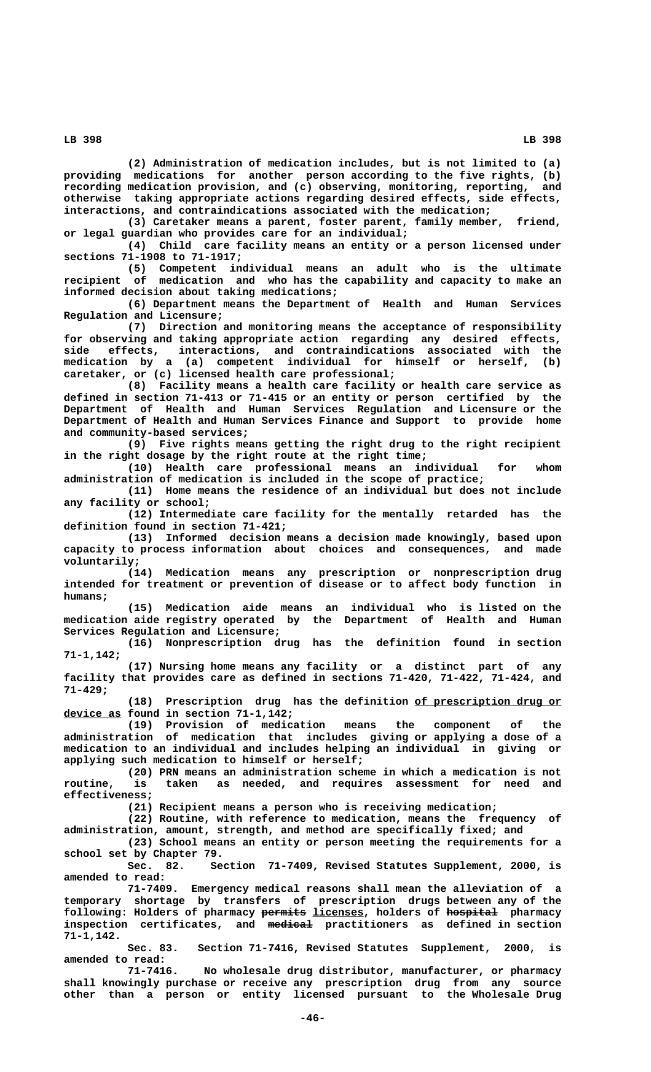(2) Administration of medication includes, but is not limited to (a) providing medications for another person according to the five rights, (b) recording medication provision, and (c) observing, monitoring, reporting, and otherwise taking appropriate actions regarding desired effects, side effects, interactions, and contraindications associated with the medication;

(3) Caretaker means a parent, foster parent, family member, friend, or legal guardian who provides care for an individual;

(4) Child care facility means an entity or a person licensed under sections 71-1908 to 71-1917;

(5) Competent individual means an adult who is the ultimate recipient of medication and who has the capability and capacity to make an informed decision about taking medications;

(6) Department means the Department of Health and Human Services Regulation and Licensure;

(7) Direction and monitoring means the acceptance of responsibility for observing and taking appropriate action regarding any desired effects, side effects, interactions, and contraindications associated with the medication by a (a) competent individual for himself or herself, (b) caretaker, or (c) licensed health care professional;

(8) Facility means a health care facility or health care service as defined in section 71-413 or 71-415 or an entity or person certified by the Department of Health and Human Services Regulation and Licensure or the Department of Health and Human Services Finance and Support to provide home and community-based services;

(9) Five rights means getting the right drug to the right recipient in the right dosage by the right route at the right time;

(10) Health care professional means an individual for whom administration of medication is included in the scope of practice;

(11) Home means the residence of an individual but does not include any facility or school;

(12) Intermediate care facility for the mentally retarded has the definition found in section 71-421;

(13) Informed decision means a decision made knowingly, based upon capacity to process information about choices and consequences, and made voluntarily;

(14) Medication means any prescription or nonprescription drug intended for treatment or prevention of disease or to affect body function in humans;

(15) Medication aide means an individual who is listed on the medication aide registry operated by the Department of Health and Human Services Regulation and Licensure;

(16) Nonprescription drug has the definition found in section 71-1,142;

(17) Nursing home means any facility or a distinct part of any facility that provides care as defined in sections 71-420, 71-422, 71-424, and 71-429;

(18) Prescription drug has the definition of prescription drug or device as found in section 71-1,142;

(19) Provision of medication means the component of the administration of medication that includes giving or applying a dose of a medication to an individual and includes helping an individual in giving or applying such medication to himself or herself;

(20) PRN means an administration scheme in which a medication is not routine, is taken as needed, and requires assessment for need and effectiveness;

(21) Recipient means a person who is receiving medication;

(22) Routine, with reference to medication, means the frequency of administration, amount, strength, and method are specifically fixed; and

(23) School means an entity or person meeting the requirements for a school set by Chapter 79.

Sec. 82. Section 71-7409, Revised Statutes Supplement, 2000, is amended to read:

71-7409. Emergency medical reasons shall mean the alleviation of a temporary shortage by transfers of prescription drugs between any of the following: Holders of pharmacy ~~permits~~ licenses, holders of ~~hospital~~ pharmacy inspection certificates, and ~~medical~~ practitioners as defined in section 71-1,142.

Sec. 83. Section 71-7416, Revised Statutes Supplement, 2000, is amended to read:

71-7416. No wholesale drug distributor, manufacturer, or pharmacy shall knowingly purchase or receive any prescription drug from any source other than a person or entity licensed pursuant to the Wholesale Drug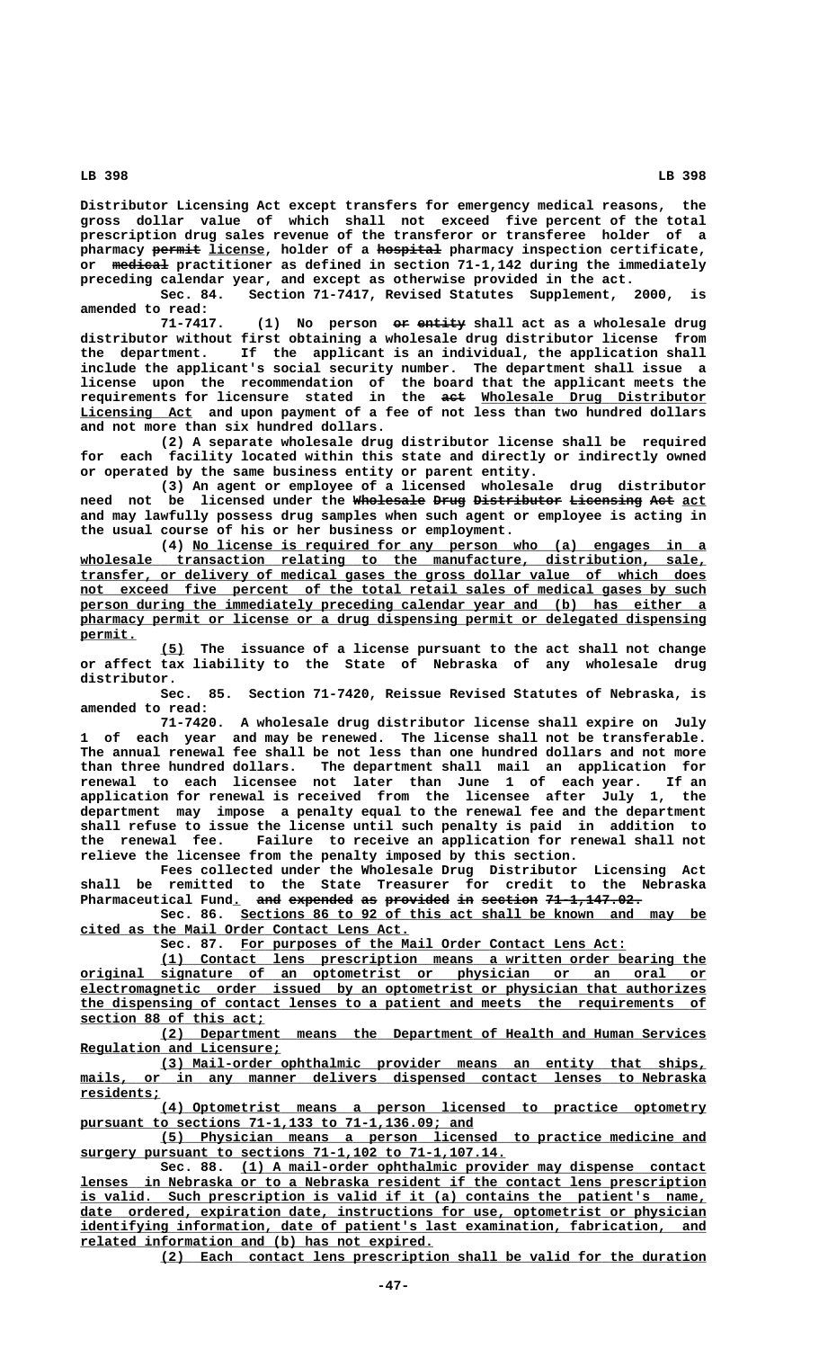Distributor Licensing Act except transfers for emergency medical reasons, the gross dollar value of which shall not exceed five percent of the total prescription drug sales revenue of the transferor or transferee holder of a pharmacy permit license, holder of a hospital pharmacy inspection certificate, or medical practitioner as defined in section 71-1,142 during the immediately preceding calendar year, and except as otherwise provided in the act.

Sec. 84. Section 71-7417, Revised Statutes Supplement, 2000, is amended to read:

71-7417. (1) No person or entity shall act as a wholesale drug distributor without first obtaining a wholesale drug distributor license from the department. If the applicant is an individual, the application shall include the applicant's social security number. The department shall issue a license upon the recommendation of the board that the applicant meets the requirements for licensure stated in the act Wholesale Drug Distributor Licensing Act and upon payment of a fee of not less than two hundred dollars and not more than six hundred dollars.

(2) A separate wholesale drug distributor license shall be required for each facility located within this state and directly or indirectly owned or operated by the same business entity or parent entity.

(3) An agent or employee of a licensed wholesale drug distributor need not be licensed under the Wholesale Drug Distributor Licensing Act act and may lawfully possess drug samples when such agent or employee is acting in the usual course of his or her business or employment.

(4) No license is required for any person who (a) engages in a wholesale transaction relating to the manufacture, distribution, sale, transfer, or delivery of medical gases the gross dollar value of which does not exceed five percent of the total retail sales of medical gases by such person during the immediately preceding calendar year and (b) has either a pharmacy permit or license or a drug dispensing permit or delegated dispensing permit.

(5) The issuance of a license pursuant to the act shall not change or affect tax liability to the State of Nebraska of any wholesale drug distributor.

Sec. 85. Section 71-7420, Reissue Revised Statutes of Nebraska, is amended to read:

71-7420. A wholesale drug distributor license shall expire on July 1 of each year and may be renewed. The license shall not be transferable. The annual renewal fee shall be not less than one hundred dollars and not more than three hundred dollars. The department shall mail an application for renewal to each licensee not later than June 1 of each year. If an application for renewal is received from the licensee after July 1, the department may impose a penalty equal to the renewal fee and the department shall refuse to issue the license until such penalty is paid in addition to the renewal fee. Failure to receive an application for renewal shall not relieve the licensee from the penalty imposed by this section.

Fees collected under the Wholesale Drug Distributor Licensing Act shall be remitted to the State Treasurer for credit to the Nebraska Pharmaceutical Fund. and expended as provided in section 71-1,147.02.

Sec. 86. Sections 86 to 92 of this act shall be known and may be cited as the Mail Order Contact Lens Act.

Sec. 87. For purposes of the Mail Order Contact Lens Act:

(1) Contact lens prescription means a written order bearing the original signature of an optometrist or physician or an oral or electromagnetic order issued by an optometrist or physician that authorizes the dispensing of contact lenses to a patient and meets the requirements of section 88 of this act;

(2) Department means the Department of Health and Human Services Regulation and Licensure;

(3) Mail-order ophthalmic provider means an entity that ships, mails, or in any manner delivers dispensed contact lenses to Nebraska residents;

(4) Optometrist means a person licensed to practice optometry pursuant to sections 71-1,133 to 71-1,136.09; and

(5) Physician means a person licensed to practice medicine and surgery pursuant to sections 71-1,102 to 71-1,107.14.

Sec. 88. (1) A mail-order ophthalmic provider may dispense contact lenses in Nebraska or to a Nebraska resident if the contact lens prescription is valid. Such prescription is valid if it (a) contains the patient's name, date ordered, expiration date, instructions for use, optometrist or physician identifying information, date of patient's last examination, fabrication, and related information and (b) has not expired.

(2) Each contact lens prescription shall be valid for the duration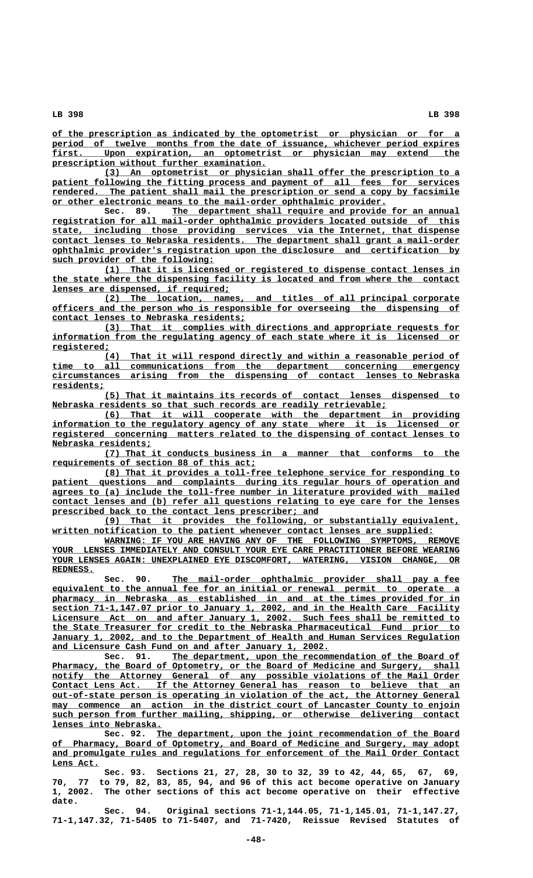of the prescription as indicated by the optometrist or physician or for a period of twelve months from the date of issuance, whichever period expires first. Upon expiration, an optometrist or physician may extend the prescription without further examination.

(3) An optometrist or physician shall offer the prescription to a patient following the fitting process and payment of all fees for services rendered. The patient shall mail the prescription or send a copy by facsimile or other electronic means to the mail-order ophthalmic provider.

Sec. 89. The department shall require and provide for an annual registration for all mail-order ophthalmic providers located outside of this state, including those providing services via the Internet, that dispense contact lenses to Nebraska residents. The department shall grant a mail-order ophthalmic provider's registration upon the disclosure and certification by such provider of the following:

(1) That it is licensed or registered to dispense contact lenses in the state where the dispensing facility is located and from where the contact lenses are dispensed, if required;

(2) The location, names, and titles of all principal corporate officers and the person who is responsible for overseeing the dispensing of contact lenses to Nebraska residents;

(3) That it complies with directions and appropriate requests for information from the regulating agency of each state where it is licensed or registered;

(4) That it will respond directly and within a reasonable period of time to all communications from the department concerning emergency circumstances arising from the dispensing of contact lenses to Nebraska residents;

(5) That it maintains its records of contact lenses dispensed to Nebraska residents so that such records are readily retrievable;

(6) That it will cooperate with the department in providing information to the regulatory agency of any state where it is licensed or registered concerning matters related to the dispensing of contact lenses to Nebraska residents;

(7) That it conducts business in a manner that conforms to the requirements of section 88 of this act;

(8) That it provides a toll-free telephone service for responding to patient questions and complaints during its regular hours of operation and agrees to (a) include the toll-free number in literature provided with mailed contact lenses and (b) refer all questions relating to eye care for the lenses prescribed back to the contact lens prescriber; and

(9) That it provides the following, or substantially equivalent, written notification to the patient whenever contact lenses are supplied:

WARNING: IF YOU ARE HAVING ANY OF THE FOLLOWING SYMPTOMS, REMOVE YOUR LENSES IMMEDIATELY AND CONSULT YOUR EYE CARE PRACTITIONER BEFORE WEARING YOUR LENSES AGAIN: UNEXPLAINED EYE DISCOMFORT, WATERING, VISION CHANGE, OR REDNESS.

Sec. 90. The mail-order ophthalmic provider shall pay a fee equivalent to the annual fee for an initial or renewal permit to operate a pharmacy in Nebraska as established in and at the times provided for in section 71-1,147.07 prior to January 1, 2002, and in the Health Care Facility Licensure Act on and after January 1, 2002. Such fees shall be remitted to the State Treasurer for credit to the Nebraska Pharmaceutical Fund prior to January 1, 2002, and to the Department of Health and Human Services Regulation and Licensure Cash Fund on and after January 1, 2002.

Sec. 91. The department, upon the recommendation of the Board of Pharmacy, the Board of Optometry, or the Board of Medicine and Surgery, shall notify the Attorney General of any possible violations of the Mail Order Contact Lens Act. If the Attorney General has reason to believe that an out-of-state person is operating in violation of the act, the Attorney General may commence an action in the district court of Lancaster County to enjoin such person from further mailing, shipping, or otherwise delivering contact lenses into Nebraska.

Sec. 92. The department, upon the joint recommendation of the Board of Pharmacy, Board of Optometry, and Board of Medicine and Surgery, may adopt and promulgate rules and regulations for enforcement of the Mail Order Contact Lens Act.

Sec. 93. Sections 21, 27, 28, 30 to 32, 39 to 42, 44, 65, 67, 69, 70, 77 to 79, 82, 83, 85, 94, and 96 of this act become operative on January 1, 2002. The other sections of this act become operative on their effective date.

Sec. 94. Original sections 71-1,144.05, 71-1,145.01, 71-1,147.27, 71-1,147.32, 71-5405 to 71-5407, and 71-7420, Reissue Revised Statutes of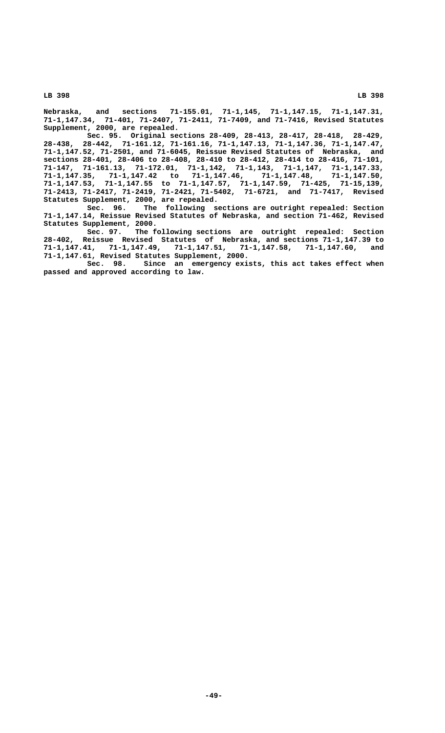Nebraska, and sections 71-155.01, 71-1,145, 71-1,147.15, 71-1,147.31, 71-1,147.34, 71-401, 71-2407, 71-2411, 71-7409, and 71-7416, Revised Statutes Supplement, 2000, are repealed.

Sec. 95. Original sections 28-409, 28-413, 28-417, 28-418, 28-429, 28-438, 28-442, 71-161.12, 71-161.16, 71-1,147.13, 71-1,147.36, 71-1,147.47, 71-1,147.52, 71-2501, and 71-6045, Reissue Revised Statutes of Nebraska, and sections 28-401, 28-406 to 28-408, 28-410 to 28-412, 28-414 to 28-416, 71-101, 71-147, 71-161.13, 71-172.01, 71-1,142, 71-1,143, 71-1,147, 71-1,147.33, 71-1,147.35, 71-1,147.42 to 71-1,147.46, 71-1,147.48, 71-1,147.50, 71-1,147.53, 71-1,147.55 to 71-1,147.57, 71-1,147.59, 71-425, 71-15,139, 71-2413, 71-2417, 71-2419, 71-2421, 71-5402, 71-6721, and 71-7417, Revised Statutes Supplement, 2000, are repealed.

Sec. 96. The following sections are outright repealed: Section 71-1,147.14, Reissue Revised Statutes of Nebraska, and section 71-462, Revised Statutes Supplement, 2000.

Sec. 97. The following sections are outright repealed: Section 28-402, Reissue Revised Statutes of Nebraska, and sections 71-1,147.39 to 71-1,147.41, 71-1,147.49, 71-1,147.51, 71-1,147.58, 71-1,147.60, and 71-1,147.61, Revised Statutes Supplement, 2000.

Sec. 98. Since an emergency exists, this act takes effect when passed and approved according to law.